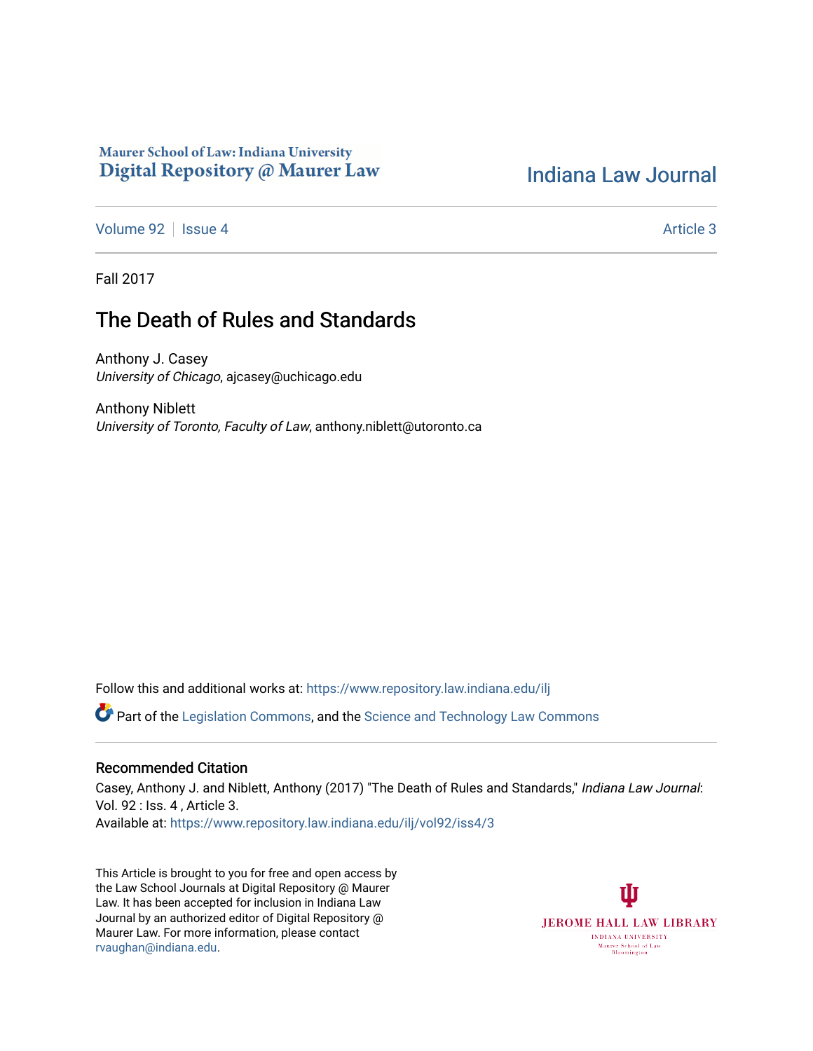Maurer School of Law: Indiana University
Digital Repository @ Maurer Law

Indiana Law Journal

Volume 92 | Issue 4 | Article 3

Fall 2017

# The Death of Rules and Standards

Anthony J. Casey
*University of Chicago*, ajcasey@uchicago.edu

Anthony Niblett
*University of Toronto, Faculty of Law*, anthony.niblett@utoronto.ca

Follow this and additional works at: https://www.repository.law.indiana.edu/ilj

Part of the Legislation Commons, and the Science and Technology Law Commons

## Recommended Citation

Casey, Anthony J. and Niblett, Anthony (2017) "The Death of Rules and Standards," *Indiana Law Journal*: Vol. 92 : Iss. 4 , Article 3.
Available at: https://www.repository.law.indiana.edu/ilj/vol92/iss4/3

This Article is brought to you for free and open access by the Law School Journals at Digital Repository @ Maurer Law. It has been accepted for inclusion in Indiana Law Journal by an authorized editor of Digital Repository @ Maurer Law. For more information, please contact rvaughan@indiana.edu.

JEROME HALL LAW LIBRARY
INDIANA UNIVERSITY
Maurer School of Law
Bloomington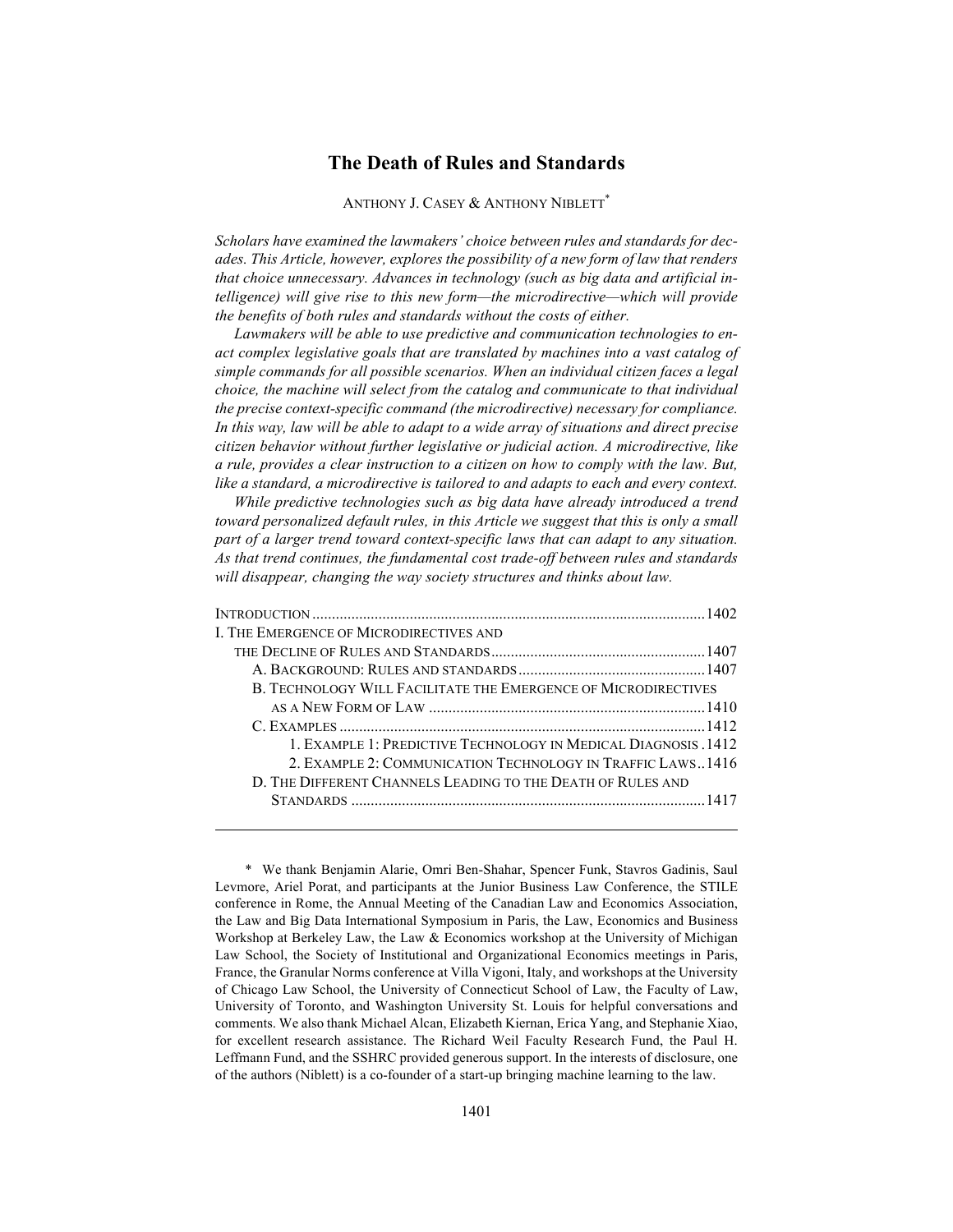# The Death of Rules and Standards

ANTHONY J. CASEY & ANTHONY NIBLETT*

*Scholars have examined the lawmakers' choice between rules and standards for decades. This Article, however, explores the possibility of a new form of law that renders that choice unnecessary. Advances in technology (such as big data and artificial intelligence) will give rise to this new form—the microdirective—which will provide the benefits of both rules and standards without the costs of either.*

*Lawmakers will be able to use predictive and communication technologies to enact complex legislative goals that are translated by machines into a vast catalog of simple commands for all possible scenarios. When an individual citizen faces a legal choice, the machine will select from the catalog and communicate to that individual the precise context-specific command (the microdirective) necessary for compliance. In this way, law will be able to adapt to a wide array of situations and direct precise citizen behavior without further legislative or judicial action. A microdirective, like a rule, provides a clear instruction to a citizen on how to comply with the law. But, like a standard, a microdirective is tailored to and adapts to each and every context.*

*While predictive technologies such as big data have already introduced a trend toward personalized default rules, in this Article we suggest that this is only a small part of a larger trend toward context-specific laws that can adapt to any situation. As that trend continues, the fundamental cost trade-off between rules and standards will disappear, changing the way society structures and thinks about law.*

INTRODUCTION .................................................................................................... 1402
I. THE EMERGENCE OF MICRODIRECTIVES AND THE DECLINE OF RULES AND STANDARDS ....................................................... 1407
A. BACKGROUND: RULES AND STANDARDS ................................................ 1407
B. TECHNOLOGY WILL FACILITATE THE EMERGENCE OF MICRODIRECTIVES AS A NEW FORM OF LAW ...................................................................... 1410
C. EXAMPLES ............................................................................................. 1412
1. EXAMPLE 1: PREDICTIVE TECHNOLOGY IN MEDICAL DIAGNOSIS . 1412
2. EXAMPLE 2: COMMUNICATION TECHNOLOGY IN TRAFFIC LAWS .. 1416
D. THE DIFFERENT CHANNELS LEADING TO THE DEATH OF RULES AND STANDARDS .......................................................................................... 1417

---

\* We thank Benjamin Alarie, Omri Ben-Shahar, Spencer Funk, Stavros Gadinis, Saul Levmore, Ariel Porat, and participants at the Junior Business Law Conference, the STILE conference in Rome, the Annual Meeting of the Canadian Law and Economics Association, the Law and Big Data International Symposium in Paris, the Law, Economics and Business Workshop at Berkeley Law, the Law & Economics workshop at the University of Michigan Law School, the Society of Institutional and Organizational Economics meetings in Paris, France, the Granular Norms conference at Villa Vigoni, Italy, and workshops at the University of Chicago Law School, the University of Connecticut School of Law, the Faculty of Law, University of Toronto, and Washington University St. Louis for helpful conversations and comments. We also thank Michael Alcan, Elizabeth Kiernan, Erica Yang, and Stephanie Xiao, for excellent research assistance. The Richard Weil Faculty Research Fund, the Paul H. Leffmann Fund, and the SSHRC provided generous support. In the interests of disclosure, one of the authors (Niblett) is a co-founder of a start-up bringing machine learning to the law.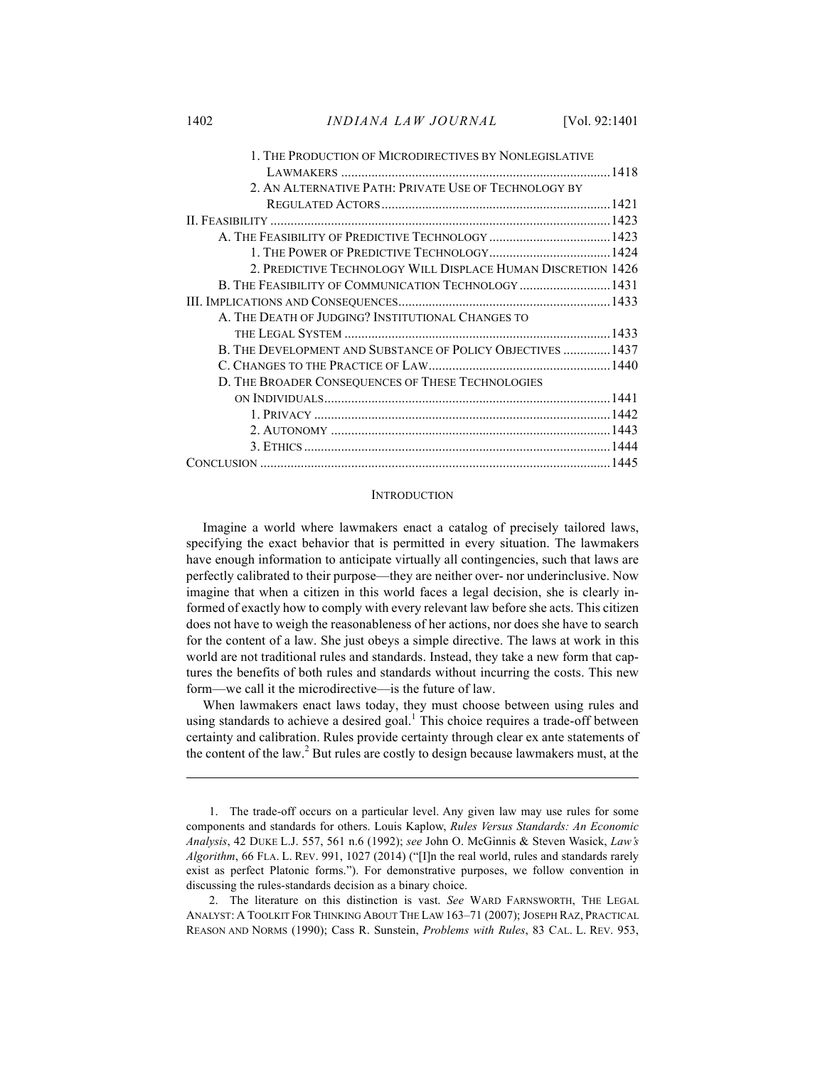1. THE PRODUCTION OF MICRODIRECTIVES BY NONLEGISLATIVE LAWMAKERS ....... 1418
2. AN ALTERNATIVE PATH: PRIVATE USE OF TECHNOLOGY BY REGULATED ACTORS ....... 1421

II. FEASIBILITY ....... 1423
A. THE FEASIBILITY OF PREDICTIVE TECHNOLOGY ....... 1423
1. THE POWER OF PREDICTIVE TECHNOLOGY ....... 1424
2. PREDICTIVE TECHNOLOGY WILL DISPLACE HUMAN DISCRETION 1426
B. THE FEASIBILITY OF COMMUNICATION TECHNOLOGY ....... 1431

III. IMPLICATIONS AND CONSEQUENCES ....... 1433
A. THE DEATH OF JUDGING? INSTITUTIONAL CHANGES TO THE LEGAL SYSTEM ....... 1433
B. THE DEVELOPMENT AND SUBSTANCE OF POLICY OBJECTIVES ....... 1437
C. CHANGES TO THE PRACTICE OF LAW ....... 1440
D. THE BROADER CONSEQUENCES OF THESE TECHNOLOGIES ON INDIVIDUALS ....... 1441
1. PRIVACY ....... 1442
2. AUTONOMY ....... 1443
3. ETHICS ....... 1444

CONCLUSION ....... 1445

## INTRODUCTION

Imagine a world where lawmakers enact a catalog of precisely tailored laws, specifying the exact behavior that is permitted in every situation. The lawmakers have enough information to anticipate virtually all contingencies, such that laws are perfectly calibrated to their purpose—they are neither over- nor underinclusive. Now imagine that when a citizen in this world faces a legal decision, she is clearly informed of exactly how to comply with every relevant law before she acts. This citizen does not have to weigh the reasonableness of her actions, nor does she have to search for the content of a law. She just obeys a simple directive. The laws at work in this world are not traditional rules and standards. Instead, they take a new form that captures the benefits of both rules and standards without incurring the costs. This new form—we call it the microdirective—is the future of law.

When lawmakers enact laws today, they must choose between using rules and using standards to achieve a desired goal.[1] This choice requires a trade-off between certainty and calibration. Rules provide certainty through clear ex ante statements of the content of the law.[2] But rules are costly to design because lawmakers must, at the

---

1. The trade-off occurs on a particular level. Any given law may use rules for some components and standards for others. Louis Kaplow, *Rules Versus Standards: An Economic Analysis*, 42 DUKE L.J. 557, 561 n.6 (1992); *see* John O. McGinnis & Steven Wasick, *Law's Algorithm*, 66 FLA. L. REV. 991, 1027 (2014) ("[I]n the real world, rules and standards rarely exist as perfect Platonic forms."). For demonstrative purposes, we follow convention in discussing the rules-standards decision as a binary choice.

2. The literature on this distinction is vast. *See* WARD FARNSWORTH, THE LEGAL ANALYST: A TOOLKIT FOR THINKING ABOUT THE LAW 163–71 (2007); JOSEPH RAZ, PRACTICAL REASON AND NORMS (1990); Cass R. Sunstein, *Problems with Rules*, 83 CAL. L. REV. 953,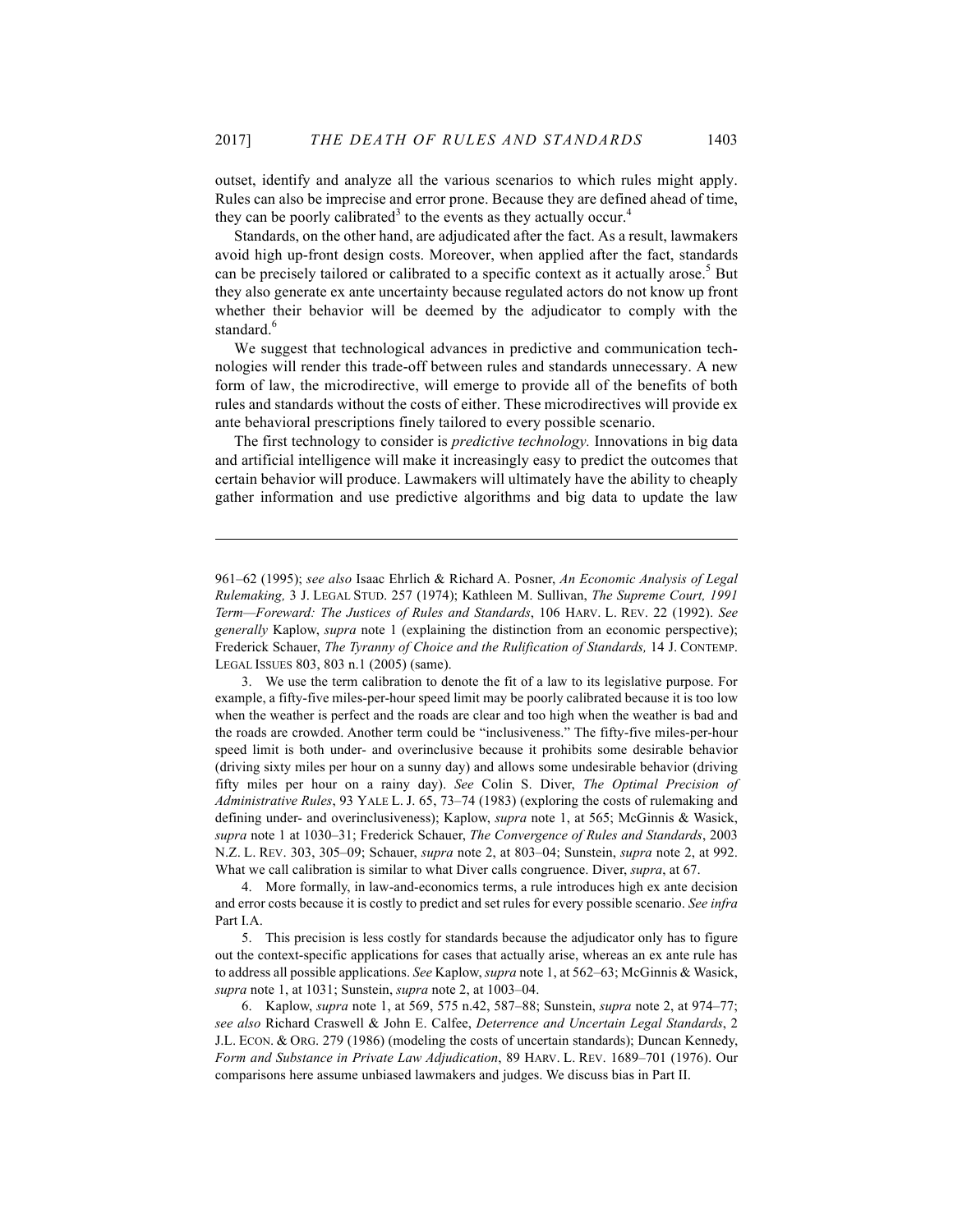outset, identify and analyze all the various scenarios to which rules might apply. Rules can also be imprecise and error prone. Because they are defined ahead of time, they can be poorly calibrated[3] to the events as they actually occur.[4]

Standards, on the other hand, are adjudicated after the fact. As a result, lawmakers avoid high up-front design costs. Moreover, when applied after the fact, standards can be precisely tailored or calibrated to a specific context as it actually arose.[5] But they also generate ex ante uncertainty because regulated actors do not know up front whether their behavior will be deemed by the adjudicator to comply with the standard.[6]

We suggest that technological advances in predictive and communication technologies will render this trade-off between rules and standards unnecessary. A new form of law, the microdirective, will emerge to provide all of the benefits of both rules and standards without the costs of either. These microdirectives will provide ex ante behavioral prescriptions finely tailored to every possible scenario.

The first technology to consider is *predictive technology.* Innovations in big data and artificial intelligence will make it increasingly easy to predict the outcomes that certain behavior will produce. Lawmakers will ultimately have the ability to cheaply gather information and use predictive algorithms and big data to update the law

---

961–62 (1995); *see also* Isaac Ehrlich & Richard A. Posner, *An Economic Analysis of Legal Rulemaking,* 3 J. LEGAL STUD. 257 (1974); Kathleen M. Sullivan, *The Supreme Court, 1991 Term—Foreward: The Justices of Rules and Standards*, 106 HARV. L. REV. 22 (1992). *See generally* Kaplow, *supra* note 1 (explaining the distinction from an economic perspective); Frederick Schauer, *The Tyranny of Choice and the Rulification of Standards,* 14 J. CONTEMP. LEGAL ISSUES 803, 803 n.1 (2005) (same).

3. We use the term calibration to denote the fit of a law to its legislative purpose. For example, a fifty-five miles-per-hour speed limit may be poorly calibrated because it is too low when the weather is perfect and the roads are clear and too high when the weather is bad and the roads are crowded. Another term could be "inclusiveness." The fifty-five miles-per-hour speed limit is both under- and overinclusive because it prohibits some desirable behavior (driving sixty miles per hour on a sunny day) and allows some undesirable behavior (driving fifty miles per hour on a rainy day). *See* Colin S. Diver, *The Optimal Precision of Administrative Rules*, 93 YALE L. J. 65, 73–74 (1983) (exploring the costs of rulemaking and defining under- and overinclusiveness); Kaplow, *supra* note 1, at 565; McGinnis & Wasick, *supra* note 1 at 1030–31; Frederick Schauer, *The Convergence of Rules and Standards*, 2003 N.Z. L. REV. 303, 305–09; Schauer, *supra* note 2, at 803–04; Sunstein, *supra* note 2, at 992. What we call calibration is similar to what Diver calls congruence. Diver, *supra*, at 67.

4. More formally, in law-and-economics terms, a rule introduces high ex ante decision and error costs because it is costly to predict and set rules for every possible scenario. *See infra* Part I.A.

5. This precision is less costly for standards because the adjudicator only has to figure out the context-specific applications for cases that actually arise, whereas an ex ante rule has to address all possible applications. *See* Kaplow, *supra* note 1, at 562–63; McGinnis & Wasick, *supra* note 1, at 1031; Sunstein, *supra* note 2, at 1003–04.

6. Kaplow, *supra* note 1, at 569, 575 n.42, 587–88; Sunstein, *supra* note 2, at 974–77; *see also* Richard Craswell & John E. Calfee, *Deterrence and Uncertain Legal Standards*, 2 J.L. ECON. & ORG. 279 (1986) (modeling the costs of uncertain standards); Duncan Kennedy, *Form and Substance in Private Law Adjudication*, 89 HARV. L. REV. 1689–701 (1976). Our comparisons here assume unbiased lawmakers and judges. We discuss bias in Part II.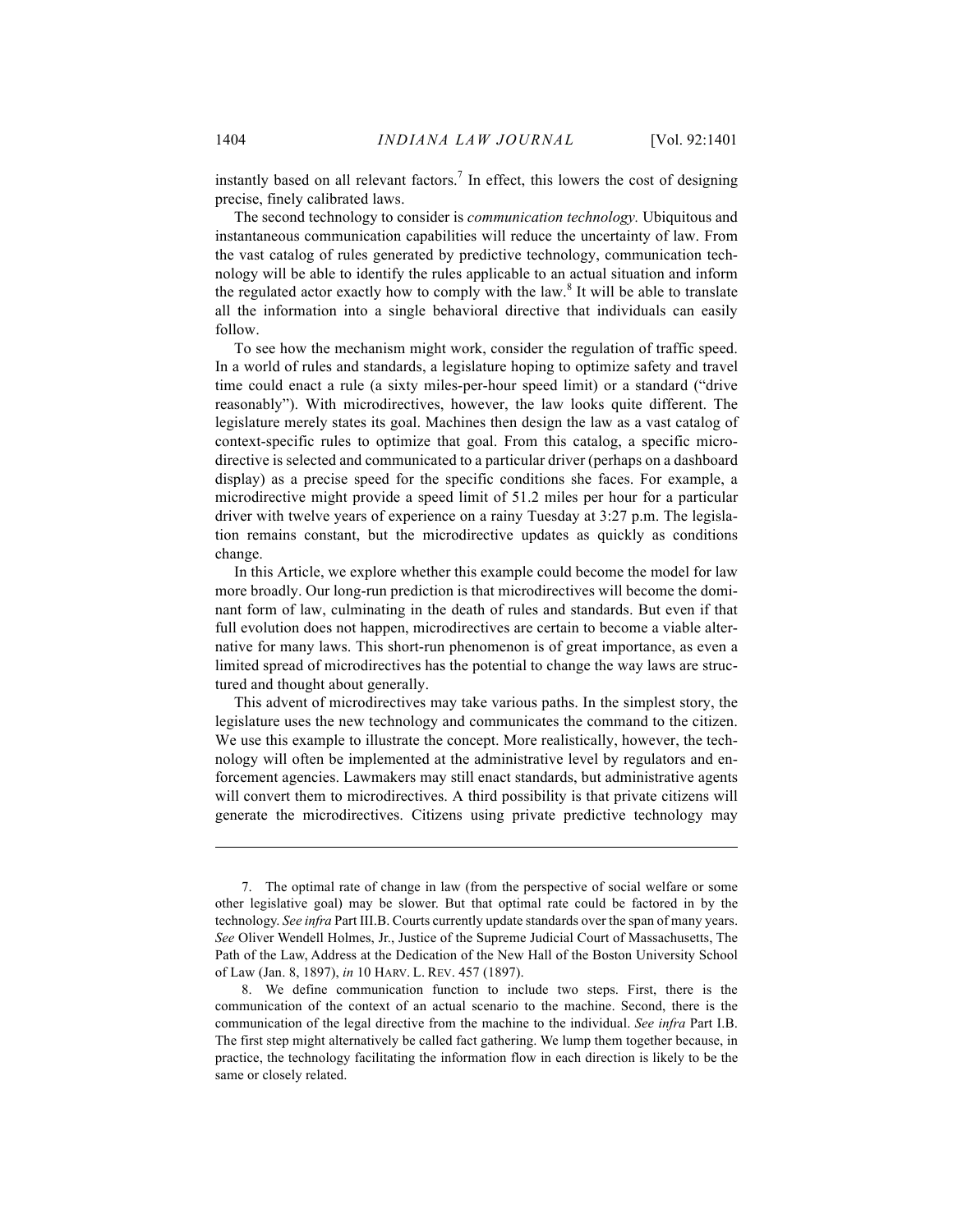instantly based on all relevant factors.[7] In effect, this lowers the cost of designing precise, finely calibrated laws.

The second technology to consider is *communication technology.* Ubiquitous and instantaneous communication capabilities will reduce the uncertainty of law. From the vast catalog of rules generated by predictive technology, communication technology will be able to identify the rules applicable to an actual situation and inform the regulated actor exactly how to comply with the law.[8] It will be able to translate all the information into a single behavioral directive that individuals can easily follow.

To see how the mechanism might work, consider the regulation of traffic speed. In a world of rules and standards, a legislature hoping to optimize safety and travel time could enact a rule (a sixty miles-per-hour speed limit) or a standard ("drive reasonably"). With microdirectives, however, the law looks quite different. The legislature merely states its goal. Machines then design the law as a vast catalog of context-specific rules to optimize that goal. From this catalog, a specific microdirective is selected and communicated to a particular driver (perhaps on a dashboard display) as a precise speed for the specific conditions she faces. For example, a microdirective might provide a speed limit of 51.2 miles per hour for a particular driver with twelve years of experience on a rainy Tuesday at 3:27 p.m. The legislation remains constant, but the microdirective updates as quickly as conditions change.

In this Article, we explore whether this example could become the model for law more broadly. Our long-run prediction is that microdirectives will become the dominant form of law, culminating in the death of rules and standards. But even if that full evolution does not happen, microdirectives are certain to become a viable alternative for many laws. This short-run phenomenon is of great importance, as even a limited spread of microdirectives has the potential to change the way laws are structured and thought about generally.

This advent of microdirectives may take various paths. In the simplest story, the legislature uses the new technology and communicates the command to the citizen. We use this example to illustrate the concept. More realistically, however, the technology will often be implemented at the administrative level by regulators and enforcement agencies. Lawmakers may still enact standards, but administrative agents will convert them to microdirectives. A third possibility is that private citizens will generate the microdirectives. Citizens using private predictive technology may

---

7. The optimal rate of change in law (from the perspective of social welfare or some other legislative goal) may be slower. But that optimal rate could be factored in by the technology. *See infra* Part III.B. Courts currently update standards over the span of many years. *See* Oliver Wendell Holmes, Jr., Justice of the Supreme Judicial Court of Massachusetts, The Path of the Law, Address at the Dedication of the New Hall of the Boston University School of Law (Jan. 8, 1897), *in* 10 HARV. L. REV. 457 (1897).

8. We define communication function to include two steps. First, there is the communication of the context of an actual scenario to the machine. Second, there is the communication of the legal directive from the machine to the individual. *See infra* Part I.B. The first step might alternatively be called fact gathering. We lump them together because, in practice, the technology facilitating the information flow in each direction is likely to be the same or closely related.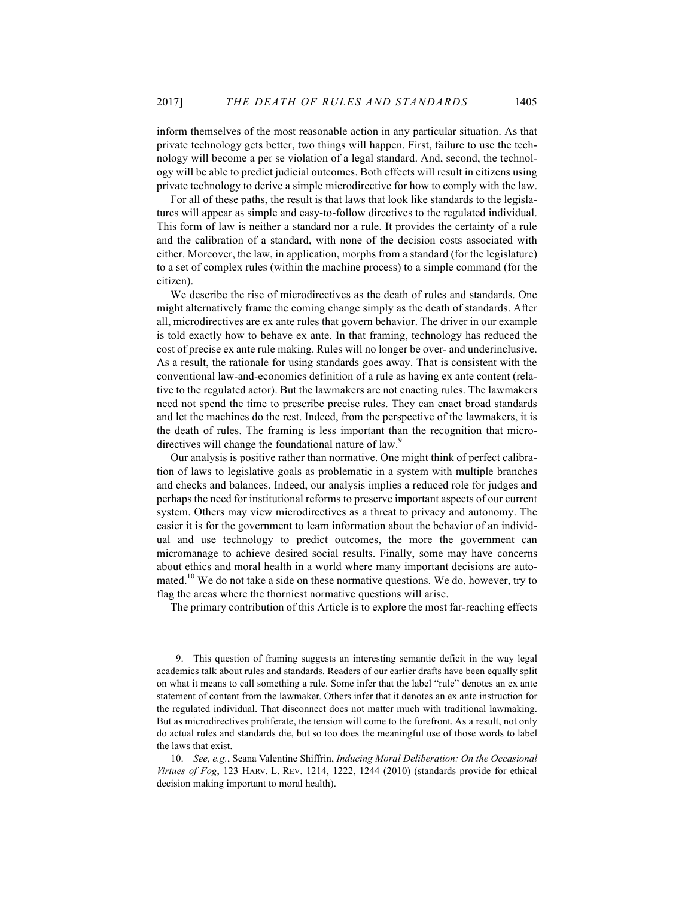inform themselves of the most reasonable action in any particular situation. As that private technology gets better, two things will happen. First, failure to use the technology will become a per se violation of a legal standard. And, second, the technology will be able to predict judicial outcomes. Both effects will result in citizens using private technology to derive a simple microdirective for how to comply with the law.

For all of these paths, the result is that laws that look like standards to the legislatures will appear as simple and easy-to-follow directives to the regulated individual. This form of law is neither a standard nor a rule. It provides the certainty of a rule and the calibration of a standard, with none of the decision costs associated with either. Moreover, the law, in application, morphs from a standard (for the legislature) to a set of complex rules (within the machine process) to a simple command (for the citizen).

We describe the rise of microdirectives as the death of rules and standards. One might alternatively frame the coming change simply as the death of standards. After all, microdirectives are ex ante rules that govern behavior. The driver in our example is told exactly how to behave ex ante. In that framing, technology has reduced the cost of precise ex ante rule making. Rules will no longer be over- and underinclusive. As a result, the rationale for using standards goes away. That is consistent with the conventional law-and-economics definition of a rule as having ex ante content (relative to the regulated actor). But the lawmakers are not enacting rules. The lawmakers need not spend the time to prescribe precise rules. They can enact broad standards and let the machines do the rest. Indeed, from the perspective of the lawmakers, it is the death of rules. The framing is less important than the recognition that microdirectives will change the foundational nature of law.[9]

Our analysis is positive rather than normative. One might think of perfect calibration of laws to legislative goals as problematic in a system with multiple branches and checks and balances. Indeed, our analysis implies a reduced role for judges and perhaps the need for institutional reforms to preserve important aspects of our current system. Others may view microdirectives as a threat to privacy and autonomy. The easier it is for the government to learn information about the behavior of an individual and use technology to predict outcomes, the more the government can micromanage to achieve desired social results. Finally, some may have concerns about ethics and moral health in a world where many important decisions are automated.[10] We do not take a side on these normative questions. We do, however, try to flag the areas where the thorniest normative questions will arise.

The primary contribution of this Article is to explore the most far-reaching effects

---

9. This question of framing suggests an interesting semantic deficit in the way legal academics talk about rules and standards. Readers of our earlier drafts have been equally split on what it means to call something a rule. Some infer that the label "rule" denotes an ex ante statement of content from the lawmaker. Others infer that it denotes an ex ante instruction for the regulated individual. That disconnect does not matter much with traditional lawmaking. But as microdirectives proliferate, the tension will come to the forefront. As a result, not only do actual rules and standards die, but so too does the meaningful use of those words to label the laws that exist.

10. *See, e.g.*, Seana Valentine Shiffrin, *Inducing Moral Deliberation: On the Occasional Virtues of Fog*, 123 HARV. L. REV. 1214, 1222, 1244 (2010) (standards provide for ethical decision making important to moral health).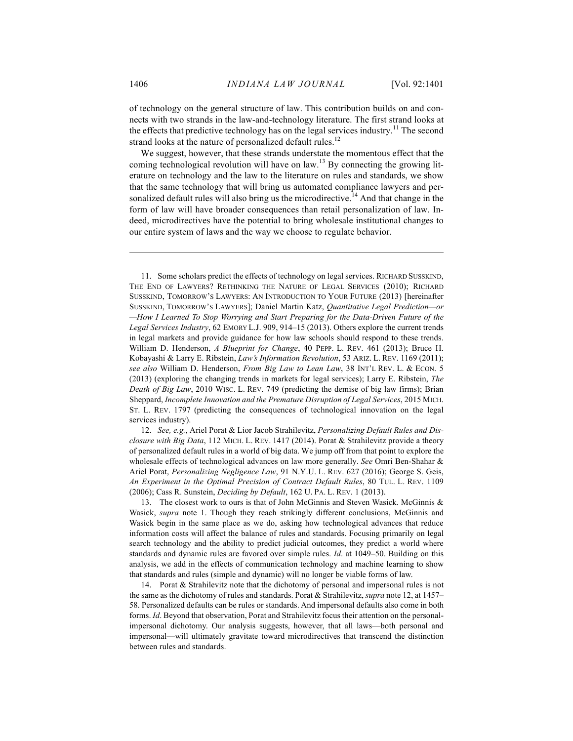of technology on the general structure of law. This contribution builds on and connects with two strands in the law-and-technology literature. The first strand looks at the effects that predictive technology has on the legal services industry.[11] The second strand looks at the nature of personalized default rules.[12]

We suggest, however, that these strands understate the momentous effect that the coming technological revolution will have on law.[13] By connecting the growing literature on technology and the law to the literature on rules and standards, we show that the same technology that will bring us automated compliance lawyers and personalized default rules will also bring us the microdirective.[14] And that change in the form of law will have broader consequences than retail personalization of law. Indeed, microdirectives have the potential to bring wholesale institutional changes to our entire system of laws and the way we choose to regulate behavior.

---

11. Some scholars predict the effects of technology on legal services. RICHARD SUSSKIND, THE END OF LAWYERS? RETHINKING THE NATURE OF LEGAL SERVICES (2010); RICHARD SUSSKIND, TOMORROW'S LAWYERS: AN INTRODUCTION TO YOUR FUTURE (2013) [hereinafter SUSSKIND, TOMORROW'S LAWYERS]; Daniel Martin Katz, *Quantitative Legal Prediction—or —How I Learned To Stop Worrying and Start Preparing for the Data-Driven Future of the Legal Services Industry*, 62 EMORY L.J. 909, 914–15 (2013). Others explore the current trends in legal markets and provide guidance for how law schools should respond to these trends. William D. Henderson, *A Blueprint for Change*, 40 PEPP. L. REV. 461 (2013); Bruce H. Kobayashi & Larry E. Ribstein, *Law's Information Revolution*, 53 ARIZ. L. REV. 1169 (2011); *see also* William D. Henderson, *From Big Law to Lean Law*, 38 INT'L REV. L. & ECON. 5 (2013) (exploring the changing trends in markets for legal services); Larry E. Ribstein, *The Death of Big Law*, 2010 WISC. L. REV. 749 (predicting the demise of big law firms); Brian Sheppard, *Incomplete Innovation and the Premature Disruption of Legal Services*, 2015 MICH. ST. L. REV. 1797 (predicting the consequences of technological innovation on the legal services industry).

12. *See, e.g.*, Ariel Porat & Lior Jacob Strahilevitz, *Personalizing Default Rules and Disclosure with Big Data*, 112 MICH. L. REV. 1417 (2014). Porat & Strahilevitz provide a theory of personalized default rules in a world of big data. We jump off from that point to explore the wholesale effects of technological advances on law more generally. *See* Omri Ben-Shahar & Ariel Porat, *Personalizing Negligence Law*, 91 N.Y.U. L. REV. 627 (2016); George S. Geis, *An Experiment in the Optimal Precision of Contract Default Rules*, 80 TUL. L. REV. 1109 (2006); Cass R. Sunstein, *Deciding by Default*, 162 U. PA. L. REV. 1 (2013).

13. The closest work to ours is that of John McGinnis and Steven Wasick. McGinnis & Wasick, *supra* note 1. Though they reach strikingly different conclusions, McGinnis and Wasick begin in the same place as we do, asking how technological advances that reduce information costs will affect the balance of rules and standards. Focusing primarily on legal search technology and the ability to predict judicial outcomes, they predict a world where standards and dynamic rules are favored over simple rules. *Id*. at 1049–50. Building on this analysis, we add in the effects of communication technology and machine learning to show that standards and rules (simple and dynamic) will no longer be viable forms of law.

14. Porat & Strahilevitz note that the dichotomy of personal and impersonal rules is not the same as the dichotomy of rules and standards. Porat & Strahilevitz, *supra* note 12, at 1457–58. Personalized defaults can be rules or standards. And impersonal defaults also come in both forms. *Id*. Beyond that observation, Porat and Strahilevitz focus their attention on the personal-impersonal dichotomy. Our analysis suggests, however, that all laws—both personal and impersonal—will ultimately gravitate toward microdirectives that transcend the distinction between rules and standards.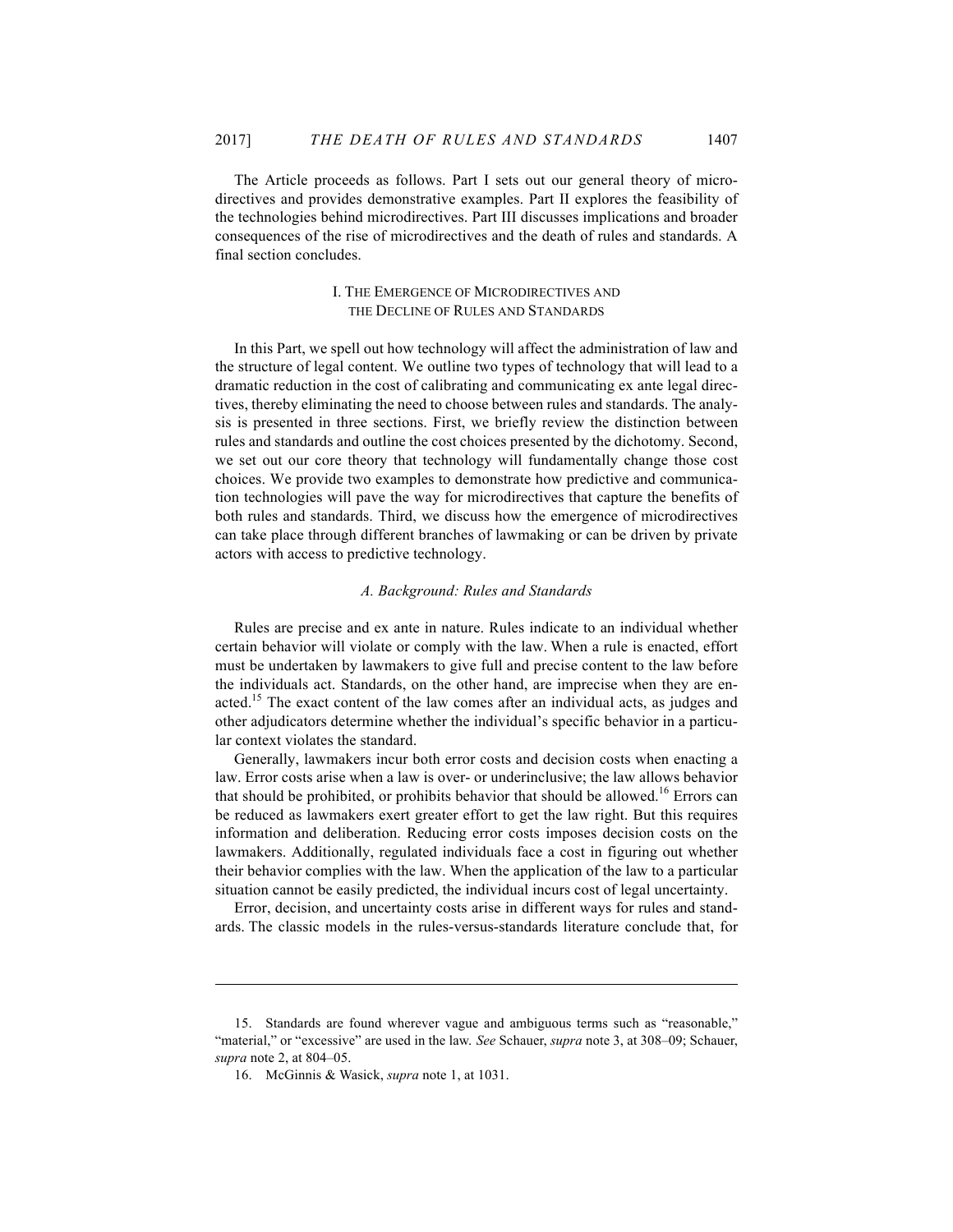The Article proceeds as follows. Part I sets out our general theory of microdirectives and provides demonstrative examples. Part II explores the feasibility of the technologies behind microdirectives. Part III discusses implications and broader consequences of the rise of microdirectives and the death of rules and standards. A final section concludes.

## I. THE EMERGENCE OF MICRODIRECTIVES AND THE DECLINE OF RULES AND STANDARDS

In this Part, we spell out how technology will affect the administration of law and the structure of legal content. We outline two types of technology that will lead to a dramatic reduction in the cost of calibrating and communicating ex ante legal directives, thereby eliminating the need to choose between rules and standards. The analysis is presented in three sections. First, we briefly review the distinction between rules and standards and outline the cost choices presented by the dichotomy. Second, we set out our core theory that technology will fundamentally change those cost choices. We provide two examples to demonstrate how predictive and communication technologies will pave the way for microdirectives that capture the benefits of both rules and standards. Third, we discuss how the emergence of microdirectives can take place through different branches of lawmaking or can be driven by private actors with access to predictive technology.

### *A. Background: Rules and Standards*

Rules are precise and ex ante in nature. Rules indicate to an individual whether certain behavior will violate or comply with the law. When a rule is enacted, effort must be undertaken by lawmakers to give full and precise content to the law before the individuals act. Standards, on the other hand, are imprecise when they are enacted.[15] The exact content of the law comes after an individual acts, as judges and other adjudicators determine whether the individual's specific behavior in a particular context violates the standard.

Generally, lawmakers incur both error costs and decision costs when enacting a law. Error costs arise when a law is over- or underinclusive; the law allows behavior that should be prohibited, or prohibits behavior that should be allowed.[16] Errors can be reduced as lawmakers exert greater effort to get the law right. But this requires information and deliberation. Reducing error costs imposes decision costs on the lawmakers. Additionally, regulated individuals face a cost in figuring out whether their behavior complies with the law. When the application of the law to a particular situation cannot be easily predicted, the individual incurs cost of legal uncertainty.

Error, decision, and uncertainty costs arise in different ways for rules and standards. The classic models in the rules-versus-standards literature conclude that, for

---

15. Standards are found wherever vague and ambiguous terms such as "reasonable," "material," or "excessive" are used in the law. *See* Schauer, *supra* note 3, at 308–09; Schauer, *supra* note 2, at 804–05.

16. McGinnis & Wasick, *supra* note 1, at 1031.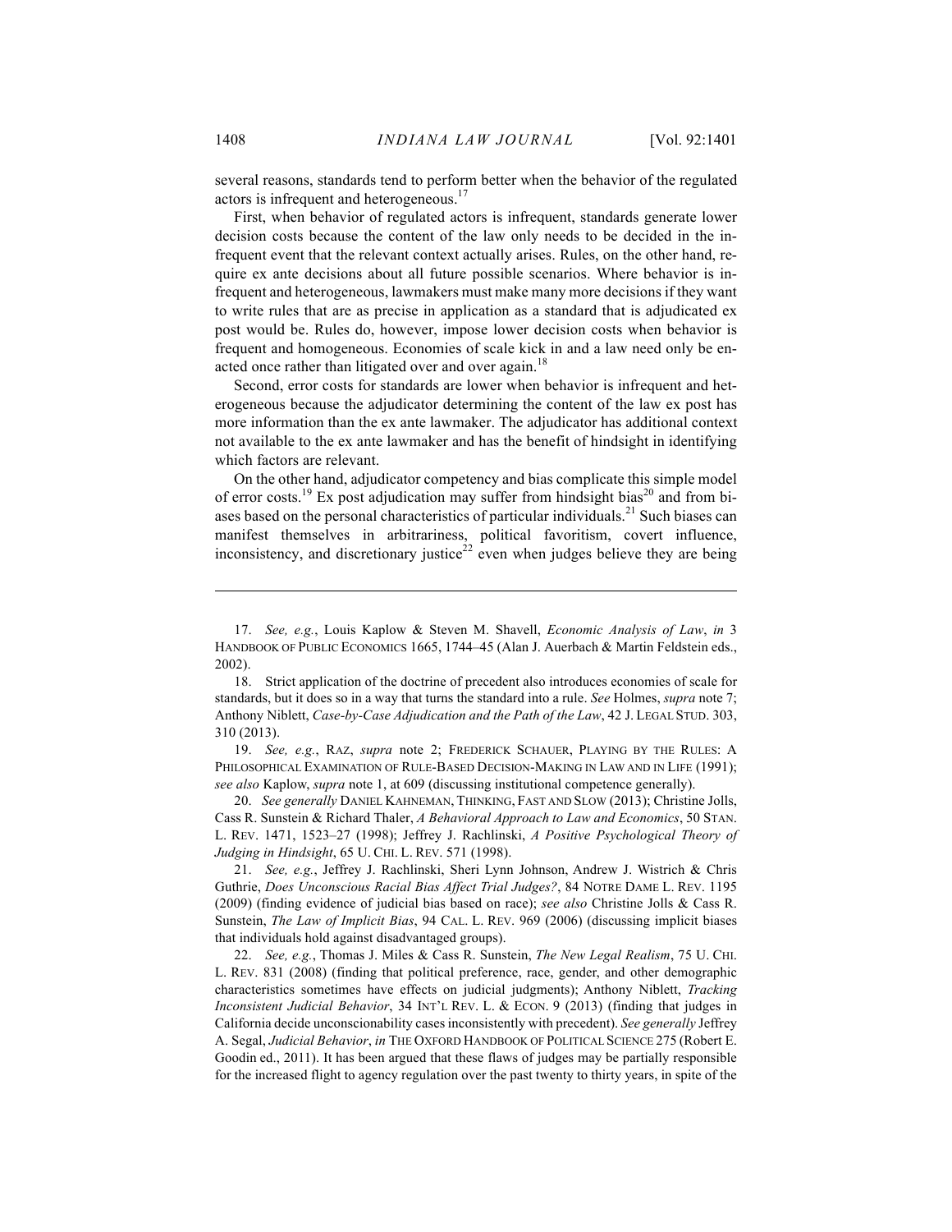several reasons, standards tend to perform better when the behavior of the regulated actors is infrequent and heterogeneous.[17]

First, when behavior of regulated actors is infrequent, standards generate lower decision costs because the content of the law only needs to be decided in the infrequent event that the relevant context actually arises. Rules, on the other hand, require ex ante decisions about all future possible scenarios. Where behavior is infrequent and heterogeneous, lawmakers must make many more decisions if they want to write rules that are as precise in application as a standard that is adjudicated ex post would be. Rules do, however, impose lower decision costs when behavior is frequent and homogeneous. Economies of scale kick in and a law need only be enacted once rather than litigated over and over again.[18]

Second, error costs for standards are lower when behavior is infrequent and heterogeneous because the adjudicator determining the content of the law ex post has more information than the ex ante lawmaker. The adjudicator has additional context not available to the ex ante lawmaker and has the benefit of hindsight in identifying which factors are relevant.

On the other hand, adjudicator competency and bias complicate this simple model of error costs.[19] Ex post adjudication may suffer from hindsight bias[20] and from biases based on the personal characteristics of particular individuals.[21] Such biases can manifest themselves in arbitrariness, political favoritism, covert influence, inconsistency, and discretionary justice[22] even when judges believe they are being

---

17. *See, e.g.*, Louis Kaplow & Steven M. Shavell, *Economic Analysis of Law*, *in* 3 HANDBOOK OF PUBLIC ECONOMICS 1665, 1744–45 (Alan J. Auerbach & Martin Feldstein eds., 2002).

18. Strict application of the doctrine of precedent also introduces economies of scale for standards, but it does so in a way that turns the standard into a rule. *See* Holmes, *supra* note 7; Anthony Niblett, *Case-by-Case Adjudication and the Path of the Law*, 42 J. LEGAL STUD. 303, 310 (2013).

19. *See, e.g.*, RAZ, *supra* note 2; FREDERICK SCHAUER, PLAYING BY THE RULES: A PHILOSOPHICAL EXAMINATION OF RULE-BASED DECISION-MAKING IN LAW AND IN LIFE (1991); *see also* Kaplow, *supra* note 1, at 609 (discussing institutional competence generally).

20. *See generally* DANIEL KAHNEMAN, THINKING, FAST AND SLOW (2013); Christine Jolls, Cass R. Sunstein & Richard Thaler, *A Behavioral Approach to Law and Economics*, 50 STAN. L. REV. 1471, 1523–27 (1998); Jeffrey J. Rachlinski, *A Positive Psychological Theory of Judging in Hindsight*, 65 U. CHI. L. REV. 571 (1998).

21. *See, e.g.*, Jeffrey J. Rachlinski, Sheri Lynn Johnson, Andrew J. Wistrich & Chris Guthrie, *Does Unconscious Racial Bias Affect Trial Judges?*, 84 NOTRE DAME L. REV. 1195 (2009) (finding evidence of judicial bias based on race); *see also* Christine Jolls & Cass R. Sunstein, *The Law of Implicit Bias*, 94 CAL. L. REV. 969 (2006) (discussing implicit biases that individuals hold against disadvantaged groups).

22. *See, e.g.*, Thomas J. Miles & Cass R. Sunstein, *The New Legal Realism*, 75 U. CHI. L. REV. 831 (2008) (finding that political preference, race, gender, and other demographic characteristics sometimes have effects on judicial judgments); Anthony Niblett, *Tracking Inconsistent Judicial Behavior*, 34 INT'L REV. L. & ECON. 9 (2013) (finding that judges in California decide unconscionability cases inconsistently with precedent). *See generally* Jeffrey A. Segal, *Judicial Behavior*, *in* THE OXFORD HANDBOOK OF POLITICAL SCIENCE 275 (Robert E. Goodin ed., 2011). It has been argued that these flaws of judges may be partially responsible for the increased flight to agency regulation over the past twenty to thirty years, in spite of the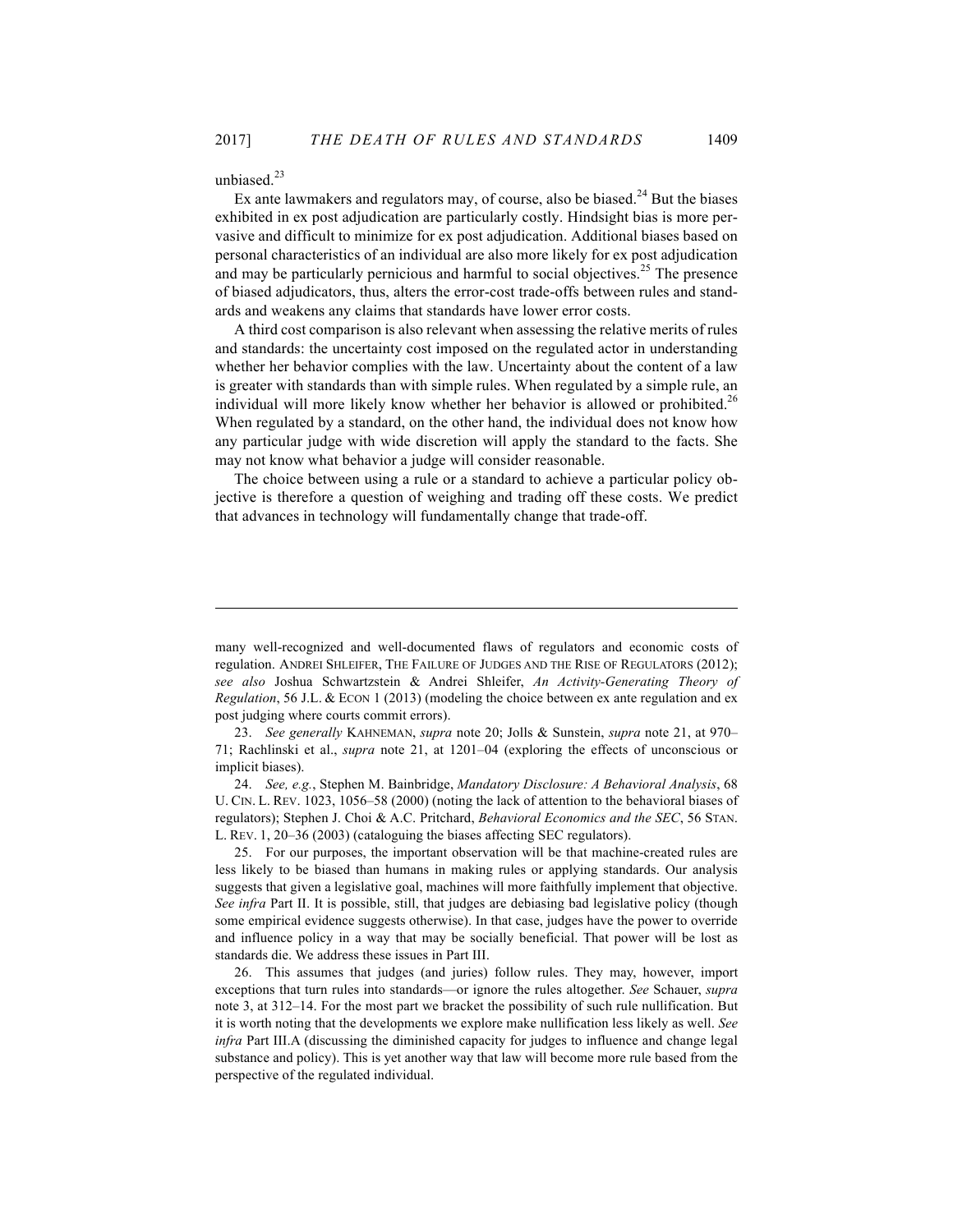unbiased.[23]

Ex ante lawmakers and regulators may, of course, also be biased.[24] But the biases exhibited in ex post adjudication are particularly costly. Hindsight bias is more pervasive and difficult to minimize for ex post adjudication. Additional biases based on personal characteristics of an individual are also more likely for ex post adjudication and may be particularly pernicious and harmful to social objectives.[25] The presence of biased adjudicators, thus, alters the error-cost trade-offs between rules and standards and weakens any claims that standards have lower error costs.

A third cost comparison is also relevant when assessing the relative merits of rules and standards: the uncertainty cost imposed on the regulated actor in understanding whether her behavior complies with the law. Uncertainty about the content of a law is greater with standards than with simple rules. When regulated by a simple rule, an individual will more likely know whether her behavior is allowed or prohibited.[26] When regulated by a standard, on the other hand, the individual does not know how any particular judge with wide discretion will apply the standard to the facts. She may not know what behavior a judge will consider reasonable.

The choice between using a rule or a standard to achieve a particular policy objective is therefore a question of weighing and trading off these costs. We predict that advances in technology will fundamentally change that trade-off.

---

many well-recognized and well-documented flaws of regulators and economic costs of regulation. ANDREI SHLEIFER, THE FAILURE OF JUDGES AND THE RISE OF REGULATORS (2012); *see also* Joshua Schwartzstein & Andrei Shleifer, *An Activity-Generating Theory of Regulation*, 56 J.L. & ECON 1 (2013) (modeling the choice between ex ante regulation and ex post judging where courts commit errors).

23. *See generally* KAHNEMAN, *supra* note 20; Jolls & Sunstein, *supra* note 21, at 970–71; Rachlinski et al., *supra* note 21, at 1201–04 (exploring the effects of unconscious or implicit biases).

24. *See, e.g.*, Stephen M. Bainbridge, *Mandatory Disclosure: A Behavioral Analysis*, 68 U. CIN. L. REV. 1023, 1056–58 (2000) (noting the lack of attention to the behavioral biases of regulators); Stephen J. Choi & A.C. Pritchard, *Behavioral Economics and the SEC*, 56 STAN. L. REV. 1, 20–36 (2003) (cataloguing the biases affecting SEC regulators).

25. For our purposes, the important observation will be that machine-created rules are less likely to be biased than humans in making rules or applying standards. Our analysis suggests that given a legislative goal, machines will more faithfully implement that objective. *See infra* Part II. It is possible, still, that judges are debiasing bad legislative policy (though some empirical evidence suggests otherwise). In that case, judges have the power to override and influence policy in a way that may be socially beneficial. That power will be lost as standards die. We address these issues in Part III.

26. This assumes that judges (and juries) follow rules. They may, however, import exceptions that turn rules into standards—or ignore the rules altogether. *See* Schauer, *supra* note 3, at 312–14. For the most part we bracket the possibility of such rule nullification. But it is worth noting that the developments we explore make nullification less likely as well. *See infra* Part III.A (discussing the diminished capacity for judges to influence and change legal substance and policy). This is yet another way that law will become more rule based from the perspective of the regulated individual.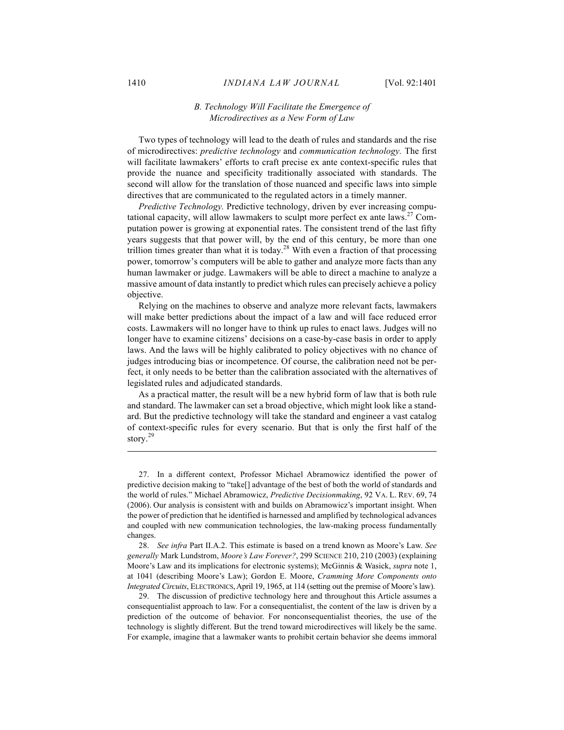### *B. Technology Will Facilitate the Emergence of Microdirectives as a New Form of Law*

Two types of technology will lead to the death of rules and standards and the rise of microdirectives: *predictive technology* and *communication technology.* The first will facilitate lawmakers' efforts to craft precise ex ante context-specific rules that provide the nuance and specificity traditionally associated with standards. The second will allow for the translation of those nuanced and specific laws into simple directives that are communicated to the regulated actors in a timely manner.

*Predictive Technology.* Predictive technology, driven by ever increasing computational capacity, will allow lawmakers to sculpt more perfect ex ante laws.[27] Computation power is growing at exponential rates. The consistent trend of the last fifty years suggests that that power will, by the end of this century, be more than one trillion times greater than what it is today.[28] With even a fraction of that processing power, tomorrow's computers will be able to gather and analyze more facts than any human lawmaker or judge. Lawmakers will be able to direct a machine to analyze a massive amount of data instantly to predict which rules can precisely achieve a policy objective.

Relying on the machines to observe and analyze more relevant facts, lawmakers will make better predictions about the impact of a law and will face reduced error costs. Lawmakers will no longer have to think up rules to enact laws. Judges will no longer have to examine citizens' decisions on a case-by-case basis in order to apply laws. And the laws will be highly calibrated to policy objectives with no chance of judges introducing bias or incompetence. Of course, the calibration need not be perfect, it only needs to be better than the calibration associated with the alternatives of legislated rules and adjudicated standards.

As a practical matter, the result will be a new hybrid form of law that is both rule and standard. The lawmaker can set a broad objective, which might look like a standard. But the predictive technology will take the standard and engineer a vast catalog of context-specific rules for every scenario. But that is only the first half of the story.[29]

---

27. In a different context, Professor Michael Abramowicz identified the power of predictive decision making to "take[] advantage of the best of both the world of standards and the world of rules." Michael Abramowicz, *Predictive Decisionmaking*, 92 VA. L. REV. 69, 74 (2006). Our analysis is consistent with and builds on Abramowicz's important insight. When the power of prediction that he identified is harnessed and amplified by technological advances and coupled with new communication technologies, the law-making process fundamentally changes.

28. *See infra* Part II.A.2. This estimate is based on a trend known as Moore's Law. *See generally* Mark Lundstrom, *Moore's Law Forever?*, 299 SCIENCE 210, 210 (2003) (explaining Moore's Law and its implications for electronic systems); McGinnis & Wasick, *supra* note 1, at 1041 (describing Moore's Law); Gordon E. Moore, *Cramming More Components onto Integrated Circuits*, ELECTRONICS, April 19, 1965, at 114 (setting out the premise of Moore's law).

29. The discussion of predictive technology here and throughout this Article assumes a consequentialist approach to law. For a consequentialist, the content of the law is driven by a prediction of the outcome of behavior. For nonconsequentialist theories, the use of the technology is slightly different. But the trend toward microdirectives will likely be the same. For example, imagine that a lawmaker wants to prohibit certain behavior she deems immoral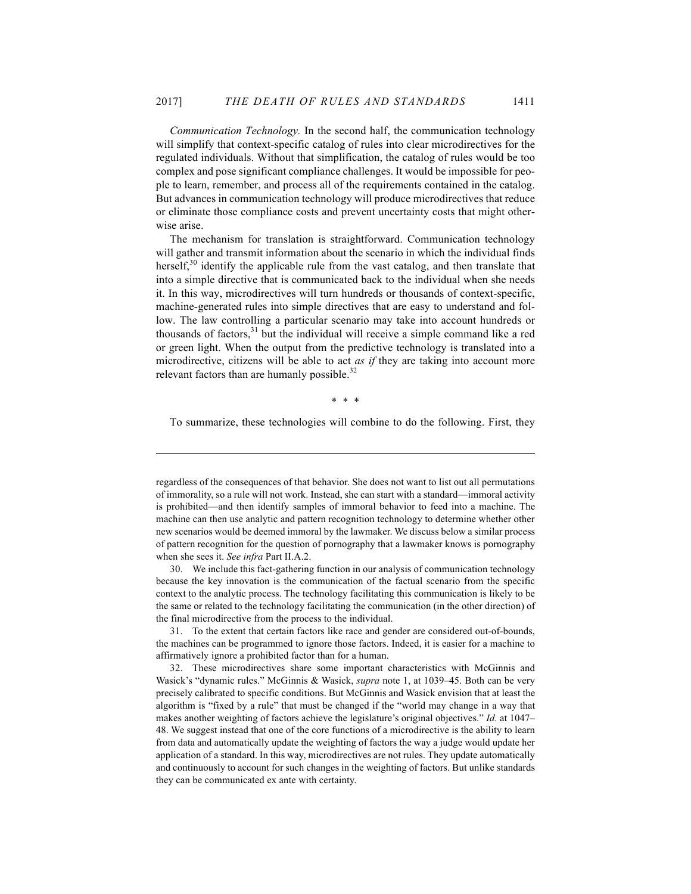*Communication Technology.* In the second half, the communication technology will simplify that context-specific catalog of rules into clear microdirectives for the regulated individuals. Without that simplification, the catalog of rules would be too complex and pose significant compliance challenges. It would be impossible for people to learn, remember, and process all of the requirements contained in the catalog. But advances in communication technology will produce microdirectives that reduce or eliminate those compliance costs and prevent uncertainty costs that might otherwise arise.

The mechanism for translation is straightforward. Communication technology will gather and transmit information about the scenario in which the individual finds herself,[30] identify the applicable rule from the vast catalog, and then translate that into a simple directive that is communicated back to the individual when she needs it. In this way, microdirectives will turn hundreds or thousands of context-specific, machine-generated rules into simple directives that are easy to understand and follow. The law controlling a particular scenario may take into account hundreds or thousands of factors,[31] but the individual will receive a simple command like a red or green light. When the output from the predictive technology is translated into a microdirective, citizens will be able to act *as if* they are taking into account more relevant factors than are humanly possible.[32]

\* \* \*

To summarize, these technologies will combine to do the following. First, they

---

regardless of the consequences of that behavior. She does not want to list out all permutations of immorality, so a rule will not work. Instead, she can start with a standard—immoral activity is prohibited—and then identify samples of immoral behavior to feed into a machine. The machine can then use analytic and pattern recognition technology to determine whether other new scenarios would be deemed immoral by the lawmaker. We discuss below a similar process of pattern recognition for the question of pornography that a lawmaker knows is pornography when she sees it. *See infra* Part II.A.2.

30. We include this fact-gathering function in our analysis of communication technology because the key innovation is the communication of the factual scenario from the specific context to the analytic process. The technology facilitating this communication is likely to be the same or related to the technology facilitating the communication (in the other direction) of the final microdirective from the process to the individual.

31. To the extent that certain factors like race and gender are considered out-of-bounds, the machines can be programmed to ignore those factors. Indeed, it is easier for a machine to affirmatively ignore a prohibited factor than for a human.

32. These microdirectives share some important characteristics with McGinnis and Wasick's "dynamic rules." McGinnis & Wasick, *supra* note 1, at 1039–45. Both can be very precisely calibrated to specific conditions. But McGinnis and Wasick envision that at least the algorithm is "fixed by a rule" that must be changed if the "world may change in a way that makes another weighting of factors achieve the legislature's original objectives." *Id.* at 1047–48. We suggest instead that one of the core functions of a microdirective is the ability to learn from data and automatically update the weighting of factors the way a judge would update her application of a standard. In this way, microdirectives are not rules. They update automatically and continuously to account for such changes in the weighting of factors. But unlike standards they can be communicated ex ante with certainty.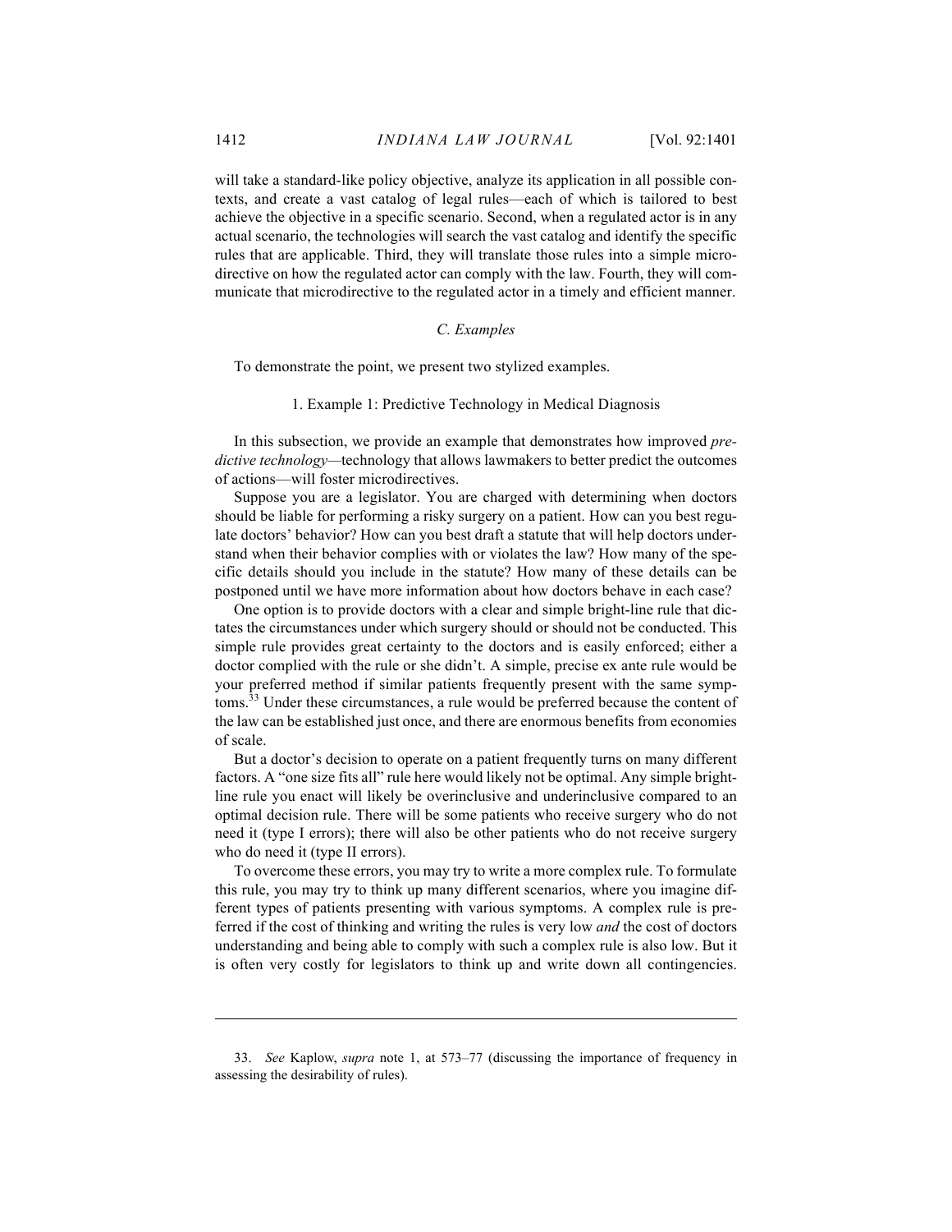will take a standard-like policy objective, analyze its application in all possible contexts, and create a vast catalog of legal rules—each of which is tailored to best achieve the objective in a specific scenario. Second, when a regulated actor is in any actual scenario, the technologies will search the vast catalog and identify the specific rules that are applicable. Third, they will translate those rules into a simple microdirective on how the regulated actor can comply with the law. Fourth, they will communicate that microdirective to the regulated actor in a timely and efficient manner.

### *C. Examples*

To demonstrate the point, we present two stylized examples.

#### 1. Example 1: Predictive Technology in Medical Diagnosis

In this subsection, we provide an example that demonstrates how improved *predictive technology*—technology that allows lawmakers to better predict the outcomes of actions—will foster microdirectives.

Suppose you are a legislator. You are charged with determining when doctors should be liable for performing a risky surgery on a patient. How can you best regulate doctors' behavior? How can you best draft a statute that will help doctors understand when their behavior complies with or violates the law? How many of the specific details should you include in the statute? How many of these details can be postponed until we have more information about how doctors behave in each case?

One option is to provide doctors with a clear and simple bright-line rule that dictates the circumstances under which surgery should or should not be conducted. This simple rule provides great certainty to the doctors and is easily enforced; either a doctor complied with the rule or she didn't. A simple, precise ex ante rule would be your preferred method if similar patients frequently present with the same symptoms.[33] Under these circumstances, a rule would be preferred because the content of the law can be established just once, and there are enormous benefits from economies of scale.

But a doctor's decision to operate on a patient frequently turns on many different factors. A "one size fits all" rule here would likely not be optimal. Any simple bright-line rule you enact will likely be overinclusive and underinclusive compared to an optimal decision rule. There will be some patients who receive surgery who do not need it (type I errors); there will also be other patients who do not receive surgery who do need it (type II errors).

To overcome these errors, you may try to write a more complex rule. To formulate this rule, you may try to think up many different scenarios, where you imagine different types of patients presenting with various symptoms. A complex rule is preferred if the cost of thinking and writing the rules is very low *and* the cost of doctors understanding and being able to comply with such a complex rule is also low. But it is often very costly for legislators to think up and write down all contingencies.

---

33. *See* Kaplow, *supra* note 1, at 573–77 (discussing the importance of frequency in assessing the desirability of rules).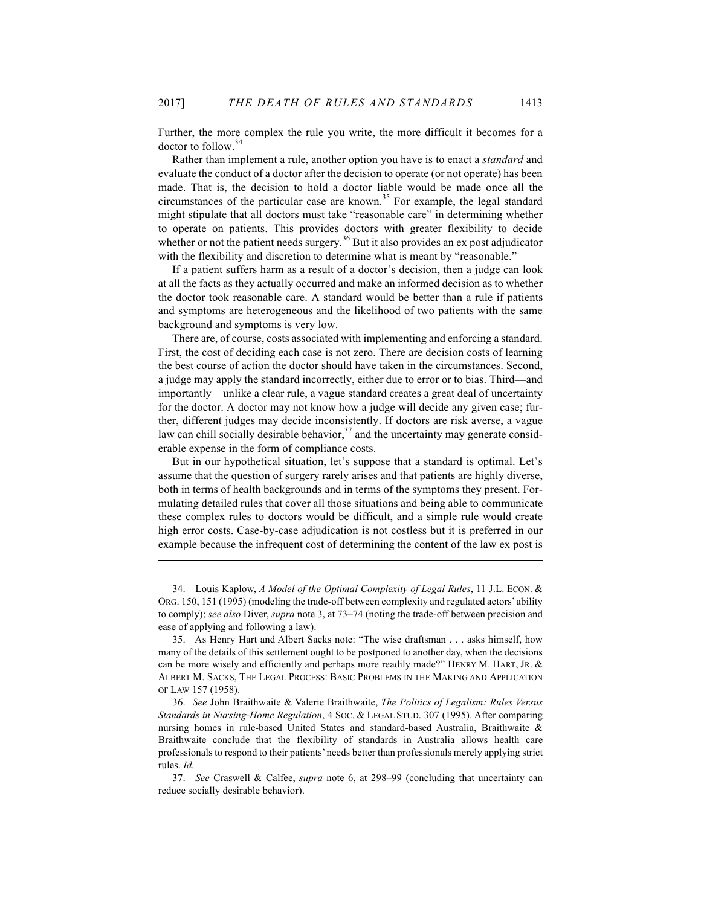Further, the more complex the rule you write, the more difficult it becomes for a doctor to follow.[34]

Rather than implement a rule, another option you have is to enact a *standard* and evaluate the conduct of a doctor after the decision to operate (or not operate) has been made. That is, the decision to hold a doctor liable would be made once all the circumstances of the particular case are known.[35] For example, the legal standard might stipulate that all doctors must take "reasonable care" in determining whether to operate on patients. This provides doctors with greater flexibility to decide whether or not the patient needs surgery.[36] But it also provides an ex post adjudicator with the flexibility and discretion to determine what is meant by "reasonable."

If a patient suffers harm as a result of a doctor's decision, then a judge can look at all the facts as they actually occurred and make an informed decision as to whether the doctor took reasonable care. A standard would be better than a rule if patients and symptoms are heterogeneous and the likelihood of two patients with the same background and symptoms is very low.

There are, of course, costs associated with implementing and enforcing a standard. First, the cost of deciding each case is not zero. There are decision costs of learning the best course of action the doctor should have taken in the circumstances. Second, a judge may apply the standard incorrectly, either due to error or to bias. Third—and importantly—unlike a clear rule, a vague standard creates a great deal of uncertainty for the doctor. A doctor may not know how a judge will decide any given case; further, different judges may decide inconsistently. If doctors are risk averse, a vague law can chill socially desirable behavior,[37] and the uncertainty may generate considerable expense in the form of compliance costs.

But in our hypothetical situation, let's suppose that a standard is optimal. Let's assume that the question of surgery rarely arises and that patients are highly diverse, both in terms of health backgrounds and in terms of the symptoms they present. Formulating detailed rules that cover all those situations and being able to communicate these complex rules to doctors would be difficult, and a simple rule would create high error costs. Case-by-case adjudication is not costless but it is preferred in our example because the infrequent cost of determining the content of the law ex post is

---

34. Louis Kaplow, *A Model of the Optimal Complexity of Legal Rules*, 11 J.L. ECON. & ORG. 150, 151 (1995) (modeling the trade-off between complexity and regulated actors' ability to comply); *see also* Diver, *supra* note 3, at 73–74 (noting the trade-off between precision and ease of applying and following a law).

35. As Henry Hart and Albert Sacks note: "The wise draftsman . . . asks himself, how many of the details of this settlement ought to be postponed to another day, when the decisions can be more wisely and efficiently and perhaps more readily made?" HENRY M. HART, JR. & ALBERT M. SACKS, THE LEGAL PROCESS: BASIC PROBLEMS IN THE MAKING AND APPLICATION OF LAW 157 (1958).

36. *See* John Braithwaite & Valerie Braithwaite, *The Politics of Legalism: Rules Versus Standards in Nursing-Home Regulation*, 4 SOC. & LEGAL STUD. 307 (1995). After comparing nursing homes in rule-based United States and standard-based Australia, Braithwaite & Braithwaite conclude that the flexibility of standards in Australia allows health care professionals to respond to their patients' needs better than professionals merely applying strict rules. *Id.*

37. *See* Craswell & Calfee, *supra* note 6, at 298–99 (concluding that uncertainty can reduce socially desirable behavior).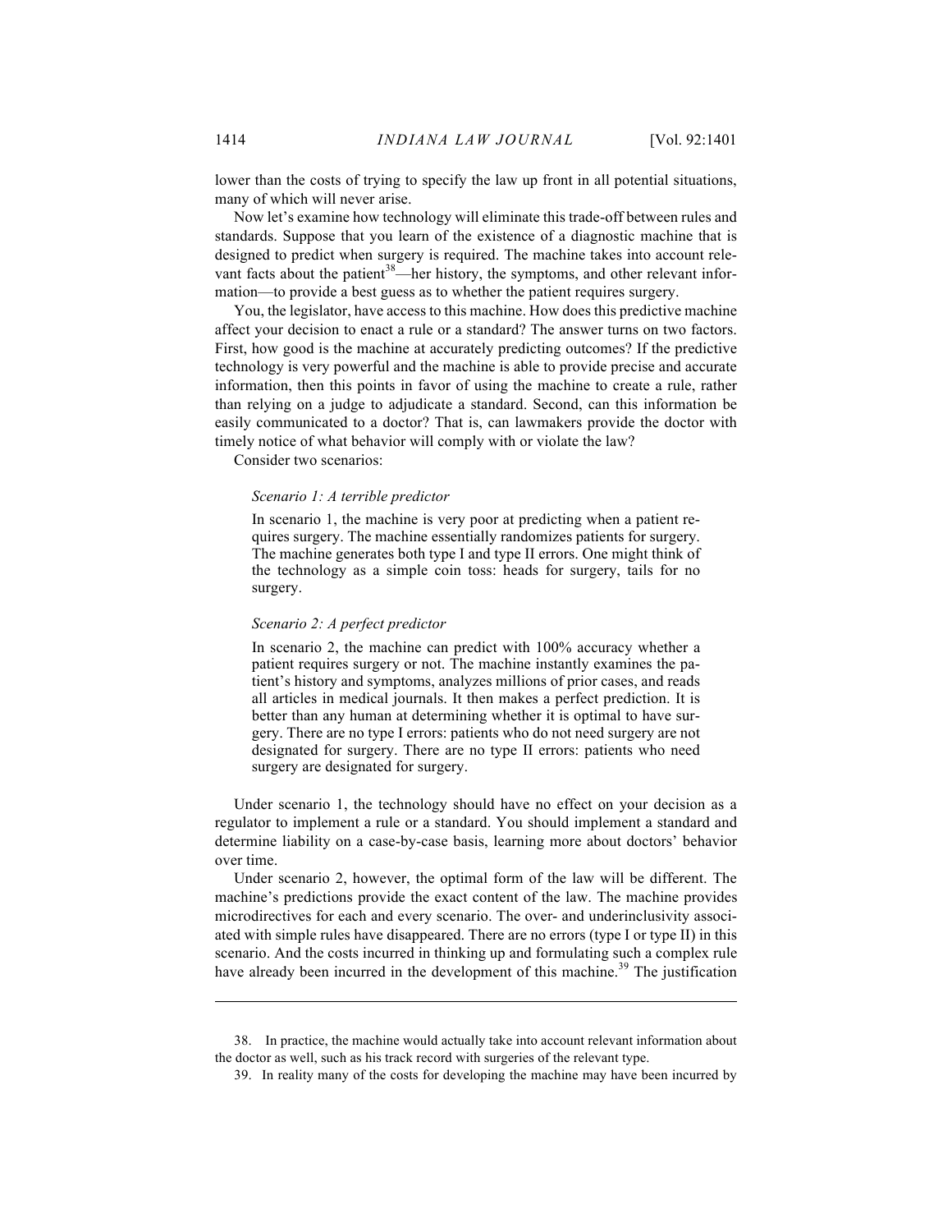lower than the costs of trying to specify the law up front in all potential situations, many of which will never arise.

Now let's examine how technology will eliminate this trade-off between rules and standards. Suppose that you learn of the existence of a diagnostic machine that is designed to predict when surgery is required. The machine takes into account relevant facts about the patient[38]—her history, the symptoms, and other relevant information—to provide a best guess as to whether the patient requires surgery.

You, the legislator, have access to this machine. How does this predictive machine affect your decision to enact a rule or a standard? The answer turns on two factors. First, how good is the machine at accurately predicting outcomes? If the predictive technology is very powerful and the machine is able to provide precise and accurate information, then this points in favor of using the machine to create a rule, rather than relying on a judge to adjudicate a standard. Second, can this information be easily communicated to a doctor? That is, can lawmakers provide the doctor with timely notice of what behavior will comply with or violate the law?

Consider two scenarios:

> *Scenario 1: A terrible predictor*
>
> In scenario 1, the machine is very poor at predicting when a patient requires surgery. The machine essentially randomizes patients for surgery. The machine generates both type I and type II errors. One might think of the technology as a simple coin toss: heads for surgery, tails for no surgery.
>
> *Scenario 2: A perfect predictor*
>
> In scenario 2, the machine can predict with 100% accuracy whether a patient requires surgery or not. The machine instantly examines the patient's history and symptoms, analyzes millions of prior cases, and reads all articles in medical journals. It then makes a perfect prediction. It is better than any human at determining whether it is optimal to have surgery. There are no type I errors: patients who do not need surgery are not designated for surgery. There are no type II errors: patients who need surgery are designated for surgery.

Under scenario 1, the technology should have no effect on your decision as a regulator to implement a rule or a standard. You should implement a standard and determine liability on a case-by-case basis, learning more about doctors' behavior over time.

Under scenario 2, however, the optimal form of the law will be different. The machine's predictions provide the exact content of the law. The machine provides microdirectives for each and every scenario. The over- and underinclusivity associated with simple rules have disappeared. There are no errors (type I or type II) in this scenario. And the costs incurred in thinking up and formulating such a complex rule have already been incurred in the development of this machine.[39] The justification

---

38. In practice, the machine would actually take into account relevant information about the doctor as well, such as his track record with surgeries of the relevant type.

39. In reality many of the costs for developing the machine may have been incurred by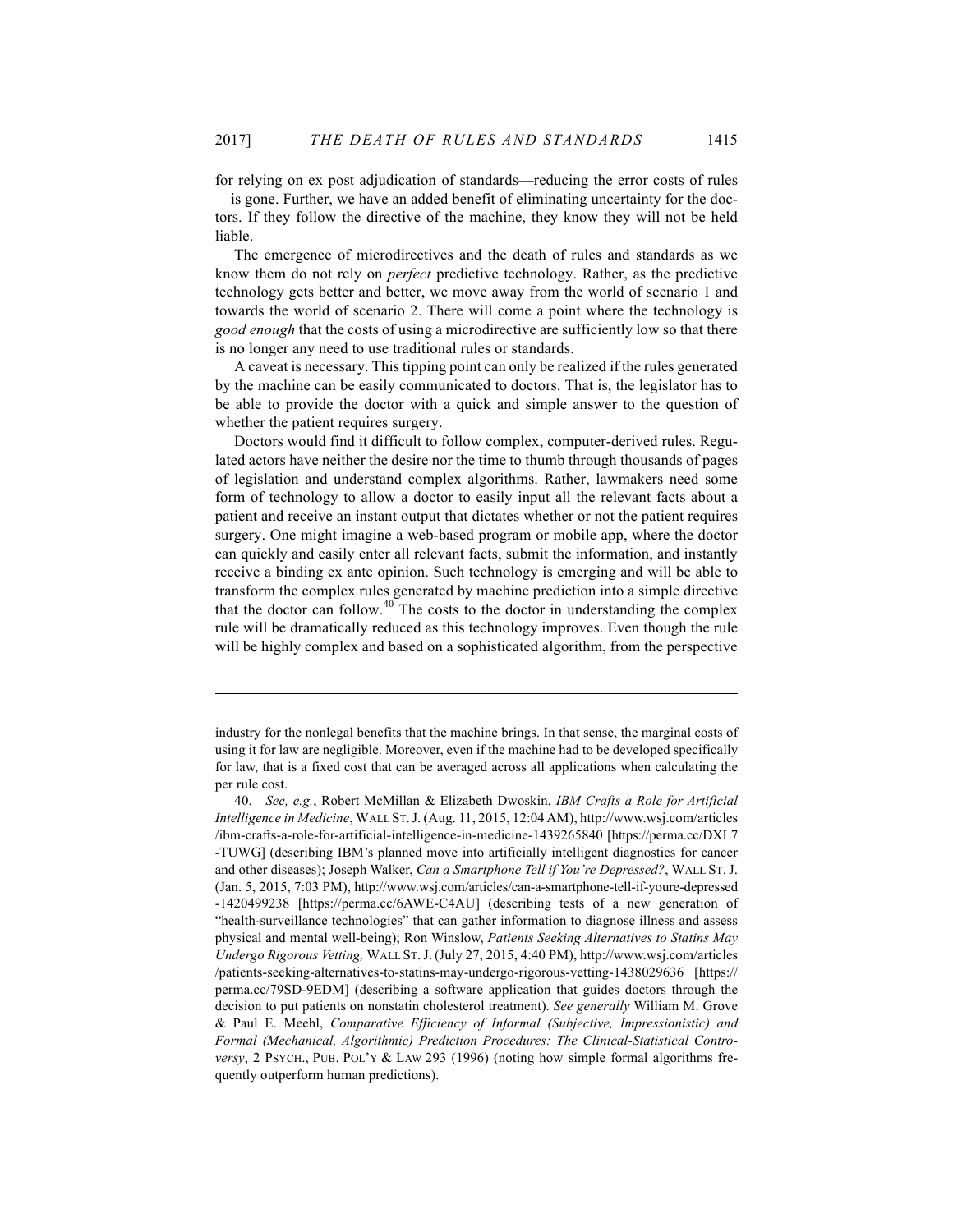for relying on ex post adjudication of standards—reducing the error costs of rules—is gone. Further, we have an added benefit of eliminating uncertainty for the doctors. If they follow the directive of the machine, they know they will not be held liable.

The emergence of microdirectives and the death of rules and standards as we know them do not rely on *perfect* predictive technology. Rather, as the predictive technology gets better and better, we move away from the world of scenario 1 and towards the world of scenario 2. There will come a point where the technology is *good enough* that the costs of using a microdirective are sufficiently low so that there is no longer any need to use traditional rules or standards.

A caveat is necessary. This tipping point can only be realized if the rules generated by the machine can be easily communicated to doctors. That is, the legislator has to be able to provide the doctor with a quick and simple answer to the question of whether the patient requires surgery.

Doctors would find it difficult to follow complex, computer-derived rules. Regulated actors have neither the desire nor the time to thumb through thousands of pages of legislation and understand complex algorithms. Rather, lawmakers need some form of technology to allow a doctor to easily input all the relevant facts about a patient and receive an instant output that dictates whether or not the patient requires surgery. One might imagine a web-based program or mobile app, where the doctor can quickly and easily enter all relevant facts, submit the information, and instantly receive a binding ex ante opinion. Such technology is emerging and will be able to transform the complex rules generated by machine prediction into a simple directive that the doctor can follow.[40] The costs to the doctor in understanding the complex rule will be dramatically reduced as this technology improves. Even though the rule will be highly complex and based on a sophisticated algorithm, from the perspective

---

industry for the nonlegal benefits that the machine brings. In that sense, the marginal costs of using it for law are negligible. Moreover, even if the machine had to be developed specifically for law, that is a fixed cost that can be averaged across all applications when calculating the per rule cost.

40. *See, e.g.*, Robert McMillan & Elizabeth Dwoskin, *IBM Crafts a Role for Artificial Intelligence in Medicine*, WALL ST. J. (Aug. 11, 2015, 12:04 AM), http://www.wsj.com/articles/ibm-crafts-a-role-for-artificial-intelligence-in-medicine-1439265840 [https://perma.cc/DXL7-TUWG] (describing IBM's planned move into artificially intelligent diagnostics for cancer and other diseases); Joseph Walker, *Can a Smartphone Tell if You're Depressed?*, WALL ST. J. (Jan. 5, 2015, 7:03 PM), http://www.wsj.com/articles/can-a-smartphone-tell-if-youre-depressed-1420499238 [https://perma.cc/6AWE-C4AU] (describing tests of a new generation of "health-surveillance technologies" that can gather information to diagnose illness and assess physical and mental well-being); Ron Winslow, *Patients Seeking Alternatives to Statins May Undergo Rigorous Vetting,* WALL ST. J. (July 27, 2015, 4:40 PM), http://www.wsj.com/articles/patients-seeking-alternatives-to-statins-may-undergo-rigorous-vetting-1438029636 [https://perma.cc/79SD-9EDM] (describing a software application that guides doctors through the decision to put patients on nonstatin cholesterol treatment). *See generally* William M. Grove & Paul E. Meehl, *Comparative Efficiency of Informal (Subjective, Impressionistic) and Formal (Mechanical, Algorithmic) Prediction Procedures: The Clinical-Statistical Controversy*, 2 PSYCH., PUB. POL'Y & LAW 293 (1996) (noting how simple formal algorithms frequently outperform human predictions).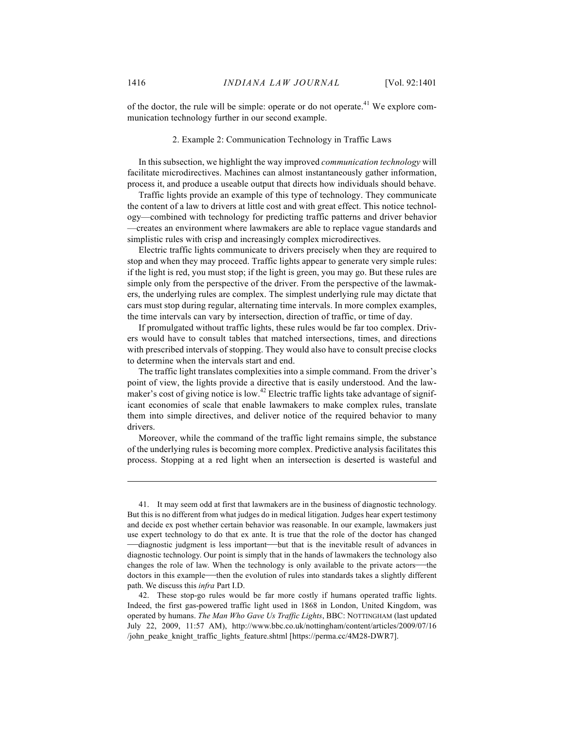of the doctor, the rule will be simple: operate or do not operate.[41] We explore communication technology further in our second example.

### 2. Example 2: Communication Technology in Traffic Laws

In this subsection, we highlight the way improved *communication technology* will facilitate microdirectives. Machines can almost instantaneously gather information, process it, and produce a useable output that directs how individuals should behave.

Traffic lights provide an example of this type of technology. They communicate the content of a law to drivers at little cost and with great effect. This notice technology—combined with technology for predicting traffic patterns and driver behavior—creates an environment where lawmakers are able to replace vague standards and simplistic rules with crisp and increasingly complex microdirectives.

Electric traffic lights communicate to drivers precisely when they are required to stop and when they may proceed. Traffic lights appear to generate very simple rules: if the light is red, you must stop; if the light is green, you may go. But these rules are simple only from the perspective of the driver. From the perspective of the lawmakers, the underlying rules are complex. The simplest underlying rule may dictate that cars must stop during regular, alternating time intervals. In more complex examples, the time intervals can vary by intersection, direction of traffic, or time of day.

If promulgated without traffic lights, these rules would be far too complex. Drivers would have to consult tables that matched intersections, times, and directions with prescribed intervals of stopping. They would also have to consult precise clocks to determine when the intervals start and end.

The traffic light translates complexities into a simple command. From the driver's point of view, the lights provide a directive that is easily understood. And the lawmaker's cost of giving notice is low.[42] Electric traffic lights take advantage of significant economies of scale that enable lawmakers to make complex rules, translate them into simple directives, and deliver notice of the required behavior to many drivers.

Moreover, while the command of the traffic light remains simple, the substance of the underlying rules is becoming more complex. Predictive analysis facilitates this process. Stopping at a red light when an intersection is deserted is wasteful and

---

41. It may seem odd at first that lawmakers are in the business of diagnostic technology. But this is no different from what judges do in medical litigation. Judges hear expert testimony and decide ex post whether certain behavior was reasonable. In our example, lawmakers just use expert technology to do that ex ante. It is true that the role of the doctor has changed—diagnostic judgment is less important—but that is the inevitable result of advances in diagnostic technology. Our point is simply that in the hands of lawmakers the technology also changes the role of law. When the technology is only available to the private actors—the doctors in this example—then the evolution of rules into standards takes a slightly different path. We discuss this *infra* Part I.D.

42. These stop-go rules would be far more costly if humans operated traffic lights. Indeed, the first gas-powered traffic light used in 1868 in London, United Kingdom, was operated by humans. *The Man Who Gave Us Traffic Lights*, BBC: NOTTINGHAM (last updated July 22, 2009, 11:57 AM), http://www.bbc.co.uk/nottingham/content/articles/2009/07/16/john_peake_knight_traffic_lights_feature.shtml [https://perma.cc/4M28-DWR7].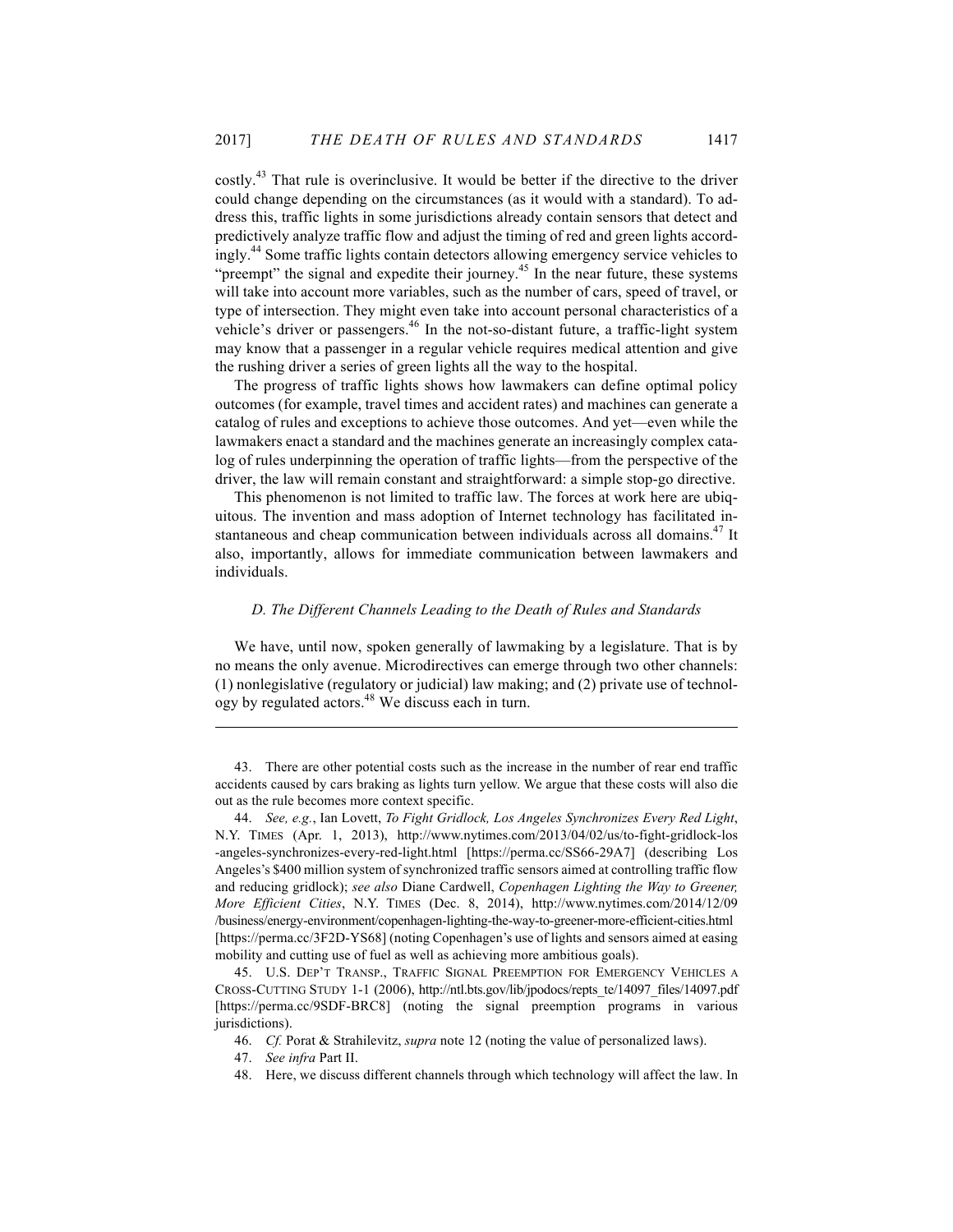costly.[43] That rule is overinclusive. It would be better if the directive to the driver could change depending on the circumstances (as it would with a standard). To address this, traffic lights in some jurisdictions already contain sensors that detect and predictively analyze traffic flow and adjust the timing of red and green lights accordingly.[44] Some traffic lights contain detectors allowing emergency service vehicles to "preempt" the signal and expedite their journey.[45] In the near future, these systems will take into account more variables, such as the number of cars, speed of travel, or type of intersection. They might even take into account personal characteristics of a vehicle's driver or passengers.[46] In the not-so-distant future, a traffic-light system may know that a passenger in a regular vehicle requires medical attention and give the rushing driver a series of green lights all the way to the hospital.

The progress of traffic lights shows how lawmakers can define optimal policy outcomes (for example, travel times and accident rates) and machines can generate a catalog of rules and exceptions to achieve those outcomes. And yet—even while the lawmakers enact a standard and the machines generate an increasingly complex catalog of rules underpinning the operation of traffic lights—from the perspective of the driver, the law will remain constant and straightforward: a simple stop-go directive.

This phenomenon is not limited to traffic law. The forces at work here are ubiquitous. The invention and mass adoption of Internet technology has facilitated instantaneous and cheap communication between individuals across all domains.[47] It also, importantly, allows for immediate communication between lawmakers and individuals.

### *D. The Different Channels Leading to the Death of Rules and Standards*

We have, until now, spoken generally of lawmaking by a legislature. That is by no means the only avenue. Microdirectives can emerge through two other channels: (1) nonlegislative (regulatory or judicial) law making; and (2) private use of technology by regulated actors.[48] We discuss each in turn.

---

43. There are other potential costs such as the increase in the number of rear end traffic accidents caused by cars braking as lights turn yellow. We argue that these costs will also die out as the rule becomes more context specific.

44. *See, e.g.*, Ian Lovett, *To Fight Gridlock, Los Angeles Synchronizes Every Red Light*, N.Y. TIMES (Apr. 1, 2013), http://www.nytimes.com/2013/04/02/us/to-fight-gridlock-los-angeles-synchronizes-every-red-light.html [https://perma.cc/SS66-29A7] (describing Los Angeles's $400 million system of synchronized traffic sensors aimed at controlling traffic flow and reducing gridlock); *see also* Diane Cardwell, *Copenhagen Lighting the Way to Greener, More Efficient Cities*, N.Y. TIMES (Dec. 8, 2014), http://www.nytimes.com/2014/12/09/business/energy-environment/copenhagen-lighting-the-way-to-greener-more-efficient-cities.html [https://perma.cc/3F2D-YS68] (noting Copenhagen's use of lights and sensors aimed at easing mobility and cutting use of fuel as well as achieving more ambitious goals).

45. U.S. DEP'T TRANSP., TRAFFIC SIGNAL PREEMPTION FOR EMERGENCY VEHICLES A CROSS-CUTTING STUDY 1-1 (2006), http://ntl.bts.gov/lib/jpodocs/repts_te/14097_files/14097.pdf [https://perma.cc/9SDF-BRC8] (noting the signal preemption programs in various jurisdictions).

46. *Cf.* Porat & Strahilevitz, *supra* note 12 (noting the value of personalized laws).

47. *See infra* Part II.

48. Here, we discuss different channels through which technology will affect the law. In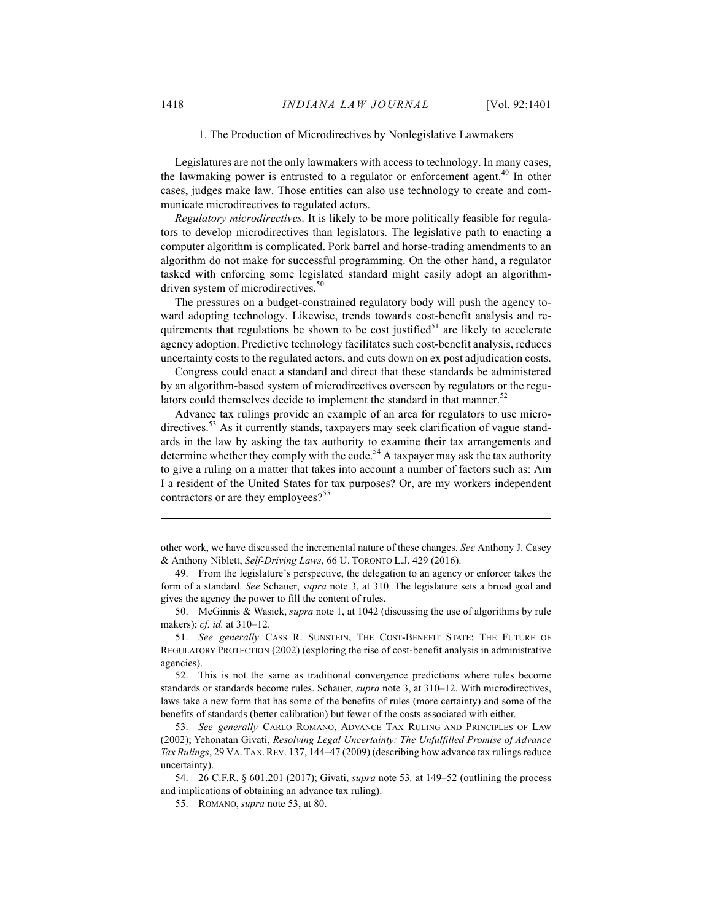### 1. The Production of Microdirectives by Nonlegislative Lawmakers

Legislatures are not the only lawmakers with access to technology. In many cases, the lawmaking power is entrusted to a regulator or enforcement agent.[49] In other cases, judges make law. Those entities can also use technology to create and communicate microdirectives to regulated actors.

*Regulatory microdirectives.* It is likely to be more politically feasible for regulators to develop microdirectives than legislators. The legislative path to enacting a computer algorithm is complicated. Pork barrel and horse-trading amendments to an algorithm do not make for successful programming. On the other hand, a regulator tasked with enforcing some legislated standard might easily adopt an algorithm-driven system of microdirectives.[50]

The pressures on a budget-constrained regulatory body will push the agency toward adopting technology. Likewise, trends towards cost-benefit analysis and requirements that regulations be shown to be cost justified[51] are likely to accelerate agency adoption. Predictive technology facilitates such cost-benefit analysis, reduces uncertainty costs to the regulated actors, and cuts down on ex post adjudication costs.

Congress could enact a standard and direct that these standards be administered by an algorithm-based system of microdirectives overseen by regulators or the regulators could themselves decide to implement the standard in that manner.[52]

Advance tax rulings provide an example of an area for regulators to use microdirectives.[53] As it currently stands, taxpayers may seek clarification of vague standards in the law by asking the tax authority to examine their tax arrangements and determine whether they comply with the code.[54] A taxpayer may ask the tax authority to give a ruling on a matter that takes into account a number of factors such as: Am I a resident of the United States for tax purposes? Or, are my workers independent contractors or are they employees?[55]

---

other work, we have discussed the incremental nature of these changes. *See* Anthony J. Casey & Anthony Niblett, *Self-Driving Laws*, 66 U. TORONTO L.J. 429 (2016).

49. From the legislature's perspective, the delegation to an agency or enforcer takes the form of a standard. *See* Schauer, *supra* note 3, at 310. The legislature sets a broad goal and gives the agency the power to fill the content of rules.

50. McGinnis & Wasick, *supra* note 1, at 1042 (discussing the use of algorithms by rule makers); *cf. id.* at 310–12.

51. *See generally* CASS R. SUNSTEIN, THE COST-BENEFIT STATE: THE FUTURE OF REGULATORY PROTECTION (2002) (exploring the rise of cost-benefit analysis in administrative agencies).

52. This is not the same as traditional convergence predictions where rules become standards or standards become rules. Schauer, *supra* note 3, at 310–12. With microdirectives, laws take a new form that has some of the benefits of rules (more certainty) and some of the benefits of standards (better calibration) but fewer of the costs associated with either.

53. *See generally* CARLO ROMANO, ADVANCE TAX RULING AND PRINCIPLES OF LAW (2002); Yehonatan Givati, *Resolving Legal Uncertainty: The Unfulfilled Promise of Advance Tax Rulings*, 29 VA. TAX. REV. 137, 144–47 (2009) (describing how advance tax rulings reduce uncertainty).

54. 26 C.F.R. § 601.201 (2017); Givati, *supra* note 53*,* at 149–52 (outlining the process and implications of obtaining an advance tax ruling).

55. ROMANO, *supra* note 53, at 80.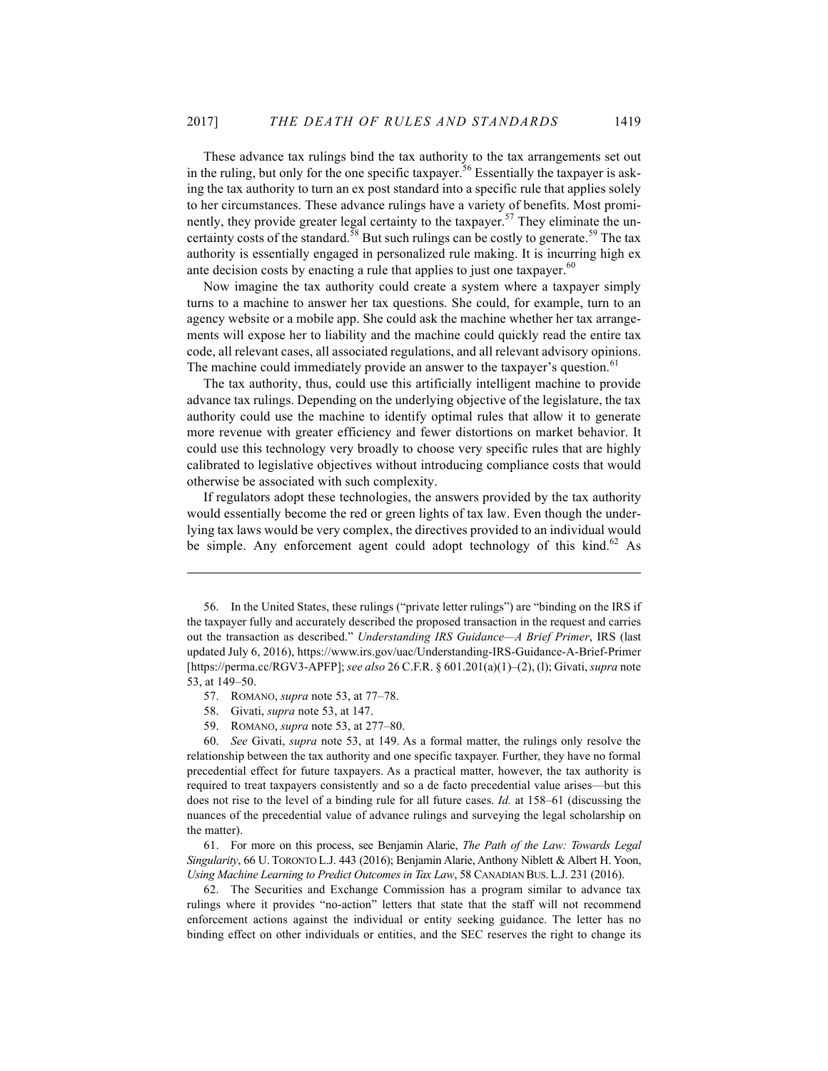These advance tax rulings bind the tax authority to the tax arrangements set out in the ruling, but only for the one specific taxpayer.[56] Essentially the taxpayer is asking the tax authority to turn an ex post standard into a specific rule that applies solely to her circumstances. These advance rulings have a variety of benefits. Most prominently, they provide greater legal certainty to the taxpayer.[57] They eliminate the uncertainty costs of the standard.[58] But such rulings can be costly to generate.[59] The tax authority is essentially engaged in personalized rule making. It is incurring high ex ante decision costs by enacting a rule that applies to just one taxpayer.[60]

Now imagine the tax authority could create a system where a taxpayer simply turns to a machine to answer her tax questions. She could, for example, turn to an agency website or a mobile app. She could ask the machine whether her tax arrangements will expose her to liability and the machine could quickly read the entire tax code, all relevant cases, all associated regulations, and all relevant advisory opinions. The machine could immediately provide an answer to the taxpayer's question.[61]

The tax authority, thus, could use this artificially intelligent machine to provide advance tax rulings. Depending on the underlying objective of the legislature, the tax authority could use the machine to identify optimal rules that allow it to generate more revenue with greater efficiency and fewer distortions on market behavior. It could use this technology very broadly to choose very specific rules that are highly calibrated to legislative objectives without introducing compliance costs that would otherwise be associated with such complexity.

If regulators adopt these technologies, the answers provided by the tax authority would essentially become the red or green lights of tax law. Even though the underlying tax laws would be very complex, the directives provided to an individual would be simple. Any enforcement agent could adopt technology of this kind.[62] As

---

56. In the United States, these rulings ("private letter rulings") are "binding on the IRS if the taxpayer fully and accurately described the proposed transaction in the request and carries out the transaction as described." *Understanding IRS Guidance—A Brief Primer*, IRS (last updated July 6, 2016), https://www.irs.gov/uac/Understanding-IRS-Guidance-A-Brief-Primer [https://perma.cc/RGV3-APFP]; *see also* 26 C.F.R. § 601.201(a)(1)–(2), (l); Givati, *supra* note 53, at 149–50.

57. ROMANO, *supra* note 53, at 77–78.

58. Givati, *supra* note 53, at 147.

59. ROMANO, *supra* note 53, at 277–80.

60. *See* Givati, *supra* note 53, at 149. As a formal matter, the rulings only resolve the relationship between the tax authority and one specific taxpayer. Further, they have no formal precedential effect for future taxpayers. As a practical matter, however, the tax authority is required to treat taxpayers consistently and so a de facto precedential value arises—but this does not rise to the level of a binding rule for all future cases. *Id.* at 158–61 (discussing the nuances of the precedential value of advance rulings and surveying the legal scholarship on the matter).

61. For more on this process, see Benjamin Alarie, *The Path of the Law: Towards Legal Singularity*, 66 U. TORONTO L.J. 443 (2016); Benjamin Alarie, Anthony Niblett & Albert H. Yoon, *Using Machine Learning to Predict Outcomes in Tax Law*, 58 CANADIAN BUS. L.J. 231 (2016).

62. The Securities and Exchange Commission has a program similar to advance tax rulings where it provides "no-action" letters that state that the staff will not recommend enforcement actions against the individual or entity seeking guidance. The letter has no binding effect on other individuals or entities, and the SEC reserves the right to change its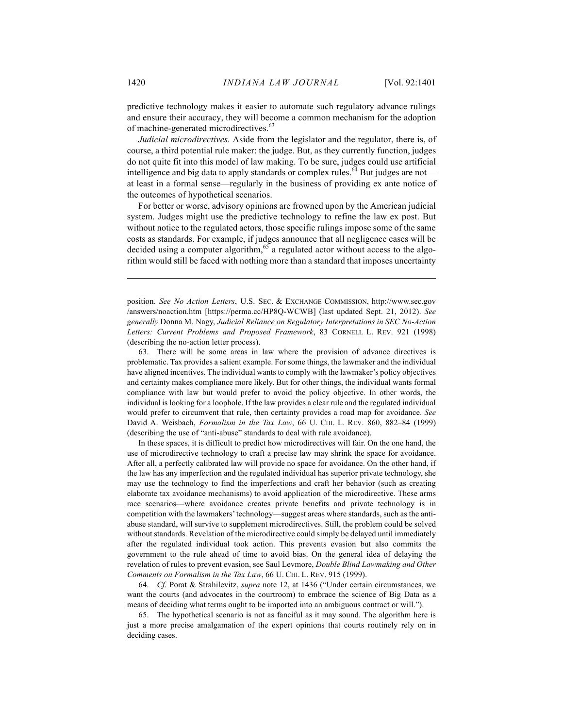predictive technology makes it easier to automate such regulatory advance rulings and ensure their accuracy, they will become a common mechanism for the adoption of machine-generated microdirectives.[63]

*Judicial microdirectives.* Aside from the legislator and the regulator, there is, of course, a third potential rule maker: the judge. But, as they currently function, judges do not quite fit into this model of law making. To be sure, judges could use artificial intelligence and big data to apply standards or complex rules.[64] But judges are not—at least in a formal sense—regularly in the business of providing ex ante notice of the outcomes of hypothetical scenarios.

For better or worse, advisory opinions are frowned upon by the American judicial system. Judges might use the predictive technology to refine the law ex post. But without notice to the regulated actors, those specific rulings impose some of the same costs as standards. For example, if judges announce that all negligence cases will be decided using a computer algorithm,[65] a regulated actor without access to the algorithm would still be faced with nothing more than a standard that imposes uncertainty

---

position. *See No Action Letters*, U.S. SEC. & EXCHANGE COMMISSION, http://www.sec.gov/answers/noaction.htm [https://perma.cc/HP8Q-WCWB] (last updated Sept. 21, 2012). *See generally* Donna M. Nagy, *Judicial Reliance on Regulatory Interpretations in SEC No-Action Letters: Current Problems and Proposed Framework*, 83 CORNELL L. REV. 921 (1998) (describing the no-action letter process).

63. There will be some areas in law where the provision of advance directives is problematic. Tax provides a salient example. For some things, the lawmaker and the individual have aligned incentives. The individual wants to comply with the lawmaker's policy objectives and certainty makes compliance more likely. But for other things, the individual wants formal compliance with law but would prefer to avoid the policy objective. In other words, the individual is looking for a loophole. If the law provides a clear rule and the regulated individual would prefer to circumvent that rule, then certainty provides a road map for avoidance. *See* David A. Weisbach, *Formalism in the Tax Law*, 66 U. CHI. L. REV. 860, 882–84 (1999) (describing the use of "anti-abuse" standards to deal with rule avoidance).

In these spaces, it is difficult to predict how microdirectives will fair. On the one hand, the use of microdirective technology to craft a precise law may shrink the space for avoidance. After all, a perfectly calibrated law will provide no space for avoidance. On the other hand, if the law has any imperfection and the regulated individual has superior private technology, she may use the technology to find the imperfections and craft her behavior (such as creating elaborate tax avoidance mechanisms) to avoid application of the microdirective. These arms race scenarios—where avoidance creates private benefits and private technology is in competition with the lawmakers' technology—suggest areas where standards, such as the anti-abuse standard, will survive to supplement microdirectives. Still, the problem could be solved without standards. Revelation of the microdirective could simply be delayed until immediately after the regulated individual took action. This prevents evasion but also commits the government to the rule ahead of time to avoid bias. On the general idea of delaying the revelation of rules to prevent evasion, see Saul Levmore, *Double Blind Lawmaking and Other Comments on Formalism in the Tax Law*, 66 U. CHI. L. REV. 915 (1999).

64. *Cf*. Porat & Strahilevitz, *supra* note 12, at 1436 ("Under certain circumstances, we want the courts (and advocates in the courtroom) to embrace the science of Big Data as a means of deciding what terms ought to be imported into an ambiguous contract or will.").

65. The hypothetical scenario is not as fanciful as it may sound. The algorithm here is just a more precise amalgamation of the expert opinions that courts routinely rely on in deciding cases.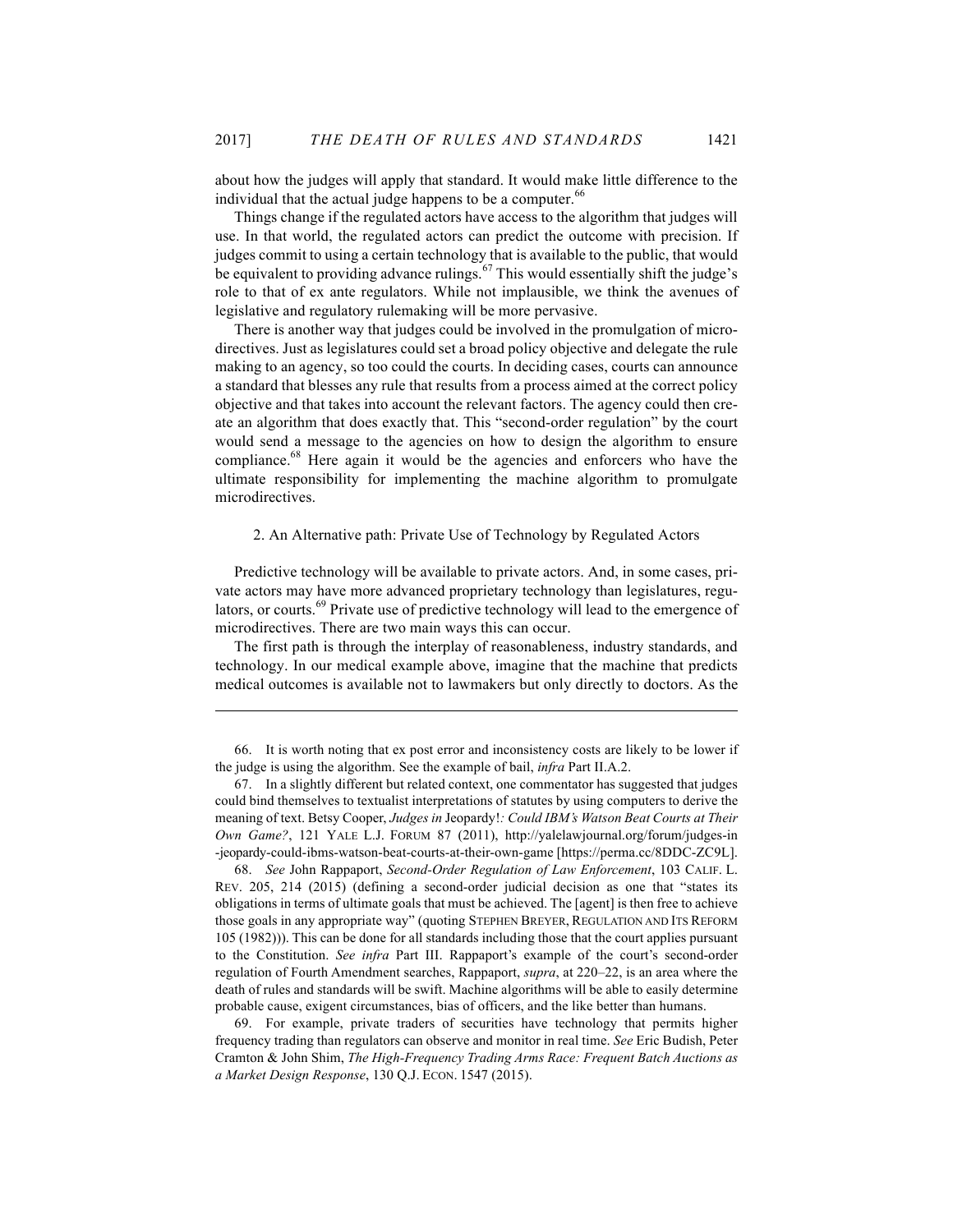about how the judges will apply that standard. It would make little difference to the individual that the actual judge happens to be a computer.[66]

Things change if the regulated actors have access to the algorithm that judges will use. In that world, the regulated actors can predict the outcome with precision. If judges commit to using a certain technology that is available to the public, that would be equivalent to providing advance rulings.[67] This would essentially shift the judge's role to that of ex ante regulators. While not implausible, we think the avenues of legislative and regulatory rulemaking will be more pervasive.

There is another way that judges could be involved in the promulgation of microdirectives. Just as legislatures could set a broad policy objective and delegate the rule making to an agency, so too could the courts. In deciding cases, courts can announce a standard that blesses any rule that results from a process aimed at the correct policy objective and that takes into account the relevant factors. The agency could then create an algorithm that does exactly that. This "second-order regulation" by the court would send a message to the agencies on how to design the algorithm to ensure compliance.[68] Here again it would be the agencies and enforcers who have the ultimate responsibility for implementing the machine algorithm to promulgate microdirectives.

### 2. An Alternative path: Private Use of Technology by Regulated Actors

Predictive technology will be available to private actors. And, in some cases, private actors may have more advanced proprietary technology than legislatures, regulators, or courts.[69] Private use of predictive technology will lead to the emergence of microdirectives. There are two main ways this can occur.

The first path is through the interplay of reasonableness, industry standards, and technology. In our medical example above, imagine that the machine that predicts medical outcomes is available not to lawmakers but only directly to doctors. As the

---

66. It is worth noting that ex post error and inconsistency costs are likely to be lower if the judge is using the algorithm. See the example of bail, *infra* Part II.A.2.

67. In a slightly different but related context, one commentator has suggested that judges could bind themselves to textualist interpretations of statutes by using computers to derive the meaning of text. Betsy Cooper, *Judges in* Jeopardy!*: Could IBM's Watson Beat Courts at Their Own Game?*, 121 YALE L.J. FORUM 87 (2011), http://yalelawjournal.org/forum/judges-in-jeopardy-could-ibms-watson-beat-courts-at-their-own-game [https://perma.cc/8DDC-ZC9L].

68. *See* John Rappaport, *Second-Order Regulation of Law Enforcement*, 103 CALIF. L. REV. 205, 214 (2015) (defining a second-order judicial decision as one that "states its obligations in terms of ultimate goals that must be achieved. The [agent] is then free to achieve those goals in any appropriate way" (quoting STEPHEN BREYER, REGULATION AND ITS REFORM 105 (1982))). This can be done for all standards including those that the court applies pursuant to the Constitution. *See infra* Part III. Rappaport's example of the court's second-order regulation of Fourth Amendment searches, Rappaport, *supra*, at 220–22, is an area where the death of rules and standards will be swift. Machine algorithms will be able to easily determine probable cause, exigent circumstances, bias of officers, and the like better than humans.

69. For example, private traders of securities have technology that permits higher frequency trading than regulators can observe and monitor in real time. *See* Eric Budish, Peter Cramton & John Shim, *The High-Frequency Trading Arms Race: Frequent Batch Auctions as a Market Design Response*, 130 Q.J. ECON. 1547 (2015).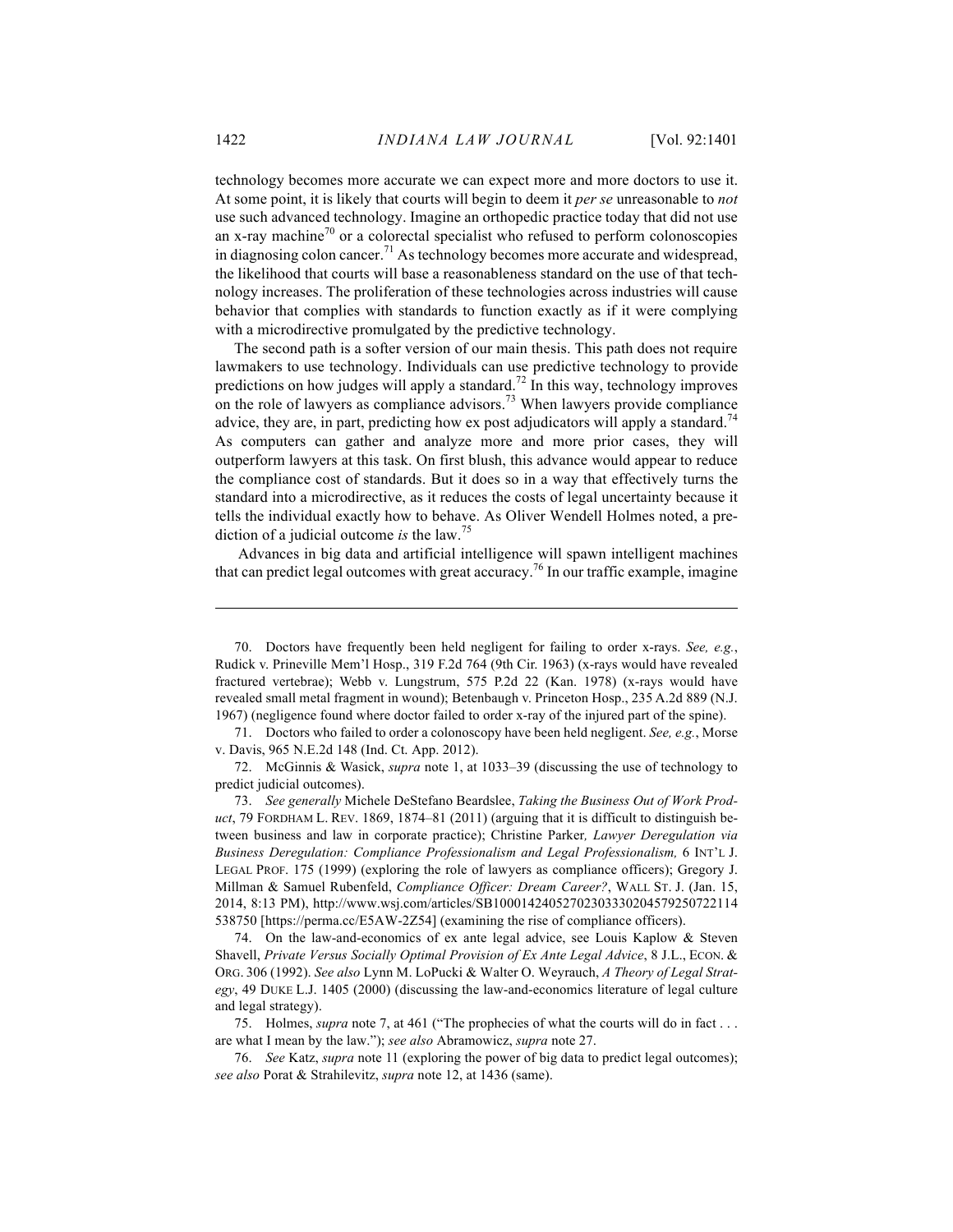technology becomes more accurate we can expect more and more doctors to use it. At some point, it is likely that courts will begin to deem it *per se* unreasonable to *not* use such advanced technology. Imagine an orthopedic practice today that did not use an x-ray machine[70] or a colorectal specialist who refused to perform colonoscopies in diagnosing colon cancer.[71] As technology becomes more accurate and widespread, the likelihood that courts will base a reasonableness standard on the use of that technology increases. The proliferation of these technologies across industries will cause behavior that complies with standards to function exactly as if it were complying with a microdirective promulgated by the predictive technology.

The second path is a softer version of our main thesis. This path does not require lawmakers to use technology. Individuals can use predictive technology to provide predictions on how judges will apply a standard.[72] In this way, technology improves on the role of lawyers as compliance advisors.[73] When lawyers provide compliance advice, they are, in part, predicting how ex post adjudicators will apply a standard.[74] As computers can gather and analyze more and more prior cases, they will outperform lawyers at this task. On first blush, this advance would appear to reduce the compliance cost of standards. But it does so in a way that effectively turns the standard into a microdirective, as it reduces the costs of legal uncertainty because it tells the individual exactly how to behave. As Oliver Wendell Holmes noted, a prediction of a judicial outcome *is* the law.[75]

Advances in big data and artificial intelligence will spawn intelligent machines that can predict legal outcomes with great accuracy.[76] In our traffic example, imagine

---

70. Doctors have frequently been held negligent for failing to order x-rays. *See, e.g.*, Rudick v. Prineville Mem'l Hosp., 319 F.2d 764 (9th Cir. 1963) (x-rays would have revealed fractured vertebrae); Webb v. Lungstrum, 575 P.2d 22 (Kan. 1978) (x-rays would have revealed small metal fragment in wound); Betenbaugh v. Princeton Hosp., 235 A.2d 889 (N.J. 1967) (negligence found where doctor failed to order x-ray of the injured part of the spine).

71. Doctors who failed to order a colonoscopy have been held negligent. *See, e.g.*, Morse v. Davis, 965 N.E.2d 148 (Ind. Ct. App. 2012).

72. McGinnis & Wasick, *supra* note 1, at 1033–39 (discussing the use of technology to predict judicial outcomes).

73. *See generally* Michele DeStefano Beardslee, *Taking the Business Out of Work Product*, 79 FORDHAM L. REV. 1869, 1874–81 (2011) (arguing that it is difficult to distinguish between business and law in corporate practice); Christine Parker*, Lawyer Deregulation via Business Deregulation: Compliance Professionalism and Legal Professionalism,* 6 INT'L J. LEGAL PROF. 175 (1999) (exploring the role of lawyers as compliance officers); Gregory J. Millman & Samuel Rubenfeld, *Compliance Officer: Dream Career?*, WALL ST. J. (Jan. 15, 2014, 8:13 PM), http://www.wsj.com/articles/SB10001424052702303330204579250722114538750 [https://perma.cc/E5AW-2Z54] (examining the rise of compliance officers).

74. On the law-and-economics of ex ante legal advice, see Louis Kaplow & Steven Shavell, *Private Versus Socially Optimal Provision of Ex Ante Legal Advice*, 8 J.L., ECON. & ORG. 306 (1992). *See also* Lynn M. LoPucki & Walter O. Weyrauch, *A Theory of Legal Strategy*, 49 DUKE L.J. 1405 (2000) (discussing the law-and-economics literature of legal culture and legal strategy).

75. Holmes, *supra* note 7, at 461 ("The prophecies of what the courts will do in fact . . . are what I mean by the law."); *see also* Abramowicz, *supra* note 27.

76. *See* Katz, *supra* note 11 (exploring the power of big data to predict legal outcomes); *see also* Porat & Strahilevitz, *supra* note 12, at 1436 (same).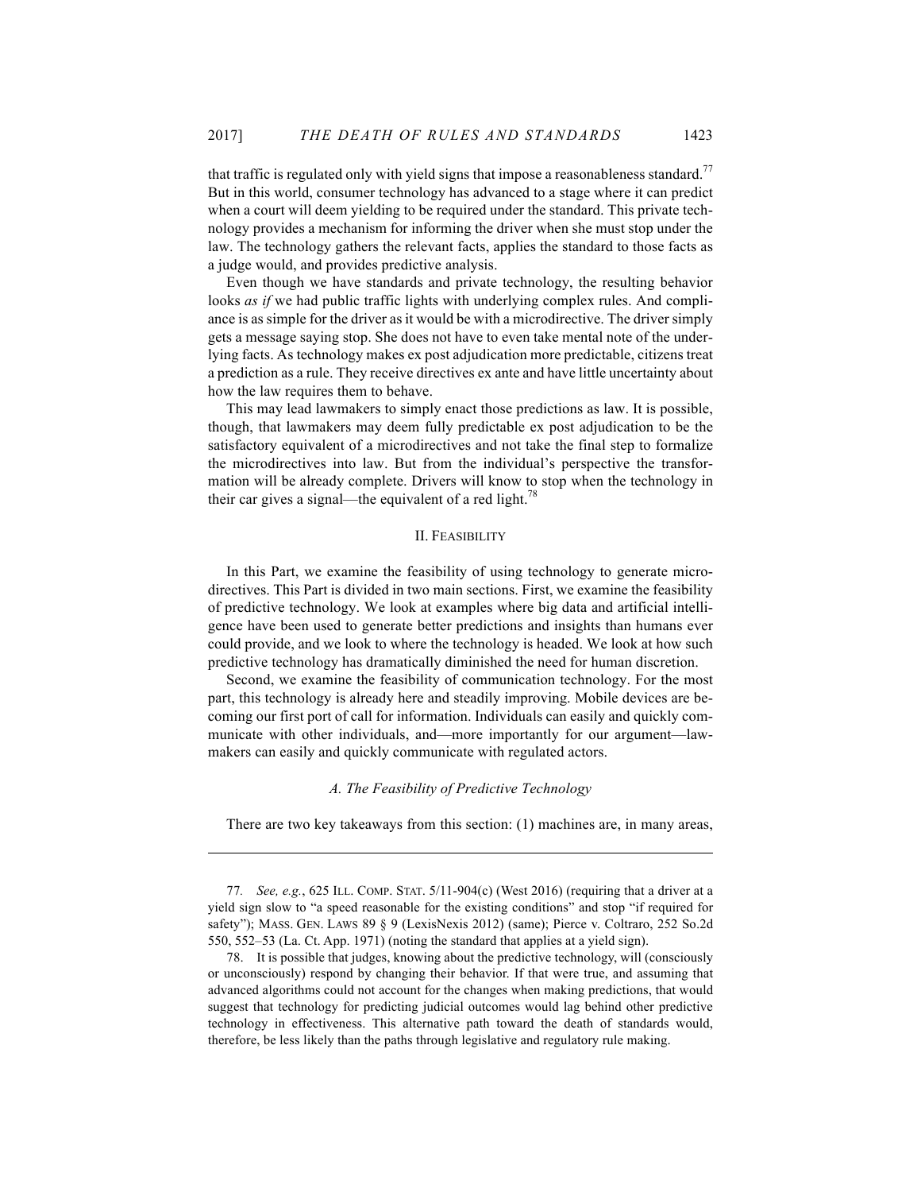that traffic is regulated only with yield signs that impose a reasonableness standard.[77] But in this world, consumer technology has advanced to a stage where it can predict when a court will deem yielding to be required under the standard. This private technology provides a mechanism for informing the driver when she must stop under the law. The technology gathers the relevant facts, applies the standard to those facts as a judge would, and provides predictive analysis.

Even though we have standards and private technology, the resulting behavior looks *as if* we had public traffic lights with underlying complex rules. And compliance is as simple for the driver as it would be with a microdirective. The driver simply gets a message saying stop. She does not have to even take mental note of the underlying facts. As technology makes ex post adjudication more predictable, citizens treat a prediction as a rule. They receive directives ex ante and have little uncertainty about how the law requires them to behave.

This may lead lawmakers to simply enact those predictions as law. It is possible, though, that lawmakers may deem fully predictable ex post adjudication to be the satisfactory equivalent of a microdirectives and not take the final step to formalize the microdirectives into law. But from the individual's perspective the transformation will be already complete. Drivers will know to stop when the technology in their car gives a signal—the equivalent of a red light.[78]

## II. Feasibility

In this Part, we examine the feasibility of using technology to generate microdirectives. This Part is divided in two main sections. First, we examine the feasibility of predictive technology. We look at examples where big data and artificial intelligence have been used to generate better predictions and insights than humans ever could provide, and we look to where the technology is headed. We look at how such predictive technology has dramatically diminished the need for human discretion.

Second, we examine the feasibility of communication technology. For the most part, this technology is already here and steadily improving. Mobile devices are becoming our first port of call for information. Individuals can easily and quickly communicate with other individuals, and—more importantly for our argument—lawmakers can easily and quickly communicate with regulated actors.

### *A. The Feasibility of Predictive Technology*

There are two key takeaways from this section: (1) machines are, in many areas,

---

77. *See, e.g.*, 625 Ill. Comp. Stat. 5/11-904(c) (West 2016) (requiring that a driver at a yield sign slow to "a speed reasonable for the existing conditions" and stop "if required for safety"); Mass. Gen. Laws 89 § 9 (LexisNexis 2012) (same); Pierce v. Coltraro, 252 So.2d 550, 552–53 (La. Ct. App. 1971) (noting the standard that applies at a yield sign).

78. It is possible that judges, knowing about the predictive technology, will (consciously or unconsciously) respond by changing their behavior. If that were true, and assuming that advanced algorithms could not account for the changes when making predictions, that would suggest that technology for predicting judicial outcomes would lag behind other predictive technology in effectiveness. This alternative path toward the death of standards would, therefore, be less likely than the paths through legislative and regulatory rule making.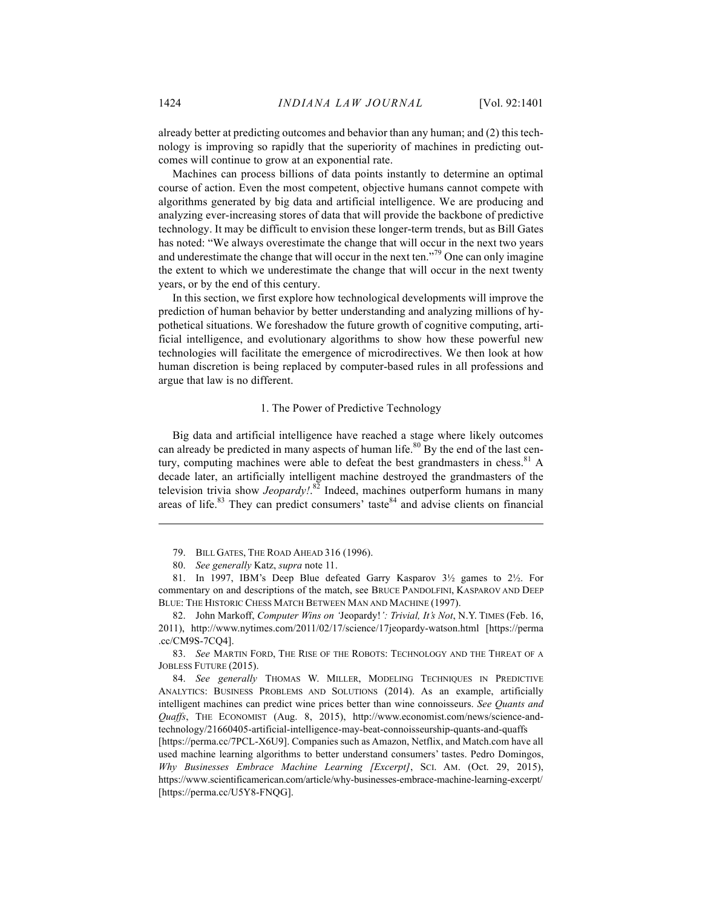already better at predicting outcomes and behavior than any human; and (2) this technology is improving so rapidly that the superiority of machines in predicting outcomes will continue to grow at an exponential rate.

Machines can process billions of data points instantly to determine an optimal course of action. Even the most competent, objective humans cannot compete with algorithms generated by big data and artificial intelligence. We are producing and analyzing ever-increasing stores of data that will provide the backbone of predictive technology. It may be difficult to envision these longer-term trends, but as Bill Gates has noted: "We always overestimate the change that will occur in the next two years and underestimate the change that will occur in the next ten."[79] One can only imagine the extent to which we underestimate the change that will occur in the next twenty years, or by the end of this century.

In this section, we first explore how technological developments will improve the prediction of human behavior by better understanding and analyzing millions of hypothetical situations. We foreshadow the future growth of cognitive computing, artificial intelligence, and evolutionary algorithms to show how these powerful new technologies will facilitate the emergence of microdirectives. We then look at how human discretion is being replaced by computer-based rules in all professions and argue that law is no different.

### 1. The Power of Predictive Technology

Big data and artificial intelligence have reached a stage where likely outcomes can already be predicted in many aspects of human life.[80] By the end of the last century, computing machines were able to defeat the best grandmasters in chess.[81] A decade later, an artificially intelligent machine destroyed the grandmasters of the television trivia show *Jeopardy!*.[82] Indeed, machines outperform humans in many areas of life.[83] They can predict consumers' taste[84] and advise clients on financial

---

79. BILL GATES, THE ROAD AHEAD 316 (1996).

80. *See generally* Katz, *supra* note 11.

81. In 1997, IBM's Deep Blue defeated Garry Kasparov 3½ games to 2½. For commentary on and descriptions of the match, see BRUCE PANDOLFINI, KASPAROV AND DEEP BLUE: THE HISTORIC CHESS MATCH BETWEEN MAN AND MACHINE (1997).

82. John Markoff, *Computer Wins on* 'Jeopardy!*': Trivial, It's Not*, N.Y. TIMES (Feb. 16, 2011), http://www.nytimes.com/2011/02/17/science/17jeopardy-watson.html [https://perma.cc/CM9S-7CQ4].

83. *See* MARTIN FORD, THE RISE OF THE ROBOTS: TECHNOLOGY AND THE THREAT OF A JOBLESS FUTURE (2015).

84. *See generally* THOMAS W. MILLER, MODELING TECHNIQUES IN PREDICTIVE ANALYTICS: BUSINESS PROBLEMS AND SOLUTIONS (2014). As an example, artificially intelligent machines can predict wine prices better than wine connoisseurs. *See Quants and Quaffs*, THE ECONOMIST (Aug. 8, 2015), http://www.economist.com/news/science-and-technology/21660405-artificial-intelligence-may-beat-connoisseurship-quants-and-quaffs [https://perma.cc/7PCL-X6U9]. Companies such as Amazon, Netflix, and Match.com have all used machine learning algorithms to better understand consumers' tastes. Pedro Domingos, *Why Businesses Embrace Machine Learning [Excerpt]*, SCI. AM. (Oct. 29, 2015), https://www.scientificamerican.com/article/why-businesses-embrace-machine-learning-excerpt/ [https://perma.cc/U5Y8-FNQG].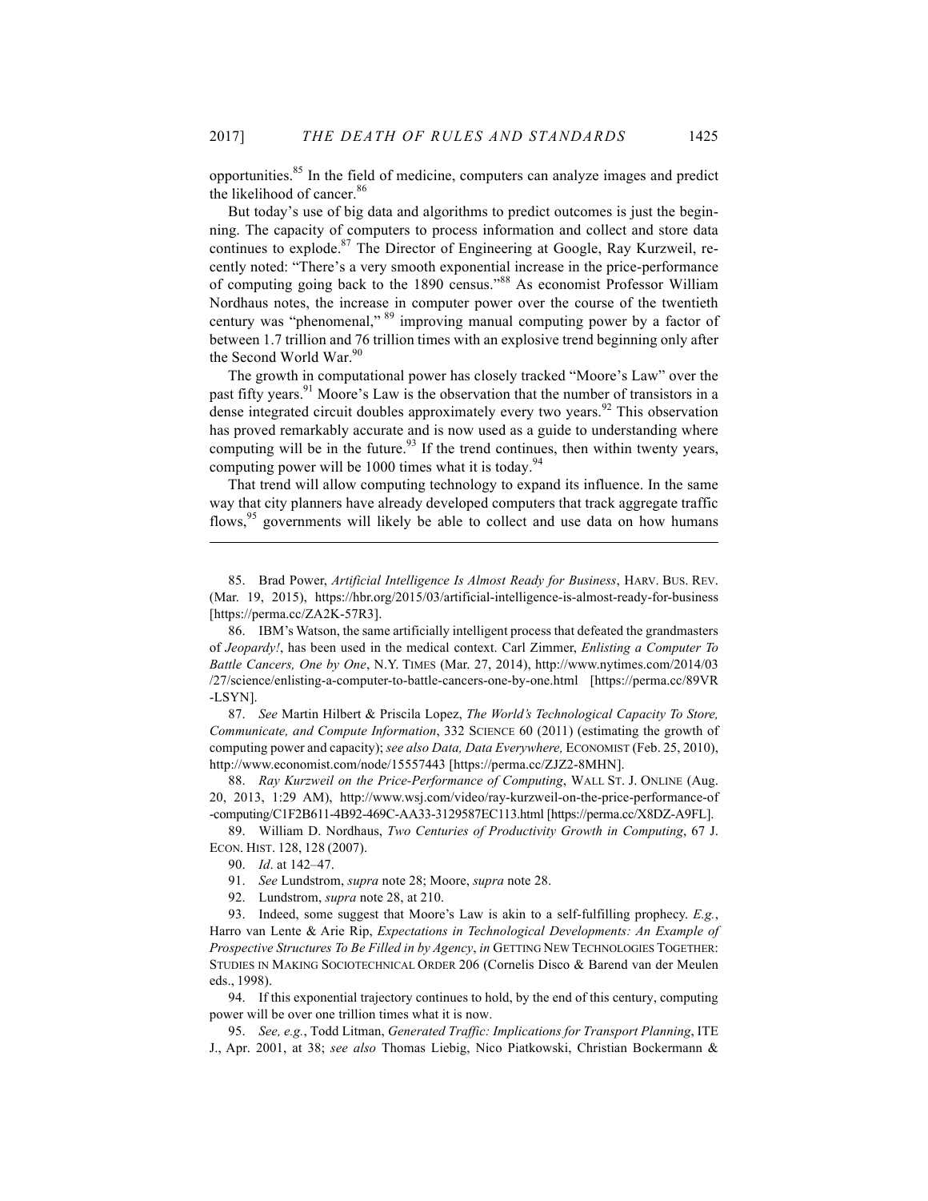opportunities.[85] In the field of medicine, computers can analyze images and predict the likelihood of cancer.[86]

But today's use of big data and algorithms to predict outcomes is just the beginning. The capacity of computers to process information and collect and store data continues to explode.[87] The Director of Engineering at Google, Ray Kurzweil, recently noted: "There's a very smooth exponential increase in the price-performance of computing going back to the 1890 census."[88] As economist Professor William Nordhaus notes, the increase in computer power over the course of the twentieth century was "phenomenal,"[89] improving manual computing power by a factor of between 1.7 trillion and 76 trillion times with an explosive trend beginning only after the Second World War.[90]

The growth in computational power has closely tracked "Moore's Law" over the past fifty years.[91] Moore's Law is the observation that the number of transistors in a dense integrated circuit doubles approximately every two years.[92] This observation has proved remarkably accurate and is now used as a guide to understanding where computing will be in the future.[93] If the trend continues, then within twenty years, computing power will be 1000 times what it is today.[94]

That trend will allow computing technology to expand its influence. In the same way that city planners have already developed computers that track aggregate traffic flows,[95] governments will likely be able to collect and use data on how humans

---

85. Brad Power, *Artificial Intelligence Is Almost Ready for Business*, HARV. BUS. REV. (Mar. 19, 2015), https://hbr.org/2015/03/artificial-intelligence-is-almost-ready-for-business [https://perma.cc/ZA2K-57R3].

86. IBM's Watson, the same artificially intelligent process that defeated the grandmasters of *Jeopardy!*, has been used in the medical context. Carl Zimmer, *Enlisting a Computer To Battle Cancers, One by One*, N.Y. TIMES (Mar. 27, 2014), http://www.nytimes.com/2014/03/27/science/enlisting-a-computer-to-battle-cancers-one-by-one.html [https://perma.cc/89VR-LSYN].

87. *See* Martin Hilbert & Priscila Lopez, *The World's Technological Capacity To Store, Communicate, and Compute Information*, 332 SCIENCE 60 (2011) (estimating the growth of computing power and capacity); *see also Data, Data Everywhere,* ECONOMIST (Feb. 25, 2010), http://www.economist.com/node/15557443 [https://perma.cc/ZJZ2-8MHN].

88. *Ray Kurzweil on the Price-Performance of Computing*, WALL ST. J. ONLINE (Aug. 20, 2013, 1:29 AM), http://www.wsj.com/video/ray-kurzweil-on-the-price-performance-of-computing/C1F2B611-4B92-469C-AA33-3129587EC113.html [https://perma.cc/X8DZ-A9FL].

89. William D. Nordhaus, *Two Centuries of Productivity Growth in Computing*, 67 J. ECON. HIST. 128, 128 (2007).

90. *Id*. at 142–47.

91. *See* Lundstrom, *supra* note 28; Moore, *supra* note 28.

92. Lundstrom, *supra* note 28, at 210.

93. Indeed, some suggest that Moore's Law is akin to a self-fulfilling prophecy. *E.g.*, Harro van Lente & Arie Rip, *Expectations in Technological Developments: An Example of Prospective Structures To Be Filled in by Agency*, *in* GETTING NEW TECHNOLOGIES TOGETHER: STUDIES IN MAKING SOCIOTECHNICAL ORDER 206 (Cornelis Disco & Barend van der Meulen eds., 1998).

94. If this exponential trajectory continues to hold, by the end of this century, computing power will be over one trillion times what it is now.

95. *See, e.g.*, Todd Litman, *Generated Traffic: Implications for Transport Planning*, ITE J., Apr. 2001, at 38; *see also* Thomas Liebig, Nico Piatkowski, Christian Bockermann &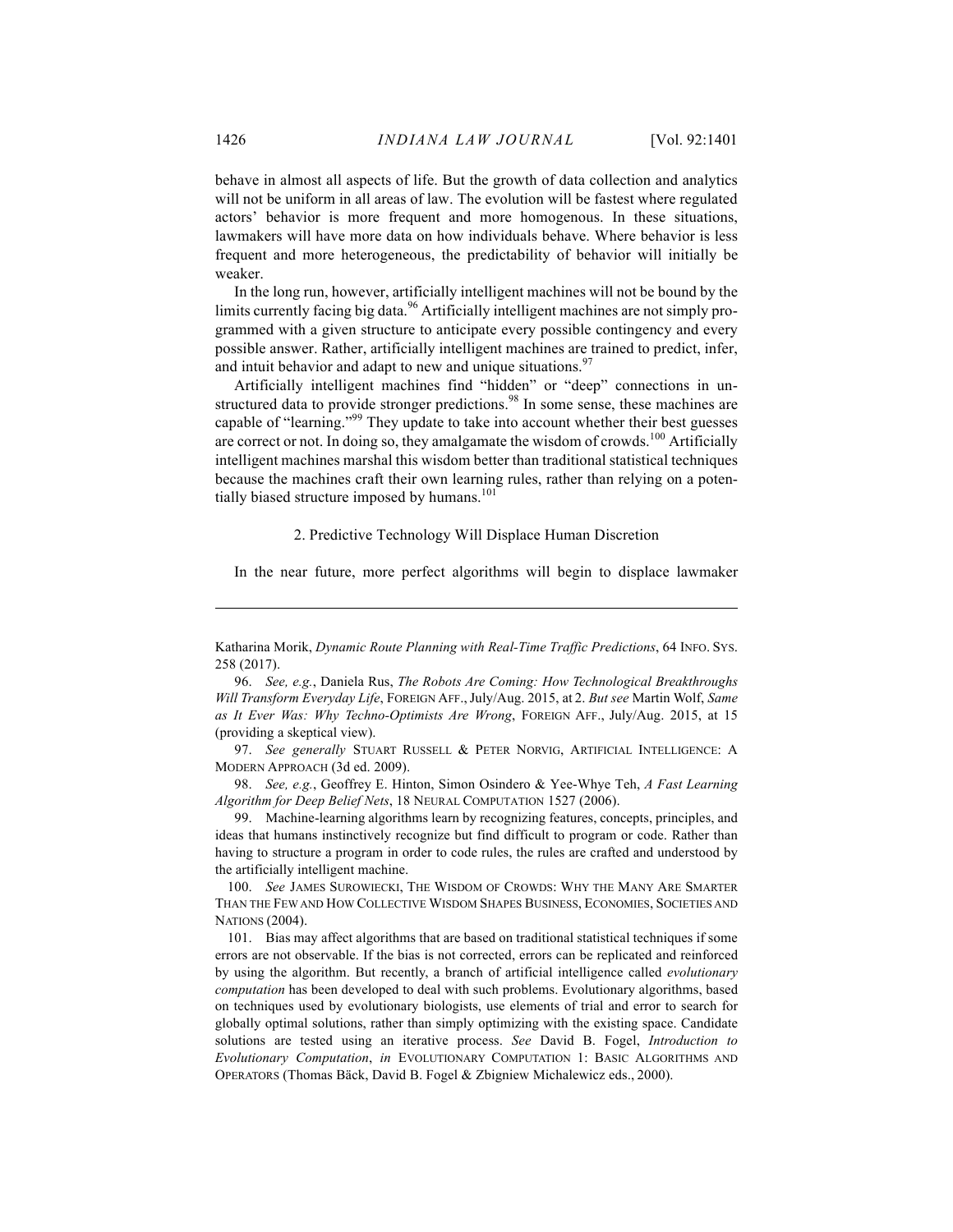behave in almost all aspects of life. But the growth of data collection and analytics will not be uniform in all areas of law. The evolution will be fastest where regulated actors' behavior is more frequent and more homogenous. In these situations, lawmakers will have more data on how individuals behave. Where behavior is less frequent and more heterogeneous, the predictability of behavior will initially be weaker.

In the long run, however, artificially intelligent machines will not be bound by the limits currently facing big data.[96] Artificially intelligent machines are not simply programmed with a given structure to anticipate every possible contingency and every possible answer. Rather, artificially intelligent machines are trained to predict, infer, and intuit behavior and adapt to new and unique situations.[97]

Artificially intelligent machines find "hidden" or "deep" connections in unstructured data to provide stronger predictions.[98] In some sense, these machines are capable of "learning."[99] They update to take into account whether their best guesses are correct or not. In doing so, they amalgamate the wisdom of crowds.[100] Artificially intelligent machines marshal this wisdom better than traditional statistical techniques because the machines craft their own learning rules, rather than relying on a potentially biased structure imposed by humans.[101]

### 2. Predictive Technology Will Displace Human Discretion

In the near future, more perfect algorithms will begin to displace lawmaker

---

Katharina Morik, *Dynamic Route Planning with Real-Time Traffic Predictions*, 64 INFO. SYS. 258 (2017).

96. *See, e.g.*, Daniela Rus, *The Robots Are Coming: How Technological Breakthroughs Will Transform Everyday Life*, FOREIGN AFF., July/Aug. 2015, at 2. *But see* Martin Wolf, *Same as It Ever Was: Why Techno-Optimists Are Wrong*, FOREIGN AFF., July/Aug. 2015, at 15 (providing a skeptical view).

97. *See generally* STUART RUSSELL & PETER NORVIG, ARTIFICIAL INTELLIGENCE: A MODERN APPROACH (3d ed. 2009).

98. *See, e.g.*, Geoffrey E. Hinton, Simon Osindero & Yee-Whye Teh, *A Fast Learning Algorithm for Deep Belief Nets*, 18 NEURAL COMPUTATION 1527 (2006).

99. Machine-learning algorithms learn by recognizing features, concepts, principles, and ideas that humans instinctively recognize but find difficult to program or code. Rather than having to structure a program in order to code rules, the rules are crafted and understood by the artificially intelligent machine.

100. *See* JAMES SUROWIECKI, THE WISDOM OF CROWDS: WHY THE MANY ARE SMARTER THAN THE FEW AND HOW COLLECTIVE WISDOM SHAPES BUSINESS, ECONOMIES, SOCIETIES AND NATIONS (2004).

101. Bias may affect algorithms that are based on traditional statistical techniques if some errors are not observable. If the bias is not corrected, errors can be replicated and reinforced by using the algorithm. But recently, a branch of artificial intelligence called *evolutionary computation* has been developed to deal with such problems. Evolutionary algorithms, based on techniques used by evolutionary biologists, use elements of trial and error to search for globally optimal solutions, rather than simply optimizing with the existing space. Candidate solutions are tested using an iterative process. *See* David B. Fogel, *Introduction to Evolutionary Computation*, *in* EVOLUTIONARY COMPUTATION 1: BASIC ALGORITHMS AND OPERATORS (Thomas Bäck, David B. Fogel & Zbigniew Michalewicz eds., 2000).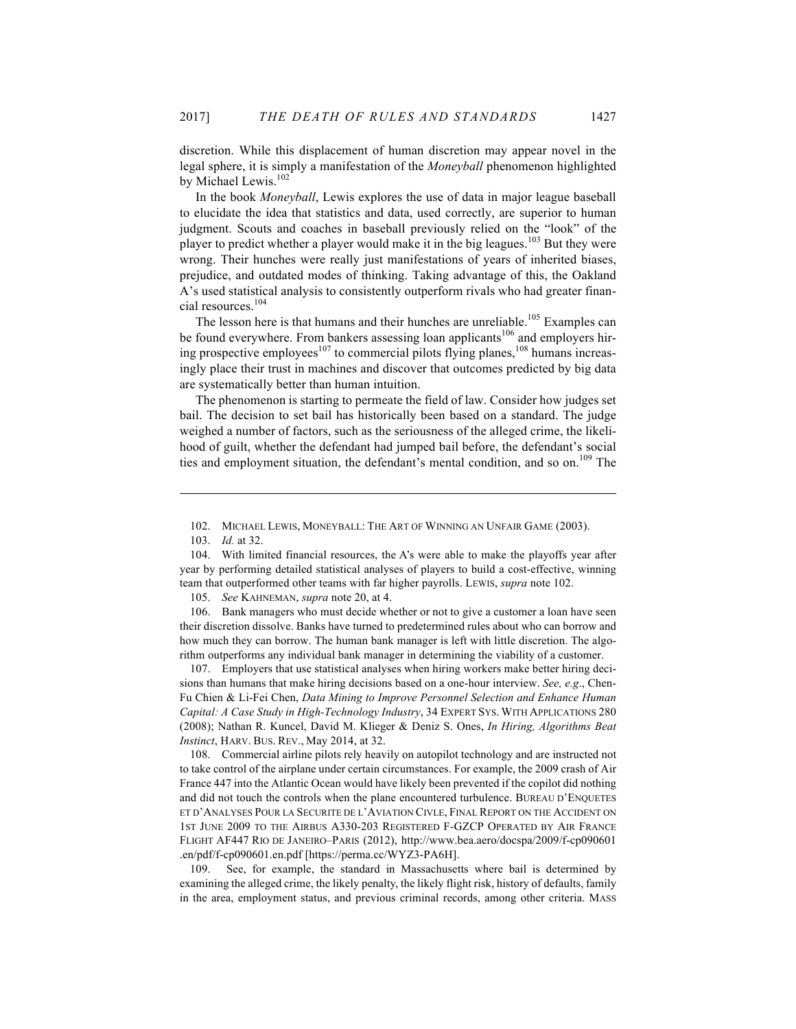discretion. While this displacement of human discretion may appear novel in the legal sphere, it is simply a manifestation of the *Moneyball* phenomenon highlighted by Michael Lewis.[102]

In the book *Moneyball*, Lewis explores the use of data in major league baseball to elucidate the idea that statistics and data, used correctly, are superior to human judgment. Scouts and coaches in baseball previously relied on the "look" of the player to predict whether a player would make it in the big leagues.[103] But they were wrong. Their hunches were really just manifestations of years of inherited biases, prejudice, and outdated modes of thinking. Taking advantage of this, the Oakland A's used statistical analysis to consistently outperform rivals who had greater financial resources.[104]

The lesson here is that humans and their hunches are unreliable.[105] Examples can be found everywhere. From bankers assessing loan applicants[106] and employers hiring prospective employees[107] to commercial pilots flying planes,[108] humans increasingly place their trust in machines and discover that outcomes predicted by big data are systematically better than human intuition.

The phenomenon is starting to permeate the field of law. Consider how judges set bail. The decision to set bail has historically been based on a standard. The judge weighed a number of factors, such as the seriousness of the alleged crime, the likelihood of guilt, whether the defendant had jumped bail before, the defendant's social ties and employment situation, the defendant's mental condition, and so on.[109] The

---

102. MICHAEL LEWIS, MONEYBALL: THE ART OF WINNING AN UNFAIR GAME (2003).

103. *Id.* at 32.

104. With limited financial resources, the A's were able to make the playoffs year after year by performing detailed statistical analyses of players to build a cost-effective, winning team that outperformed other teams with far higher payrolls. LEWIS, *supra* note 102.

105. *See* KAHNEMAN, *supra* note 20, at 4.

106. Bank managers who must decide whether or not to give a customer a loan have seen their discretion dissolve. Banks have turned to predetermined rules about who can borrow and how much they can borrow. The human bank manager is left with little discretion. The algorithm outperforms any individual bank manager in determining the viability of a customer.

107. Employers that use statistical analyses when hiring workers make better hiring decisions than humans that make hiring decisions based on a one-hour interview. *See, e.g.*, Chen-Fu Chien & Li-Fei Chen, *Data Mining to Improve Personnel Selection and Enhance Human Capital: A Case Study in High-Technology Industry*, 34 EXPERT SYS. WITH APPLICATIONS 280 (2008); Nathan R. Kuncel, David M. Klieger & Deniz S. Ones, *In Hiring, Algorithms Beat Instinct*, HARV. BUS. REV., May 2014, at 32.

108. Commercial airline pilots rely heavily on autopilot technology and are instructed not to take control of the airplane under certain circumstances. For example, the 2009 crash of Air France 447 into the Atlantic Ocean would have likely been prevented if the copilot did nothing and did not touch the controls when the plane encountered turbulence. BUREAU D'ENQUETES ET D'ANALYSES POUR LA SECURITE DE L'AVIATION CIVLE, FINAL REPORT ON THE ACCIDENT ON 1ST JUNE 2009 TO THE AIRBUS A330-203 REGISTERED F-GZCP OPERATED BY AIR FRANCE FLIGHT AF447 RIO DE JANEIRO–PARIS (2012), http://www.bea.aero/docspa/2009/f-cp090601.en/pdf/f-cp090601.en.pdf [https://perma.cc/WYZ3-PA6H].

109. See, for example, the standard in Massachusetts where bail is determined by examining the alleged crime, the likely penalty, the likely flight risk, history of defaults, family in the area, employment status, and previous criminal records, among other criteria. MASS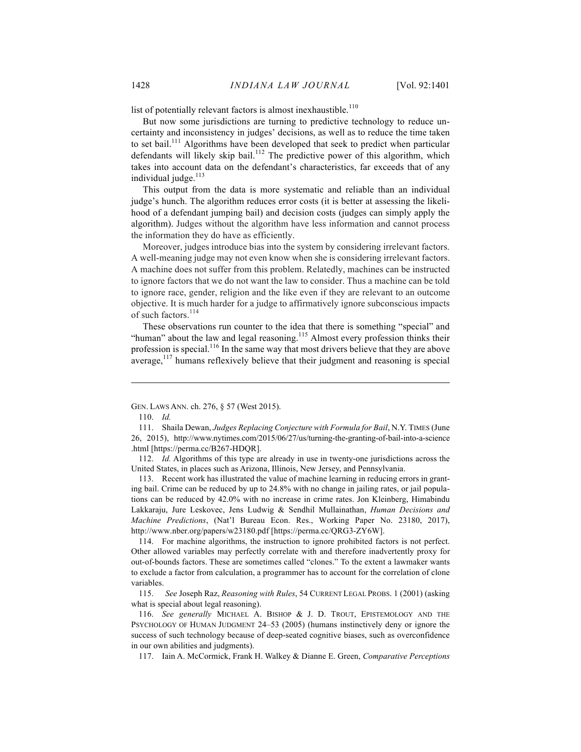list of potentially relevant factors is almost inexhaustible.[110]

But now some jurisdictions are turning to predictive technology to reduce uncertainty and inconsistency in judges' decisions, as well as to reduce the time taken to set bail.[111] Algorithms have been developed that seek to predict when particular defendants will likely skip bail.[112] The predictive power of this algorithm, which takes into account data on the defendant's characteristics, far exceeds that of any individual judge.[113]

This output from the data is more systematic and reliable than an individual judge's hunch. The algorithm reduces error costs (it is better at assessing the likelihood of a defendant jumping bail) and decision costs (judges can simply apply the algorithm). Judges without the algorithm have less information and cannot process the information they do have as efficiently.

Moreover, judges introduce bias into the system by considering irrelevant factors. A well-meaning judge may not even know when she is considering irrelevant factors. A machine does not suffer from this problem. Relatedly, machines can be instructed to ignore factors that we do not want the law to consider. Thus a machine can be told to ignore race, gender, religion and the like even if they are relevant to an outcome objective. It is much harder for a judge to affirmatively ignore subconscious impacts of such factors.[114]

These observations run counter to the idea that there is something "special" and "human" about the law and legal reasoning.[115] Almost every profession thinks their profession is special.[116] In the same way that most drivers believe that they are above average,[117] humans reflexively believe that their judgment and reasoning is special

---

GEN. LAWS ANN. ch. 276, § 57 (West 2015).

110. *Id.*

111. Shaila Dewan, *Judges Replacing Conjecture with Formula for Bail*, N.Y. TIMES (June 26, 2015), http://www.nytimes.com/2015/06/27/us/turning-the-granting-of-bail-into-a-science.html [https://perma.cc/B267-HDQR].

112. *Id.* Algorithms of this type are already in use in twenty-one jurisdictions across the United States, in places such as Arizona, Illinois, New Jersey, and Pennsylvania.

113. Recent work has illustrated the value of machine learning in reducing errors in granting bail. Crime can be reduced by up to 24.8% with no change in jailing rates, or jail populations can be reduced by 42.0% with no increase in crime rates. Jon Kleinberg, Himabindu Lakkaraju, Jure Leskovec, Jens Ludwig & Sendhil Mullainathan, *Human Decisions and Machine Predictions*, (Nat'l Bureau Econ. Res., Working Paper No. 23180, 2017), http://www.nber.org/papers/w23180.pdf [https://perma.cc/QRG3-ZY6W].

114. For machine algorithms, the instruction to ignore prohibited factors is not perfect. Other allowed variables may perfectly correlate with and therefore inadvertently proxy for out-of-bounds factors. These are sometimes called "clones." To the extent a lawmaker wants to exclude a factor from calculation, a programmer has to account for the correlation of clone variables.

115. *See* Joseph Raz, *Reasoning with Rules*, 54 CURRENT LEGAL PROBS. 1 (2001) (asking what is special about legal reasoning).

116. *See generally* MICHAEL A. BISHOP & J. D. TROUT, EPISTEMOLOGY AND THE PSYCHOLOGY OF HUMAN JUDGMENT 24–53 (2005) (humans instinctively deny or ignore the success of such technology because of deep-seated cognitive biases, such as overconfidence in our own abilities and judgments).

117. Iain A. McCormick, Frank H. Walkey & Dianne E. Green, *Comparative Perceptions*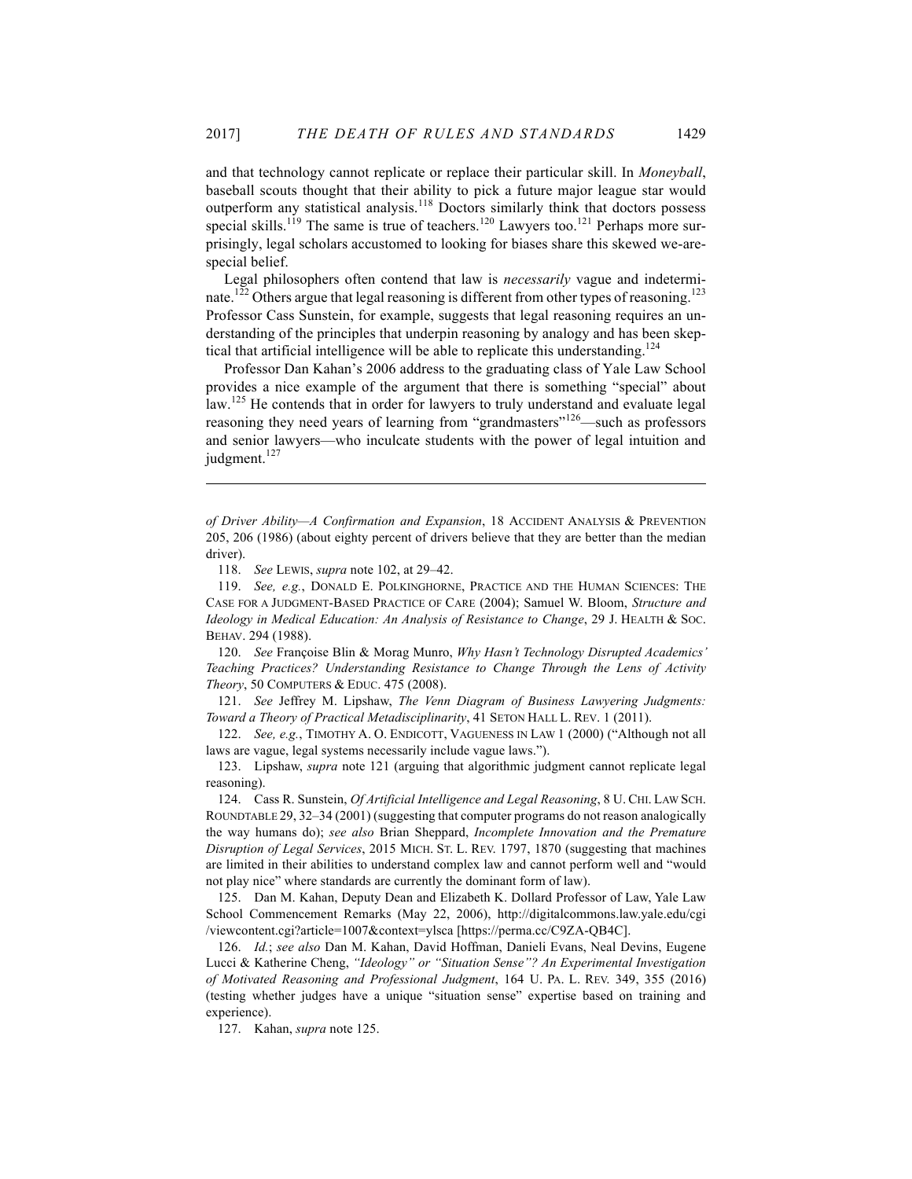and that technology cannot replicate or replace their particular skill. In *Moneyball*, baseball scouts thought that their ability to pick a future major league star would outperform any statistical analysis.[118] Doctors similarly think that doctors possess special skills.[119] The same is true of teachers.[120] Lawyers too.[121] Perhaps more surprisingly, legal scholars accustomed to looking for biases share this skewed we-are-special belief.

Legal philosophers often contend that law is *necessarily* vague and indeterminate.[122] Others argue that legal reasoning is different from other types of reasoning.[123] Professor Cass Sunstein, for example, suggests that legal reasoning requires an understanding of the principles that underpin reasoning by analogy and has been skeptical that artificial intelligence will be able to replicate this understanding.[124]

Professor Dan Kahan's 2006 address to the graduating class of Yale Law School provides a nice example of the argument that there is something "special" about law.[125] He contends that in order for lawyers to truly understand and evaluate legal reasoning they need years of learning from "grandmasters"[126]—such as professors and senior lawyers—who inculcate students with the power of legal intuition and judgment.[127]

---

*of Driver Ability—A Confirmation and Expansion*, 18 ACCIDENT ANALYSIS & PREVENTION 205, 206 (1986) (about eighty percent of drivers believe that they are better than the median driver).

118. *See* LEWIS, *supra* note 102, at 29–42.

119. *See, e.g.*, DONALD E. POLKINGHORNE, PRACTICE AND THE HUMAN SCIENCES: THE CASE FOR A JUDGMENT-BASED PRACTICE OF CARE (2004); Samuel W. Bloom, *Structure and Ideology in Medical Education: An Analysis of Resistance to Change*, 29 J. HEALTH & SOC. BEHAV. 294 (1988).

120. *See* Françoise Blin & Morag Munro, *Why Hasn't Technology Disrupted Academics' Teaching Practices? Understanding Resistance to Change Through the Lens of Activity Theory*, 50 COMPUTERS & EDUC. 475 (2008).

121. *See* Jeffrey M. Lipshaw, *The Venn Diagram of Business Lawyering Judgments: Toward a Theory of Practical Metadisciplinarity*, 41 SETON HALL L. REV. 1 (2011).

122. *See, e.g.*, TIMOTHY A. O. ENDICOTT, VAGUENESS IN LAW 1 (2000) ("Although not all laws are vague, legal systems necessarily include vague laws.").

123. Lipshaw, *supra* note 121 (arguing that algorithmic judgment cannot replicate legal reasoning).

124. Cass R. Sunstein, *Of Artificial Intelligence and Legal Reasoning*, 8 U. CHI. LAW SCH. ROUNDTABLE 29, 32–34 (2001) (suggesting that computer programs do not reason analogically the way humans do); *see also* Brian Sheppard, *Incomplete Innovation and the Premature Disruption of Legal Services*, 2015 MICH. ST. L. REV. 1797, 1870 (suggesting that machines are limited in their abilities to understand complex law and cannot perform well and "would not play nice" where standards are currently the dominant form of law).

125. Dan M. Kahan, Deputy Dean and Elizabeth K. Dollard Professor of Law, Yale Law School Commencement Remarks (May 22, 2006), http://digitalcommons.law.yale.edu/cgi/viewcontent.cgi?article=1007&context=ylsca [https://perma.cc/C9ZA-QB4C].

126. *Id.*; *see also* Dan M. Kahan, David Hoffman, Danieli Evans, Neal Devins, Eugene Lucci & Katherine Cheng, *"Ideology" or "Situation Sense"? An Experimental Investigation of Motivated Reasoning and Professional Judgment*, 164 U. PA. L. REV. 349, 355 (2016) (testing whether judges have a unique "situation sense" expertise based on training and experience).

127. Kahan, *supra* note 125.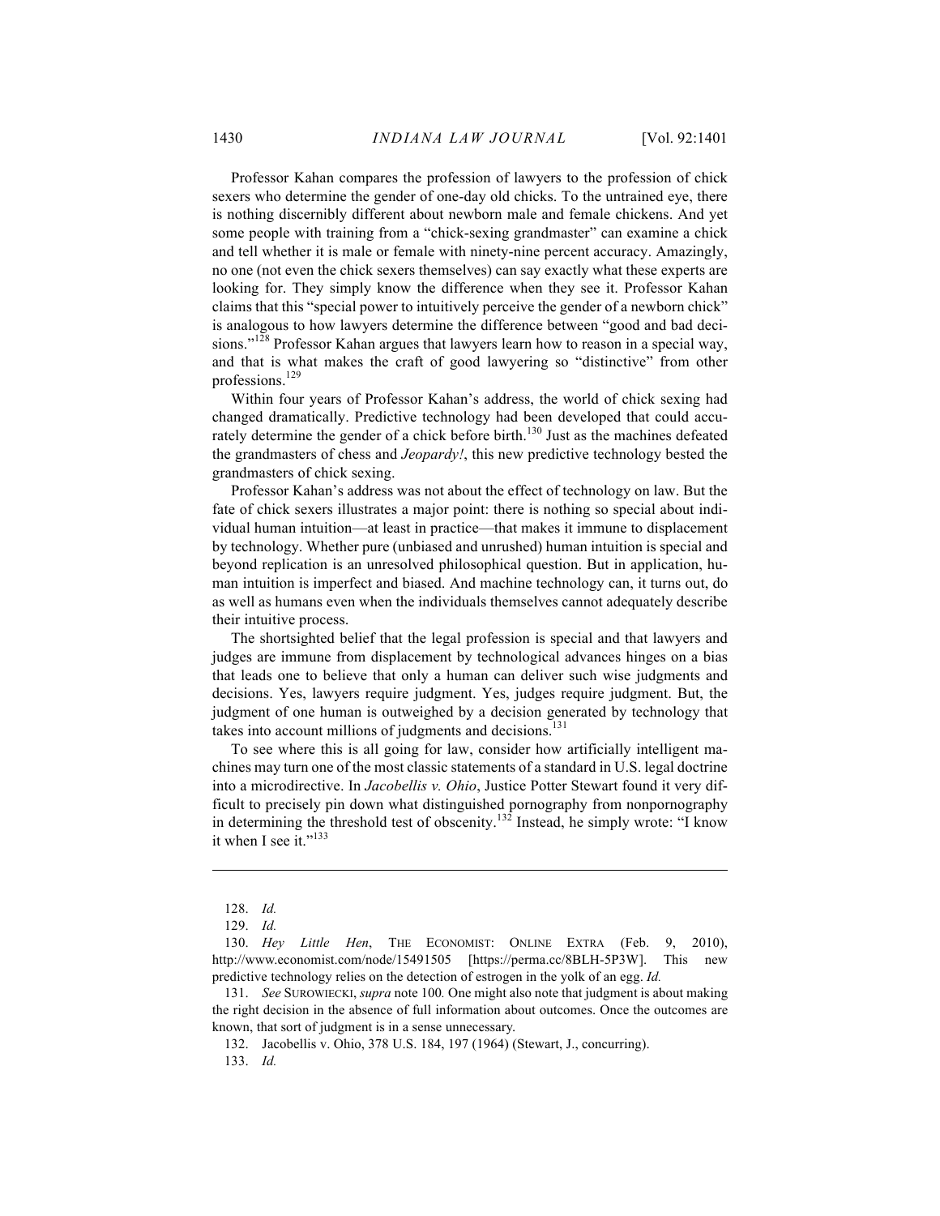Professor Kahan compares the profession of lawyers to the profession of chick sexers who determine the gender of one-day old chicks. To the untrained eye, there is nothing discernibly different about newborn male and female chickens. And yet some people with training from a "chick-sexing grandmaster" can examine a chick and tell whether it is male or female with ninety-nine percent accuracy. Amazingly, no one (not even the chick sexers themselves) can say exactly what these experts are looking for. They simply know the difference when they see it. Professor Kahan claims that this "special power to intuitively perceive the gender of a newborn chick" is analogous to how lawyers determine the difference between "good and bad decisions."[128] Professor Kahan argues that lawyers learn how to reason in a special way, and that is what makes the craft of good lawyering so "distinctive" from other professions.[129]

Within four years of Professor Kahan's address, the world of chick sexing had changed dramatically. Predictive technology had been developed that could accurately determine the gender of a chick before birth.[130] Just as the machines defeated the grandmasters of chess and *Jeopardy!*, this new predictive technology bested the grandmasters of chick sexing.

Professor Kahan's address was not about the effect of technology on law. But the fate of chick sexers illustrates a major point: there is nothing so special about individual human intuition—at least in practice—that makes it immune to displacement by technology. Whether pure (unbiased and unrushed) human intuition is special and beyond replication is an unresolved philosophical question. But in application, human intuition is imperfect and biased. And machine technology can, it turns out, do as well as humans even when the individuals themselves cannot adequately describe their intuitive process.

The shortsighted belief that the legal profession is special and that lawyers and judges are immune from displacement by technological advances hinges on a bias that leads one to believe that only a human can deliver such wise judgments and decisions. Yes, lawyers require judgment. Yes, judges require judgment. But, the judgment of one human is outweighed by a decision generated by technology that takes into account millions of judgments and decisions.[131]

To see where this is all going for law, consider how artificially intelligent machines may turn one of the most classic statements of a standard in U.S. legal doctrine into a microdirective. In *Jacobellis v. Ohio*, Justice Potter Stewart found it very difficult to precisely pin down what distinguished pornography from nonpornography in determining the threshold test of obscenity.[132] Instead, he simply wrote: "I know it when I see it."[133]

---

128. *Id.*

129. *Id.*

130. *Hey Little Hen*, THE ECONOMIST: ONLINE EXTRA (Feb. 9, 2010), http://www.economist.com/node/15491505 [https://perma.cc/8BLH-5P3W]. This new predictive technology relies on the detection of estrogen in the yolk of an egg. *Id.*

131. *See* SUROWIECKI, *supra* note 100. One might also note that judgment is about making the right decision in the absence of full information about outcomes. Once the outcomes are known, that sort of judgment is in a sense unnecessary.

132. Jacobellis v. Ohio, 378 U.S. 184, 197 (1964) (Stewart, J., concurring).

133. *Id.*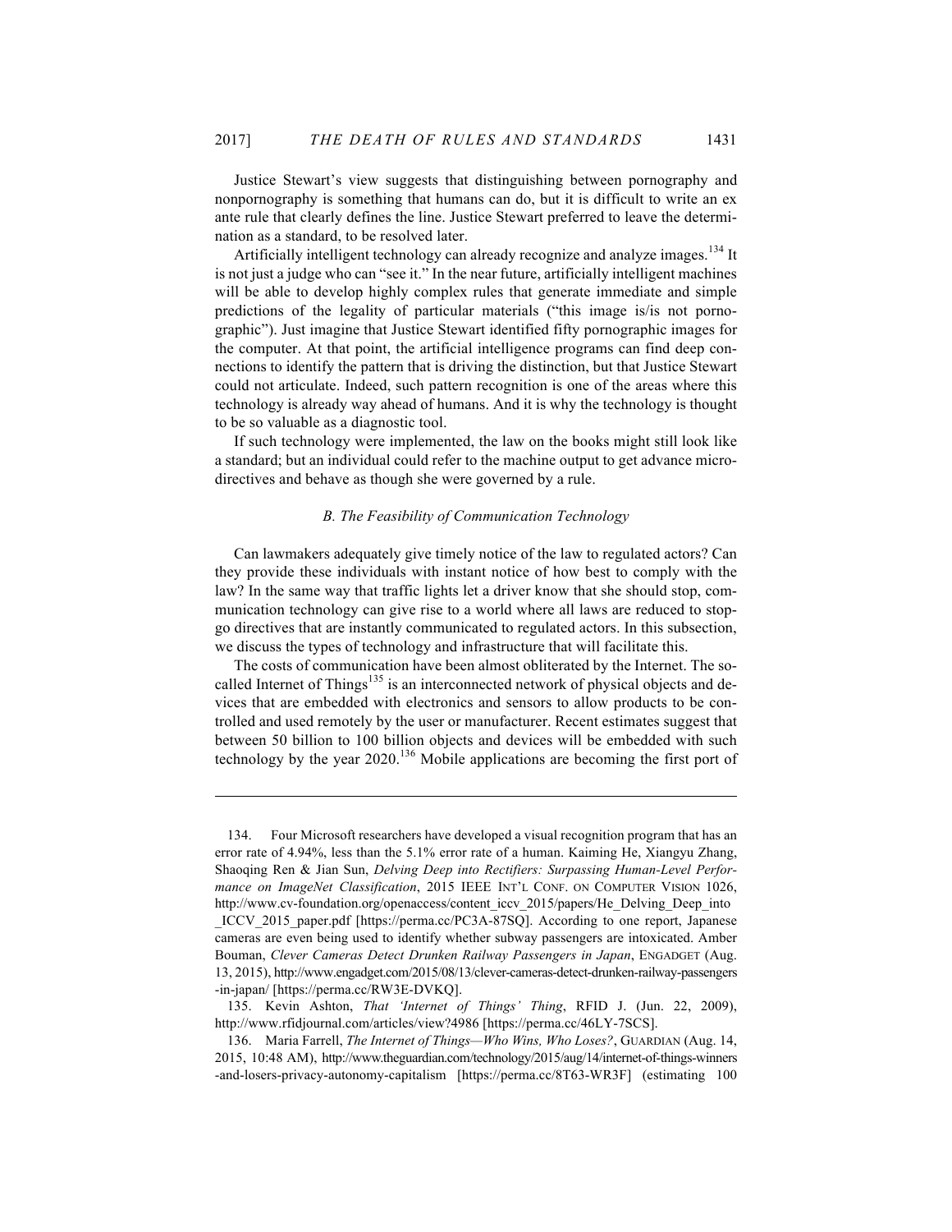Justice Stewart's view suggests that distinguishing between pornography and nonpornography is something that humans can do, but it is difficult to write an ex ante rule that clearly defines the line. Justice Stewart preferred to leave the determination as a standard, to be resolved later.

Artificially intelligent technology can already recognize and analyze images.[134] It is not just a judge who can "see it." In the near future, artificially intelligent machines will be able to develop highly complex rules that generate immediate and simple predictions of the legality of particular materials ("this image is/is not pornographic"). Just imagine that Justice Stewart identified fifty pornographic images for the computer. At that point, the artificial intelligence programs can find deep connections to identify the pattern that is driving the distinction, but that Justice Stewart could not articulate. Indeed, such pattern recognition is one of the areas where this technology is already way ahead of humans. And it is why the technology is thought to be so valuable as a diagnostic tool.

If such technology were implemented, the law on the books might still look like a standard; but an individual could refer to the machine output to get advance microdirectives and behave as though she were governed by a rule.

### *B. The Feasibility of Communication Technology*

Can lawmakers adequately give timely notice of the law to regulated actors? Can they provide these individuals with instant notice of how best to comply with the law? In the same way that traffic lights let a driver know that she should stop, communication technology can give rise to a world where all laws are reduced to stop-go directives that are instantly communicated to regulated actors. In this subsection, we discuss the types of technology and infrastructure that will facilitate this.

The costs of communication have been almost obliterated by the Internet. The so-called Internet of Things[135] is an interconnected network of physical objects and devices that are embedded with electronics and sensors to allow products to be controlled and used remotely by the user or manufacturer. Recent estimates suggest that between 50 billion to 100 billion objects and devices will be embedded with such technology by the year 2020.[136] Mobile applications are becoming the first port of

---

134. Four Microsoft researchers have developed a visual recognition program that has an error rate of 4.94%, less than the 5.1% error rate of a human. Kaiming He, Xiangyu Zhang, Shaoqing Ren & Jian Sun, *Delving Deep into Rectifiers: Surpassing Human-Level Performance on ImageNet Classification*, 2015 IEEE INT'L CONF. ON COMPUTER VISION 1026, http://www.cv-foundation.org/openaccess/content_iccv_2015/papers/He_Delving_Deep_into_ICCV_2015_paper.pdf [https://perma.cc/PC3A-87SQ]. According to one report, Japanese cameras are even being used to identify whether subway passengers are intoxicated. Amber Bouman, *Clever Cameras Detect Drunken Railway Passengers in Japan*, ENGADGET (Aug. 13, 2015), http://www.engadget.com/2015/08/13/clever-cameras-detect-drunken-railway-passengers-in-japan/ [https://perma.cc/RW3E-DVKQ].

135. Kevin Ashton, *That 'Internet of Things' Thing*, RFID J. (Jun. 22, 2009), http://www.rfidjournal.com/articles/view?4986 [https://perma.cc/46LY-7SCS].

136. Maria Farrell, *The Internet of Things—Who Wins, Who Loses?*, GUARDIAN (Aug. 14, 2015, 10:48 AM), http://www.theguardian.com/technology/2015/aug/14/internet-of-things-winners-and-losers-privacy-autonomy-capitalism [https://perma.cc/8T63-WR3F] (estimating 100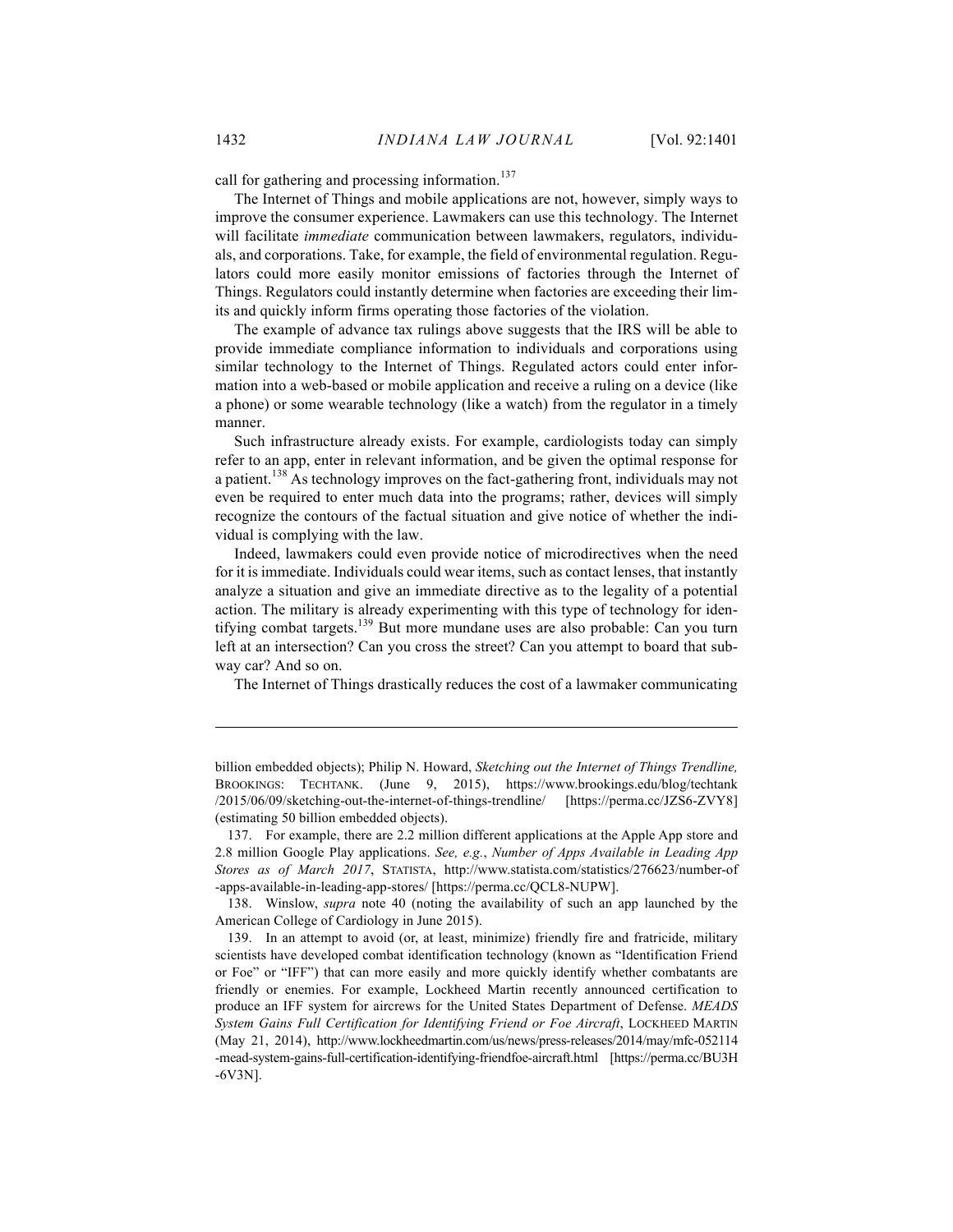call for gathering and processing information.[137]

The Internet of Things and mobile applications are not, however, simply ways to improve the consumer experience. Lawmakers can use this technology. The Internet will facilitate *immediate* communication between lawmakers, regulators, individuals, and corporations. Take, for example, the field of environmental regulation. Regulators could more easily monitor emissions of factories through the Internet of Things. Regulators could instantly determine when factories are exceeding their limits and quickly inform firms operating those factories of the violation.

The example of advance tax rulings above suggests that the IRS will be able to provide immediate compliance information to individuals and corporations using similar technology to the Internet of Things. Regulated actors could enter information into a web-based or mobile application and receive a ruling on a device (like a phone) or some wearable technology (like a watch) from the regulator in a timely manner.

Such infrastructure already exists. For example, cardiologists today can simply refer to an app, enter in relevant information, and be given the optimal response for a patient.[138] As technology improves on the fact-gathering front, individuals may not even be required to enter much data into the programs; rather, devices will simply recognize the contours of the factual situation and give notice of whether the individual is complying with the law.

Indeed, lawmakers could even provide notice of microdirectives when the need for it is immediate. Individuals could wear items, such as contact lenses, that instantly analyze a situation and give an immediate directive as to the legality of a potential action. The military is already experimenting with this type of technology for identifying combat targets.[139] But more mundane uses are also probable: Can you turn left at an intersection? Can you cross the street? Can you attempt to board that subway car? And so on.

The Internet of Things drastically reduces the cost of a lawmaker communicating

---

billion embedded objects); Philip N. Howard, *Sketching out the Internet of Things Trendline,* BROOKINGS: TECHTANK. (June 9, 2015), https://www.brookings.edu/blog/techtank/2015/06/09/sketching-out-the-internet-of-things-trendline/ [https://perma.cc/JZS6-ZVY8] (estimating 50 billion embedded objects).

137. For example, there are 2.2 million different applications at the Apple App store and 2.8 million Google Play applications. *See, e.g.*, *Number of Apps Available in Leading App Stores as of March 2017*, STATISTA, http://www.statista.com/statistics/276623/number-of-apps-available-in-leading-app-stores/ [https://perma.cc/QCL8-NUPW].

138. Winslow, *supra* note 40 (noting the availability of such an app launched by the American College of Cardiology in June 2015).

139. In an attempt to avoid (or, at least, minimize) friendly fire and fratricide, military scientists have developed combat identification technology (known as "Identification Friend or Foe" or "IFF") that can more easily and more quickly identify whether combatants are friendly or enemies. For example, Lockheed Martin recently announced certification to produce an IFF system for aircrews for the United States Department of Defense. *MEADS System Gains Full Certification for Identifying Friend or Foe Aircraft*, LOCKHEED MARTIN (May 21, 2014), http://www.lockheedmartin.com/us/news/press-releases/2014/may/mfc-052114-mead-system-gains-full-certification-identifying-friendfoe-aircraft.html [https://perma.cc/BU3H-6V3N].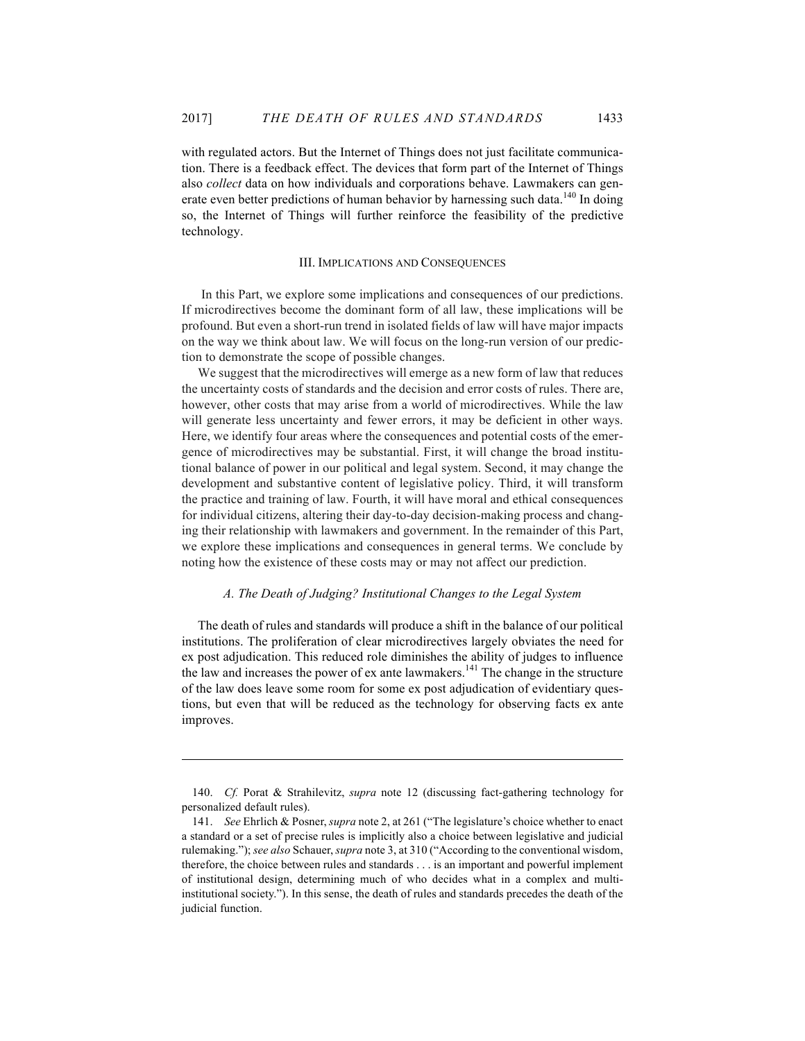with regulated actors. But the Internet of Things does not just facilitate communication. There is a feedback effect. The devices that form part of the Internet of Things also *collect* data on how individuals and corporations behave. Lawmakers can generate even better predictions of human behavior by harnessing such data.[140] In doing so, the Internet of Things will further reinforce the feasibility of the predictive technology.

## III. Implications and Consequences

In this Part, we explore some implications and consequences of our predictions. If microdirectives become the dominant form of all law, these implications will be profound. But even a short-run trend in isolated fields of law will have major impacts on the way we think about law. We will focus on the long-run version of our prediction to demonstrate the scope of possible changes.

We suggest that the microdirectives will emerge as a new form of law that reduces the uncertainty costs of standards and the decision and error costs of rules. There are, however, other costs that may arise from a world of microdirectives. While the law will generate less uncertainty and fewer errors, it may be deficient in other ways. Here, we identify four areas where the consequences and potential costs of the emergence of microdirectives may be substantial. First, it will change the broad institutional balance of power in our political and legal system. Second, it may change the development and substantive content of legislative policy. Third, it will transform the practice and training of law. Fourth, it will have moral and ethical consequences for individual citizens, altering their day-to-day decision-making process and changing their relationship with lawmakers and government. In the remainder of this Part, we explore these implications and consequences in general terms. We conclude by noting how the existence of these costs may or may not affect our prediction.

### *A. The Death of Judging? Institutional Changes to the Legal System*

The death of rules and standards will produce a shift in the balance of our political institutions. The proliferation of clear microdirectives largely obviates the need for ex post adjudication. This reduced role diminishes the ability of judges to influence the law and increases the power of ex ante lawmakers.[141] The change in the structure of the law does leave some room for some ex post adjudication of evidentiary questions, but even that will be reduced as the technology for observing facts ex ante improves.

---

140. *Cf.* Porat & Strahilevitz, *supra* note 12 (discussing fact-gathering technology for personalized default rules).

141. *See* Ehrlich & Posner, *supra* note 2, at 261 ("The legislature's choice whether to enact a standard or a set of precise rules is implicitly also a choice between legislative and judicial rulemaking."); *see also* Schauer, *supra* note 3, at 310 ("According to the conventional wisdom, therefore, the choice between rules and standards . . . is an important and powerful implement of institutional design, determining much of who decides what in a complex and multi-institutional society."). In this sense, the death of rules and standards precedes the death of the judicial function.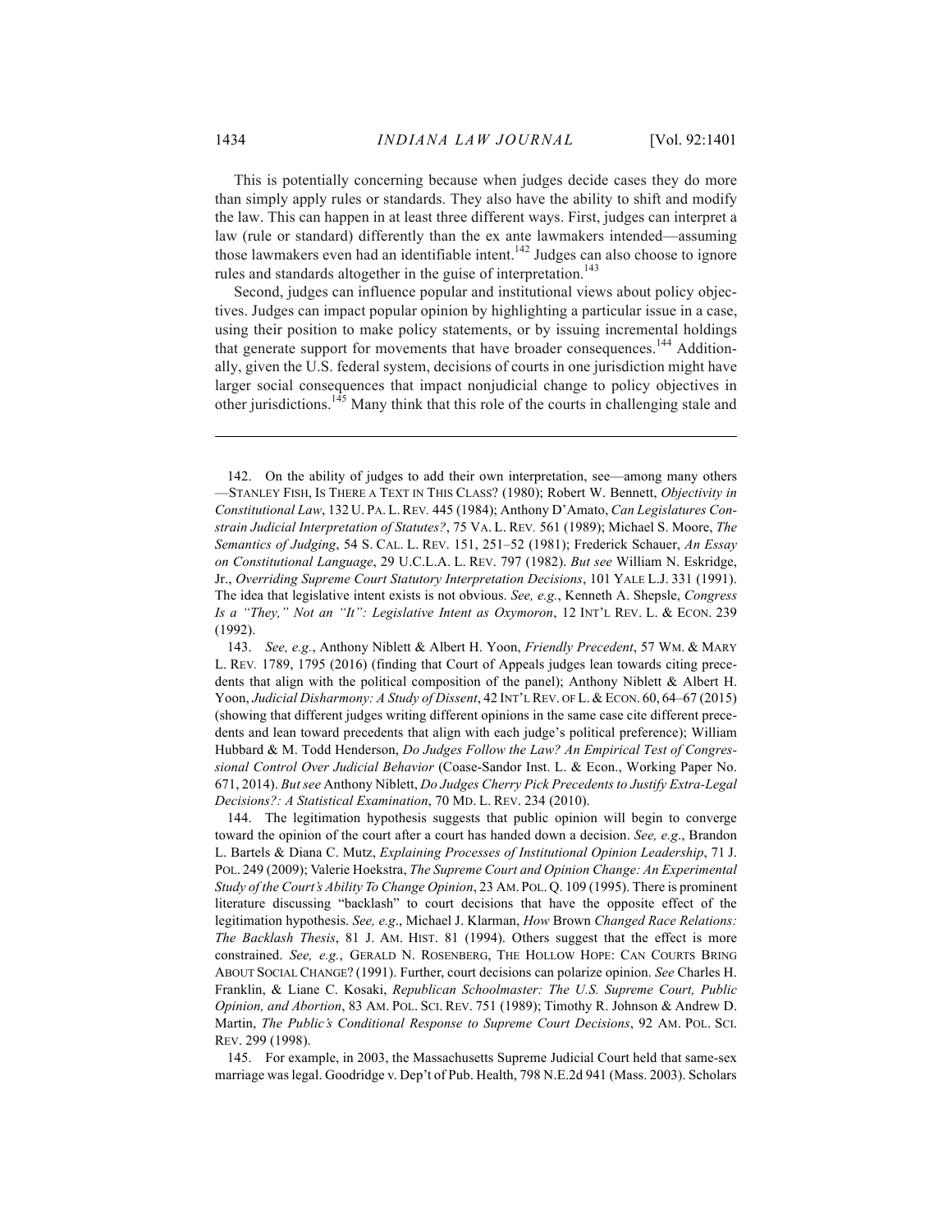This is potentially concerning because when judges decide cases they do more than simply apply rules or standards. They also have the ability to shift and modify the law. This can happen in at least three different ways. First, judges can interpret a law (rule or standard) differently than the ex ante lawmakers intended—assuming those lawmakers even had an identifiable intent.[142] Judges can also choose to ignore rules and standards altogether in the guise of interpretation.[143]

Second, judges can influence popular and institutional views about policy objectives. Judges can impact popular opinion by highlighting a particular issue in a case, using their position to make policy statements, or by issuing incremental holdings that generate support for movements that have broader consequences.[144] Additionally, given the U.S. federal system, decisions of courts in one jurisdiction might have larger social consequences that impact nonjudicial change to policy objectives in other jurisdictions.[145] Many think that this role of the courts in challenging stale and

---

142. On the ability of judges to add their own interpretation, see—among many others —STANLEY FISH, IS THERE A TEXT IN THIS CLASS? (1980); Robert W. Bennett, *Objectivity in Constitutional Law*, 132 U. PA. L. REV. 445 (1984); Anthony D'Amato, *Can Legislatures Constrain Judicial Interpretation of Statutes?*, 75 VA. L. REV. 561 (1989); Michael S. Moore, *The Semantics of Judging*, 54 S. CAL. L. REV. 151, 251–52 (1981); Frederick Schauer, *An Essay on Constitutional Language*, 29 U.C.L.A. L. REV. 797 (1982). *But see* William N. Eskridge, Jr., *Overriding Supreme Court Statutory Interpretation Decisions*, 101 YALE L.J. 331 (1991). The idea that legislative intent exists is not obvious. *See, e.g.*, Kenneth A. Shepsle, *Congress Is a "They," Not an "It": Legislative Intent as Oxymoron*, 12 INT'L REV. L. & ECON. 239 (1992).

143. *See, e.g.*, Anthony Niblett & Albert H. Yoon, *Friendly Precedent*, 57 WM. & MARY L. REV. 1789, 1795 (2016) (finding that Court of Appeals judges lean towards citing precedents that align with the political composition of the panel); Anthony Niblett & Albert H. Yoon, *Judicial Disharmony: A Study of Dissent*, 42 INT'L REV. OF L. & ECON. 60, 64–67 (2015) (showing that different judges writing different opinions in the same case cite different precedents and lean toward precedents that align with each judge's political preference); William Hubbard & M. Todd Henderson, *Do Judges Follow the Law? An Empirical Test of Congressional Control Over Judicial Behavior* (Coase-Sandor Inst. L. & Econ., Working Paper No. 671, 2014). *But see* Anthony Niblett, *Do Judges Cherry Pick Precedents to Justify Extra-Legal Decisions?: A Statistical Examination*, 70 MD. L. REV. 234 (2010).

144. The legitimation hypothesis suggests that public opinion will begin to converge toward the opinion of the court after a court has handed down a decision. *See, e.g*., Brandon L. Bartels & Diana C. Mutz, *Explaining Processes of Institutional Opinion Leadership*, 71 J. POL. 249 (2009); Valerie Hoekstra, *The Supreme Court and Opinion Change: An Experimental Study of the Court's Ability To Change Opinion*, 23 AM. POL. Q. 109 (1995). There is prominent literature discussing "backlash" to court decisions that have the opposite effect of the legitimation hypothesis. *See, e.g*., Michael J. Klarman, *How* Brown *Changed Race Relations: The Backlash Thesis*, 81 J. AM. HIST. 81 (1994). Others suggest that the effect is more constrained. *See, e.g.*, GERALD N. ROSENBERG, THE HOLLOW HOPE: CAN COURTS BRING ABOUT SOCIAL CHANGE? (1991). Further, court decisions can polarize opinion. *See* Charles H. Franklin, & Liane C. Kosaki, *Republican Schoolmaster: The U.S. Supreme Court, Public Opinion, and Abortion*, 83 AM. POL. SCI. REV. 751 (1989); Timothy R. Johnson & Andrew D. Martin, *The Public's Conditional Response to Supreme Court Decisions*, 92 AM. POL. SCI. REV. 299 (1998).

145. For example, in 2003, the Massachusetts Supreme Judicial Court held that same-sex marriage was legal. Goodridge v. Dep't of Pub. Health, 798 N.E.2d 941 (Mass. 2003). Scholars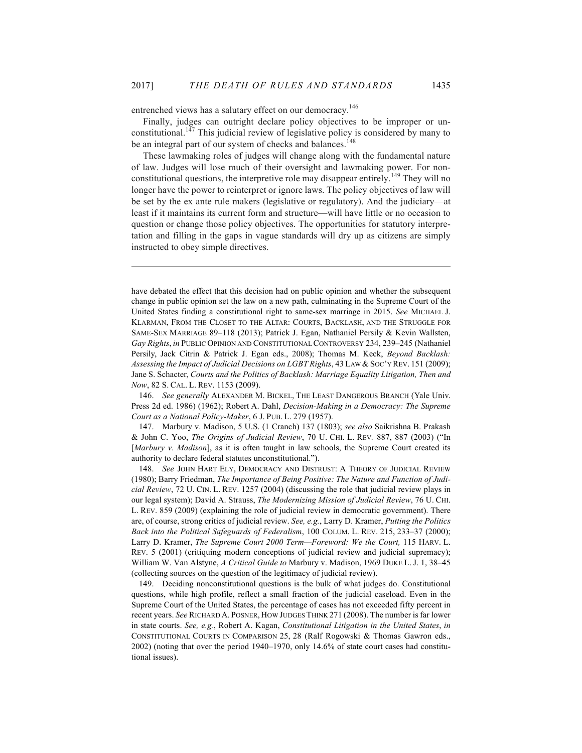entrenched views has a salutary effect on our democracy.[146]

Finally, judges can outright declare policy objectives to be improper or unconstitutional.[147] This judicial review of legislative policy is considered by many to be an integral part of our system of checks and balances.[148]

These lawmaking roles of judges will change along with the fundamental nature of law. Judges will lose much of their oversight and lawmaking power. For nonconstitutional questions, the interpretive role may disappear entirely.[149] They will no longer have the power to reinterpret or ignore laws. The policy objectives of law will be set by the ex ante rule makers (legislative or regulatory). And the judiciary—at least if it maintains its current form and structure—will have little or no occasion to question or change those policy objectives. The opportunities for statutory interpretation and filling in the gaps in vague standards will dry up as citizens are simply instructed to obey simple directives.

---

have debated the effect that this decision had on public opinion and whether the subsequent change in public opinion set the law on a new path, culminating in the Supreme Court of the United States finding a constitutional right to same-sex marriage in 2015. *See* MICHAEL J. KLARMAN, FROM THE CLOSET TO THE ALTAR: COURTS, BACKLASH, AND THE STRUGGLE FOR SAME-SEX MARRIAGE 89–118 (2013); Patrick J. Egan, Nathaniel Persily & Kevin Wallsten, *Gay Rights*, *in* PUBLIC OPINION AND CONSTITUTIONAL CONTROVERSY 234, 239–245 (Nathaniel Persily, Jack Citrin & Patrick J. Egan eds., 2008); Thomas M. Keck, *Beyond Backlash: Assessing the Impact of Judicial Decisions on LGBT Rights*, 43 LAW & SOC'Y REV. 151 (2009); Jane S. Schacter, *Courts and the Politics of Backlash: Marriage Equality Litigation, Then and Now*, 82 S. CAL. L. REV. 1153 (2009).

146. *See generally* ALEXANDER M. BICKEL, THE LEAST DANGEROUS BRANCH (Yale Univ. Press 2d ed. 1986) (1962); Robert A. Dahl, *Decision-Making in a Democracy: The Supreme Court as a National Policy-Maker*, 6 J. PUB. L. 279 (1957).

147. Marbury v. Madison, 5 U.S. (1 Cranch) 137 (1803); *see also* Saikrishna B. Prakash & John C. Yoo, *The Origins of Judicial Review*, 70 U. CHI. L. REV. 887, 887 (2003) ("In [*Marbury v. Madison*], as it is often taught in law schools, the Supreme Court created its authority to declare federal statutes unconstitutional.").

148. *See* JOHN HART ELY, DEMOCRACY AND DISTRUST: A THEORY OF JUDICIAL REVIEW (1980); Barry Friedman, *The Importance of Being Positive: The Nature and Function of Judicial Review*, 72 U. CIN. L. REV. 1257 (2004) (discussing the role that judicial review plays in our legal system); David A. Strauss, *The Modernizing Mission of Judicial Review*, 76 U. CHI. L. REV. 859 (2009) (explaining the role of judicial review in democratic government). There are, of course, strong critics of judicial review. *See, e.g.*, Larry D. Kramer, *Putting the Politics Back into the Political Safeguards of Federalism*, 100 COLUM. L. REV. 215, 233–37 (2000); Larry D. Kramer, *The Supreme Court 2000 Term—Foreword: We the Court,* 115 HARV. L. REV. 5 (2001) (critiquing modern conceptions of judicial review and judicial supremacy); William W. Van Alstyne, *A Critical Guide to* Marbury v. Madison, 1969 DUKE L. J. 1, 38–45 (collecting sources on the question of the legitimacy of judicial review).

149. Deciding nonconstitutional questions is the bulk of what judges do. Constitutional questions, while high profile, reflect a small fraction of the judicial caseload. Even in the Supreme Court of the United States, the percentage of cases has not exceeded fifty percent in recent years. *See* RICHARD A. POSNER, HOW JUDGES THINK 271 (2008). The number is far lower in state courts. *See, e.g.*, Robert A. Kagan, *Constitutional Litigation in the United States*, *in* CONSTITUTIONAL COURTS IN COMPARISON 25, 28 (Ralf Rogowski & Thomas Gawron eds., 2002) (noting that over the period 1940–1970, only 14.6% of state court cases had constitutional issues).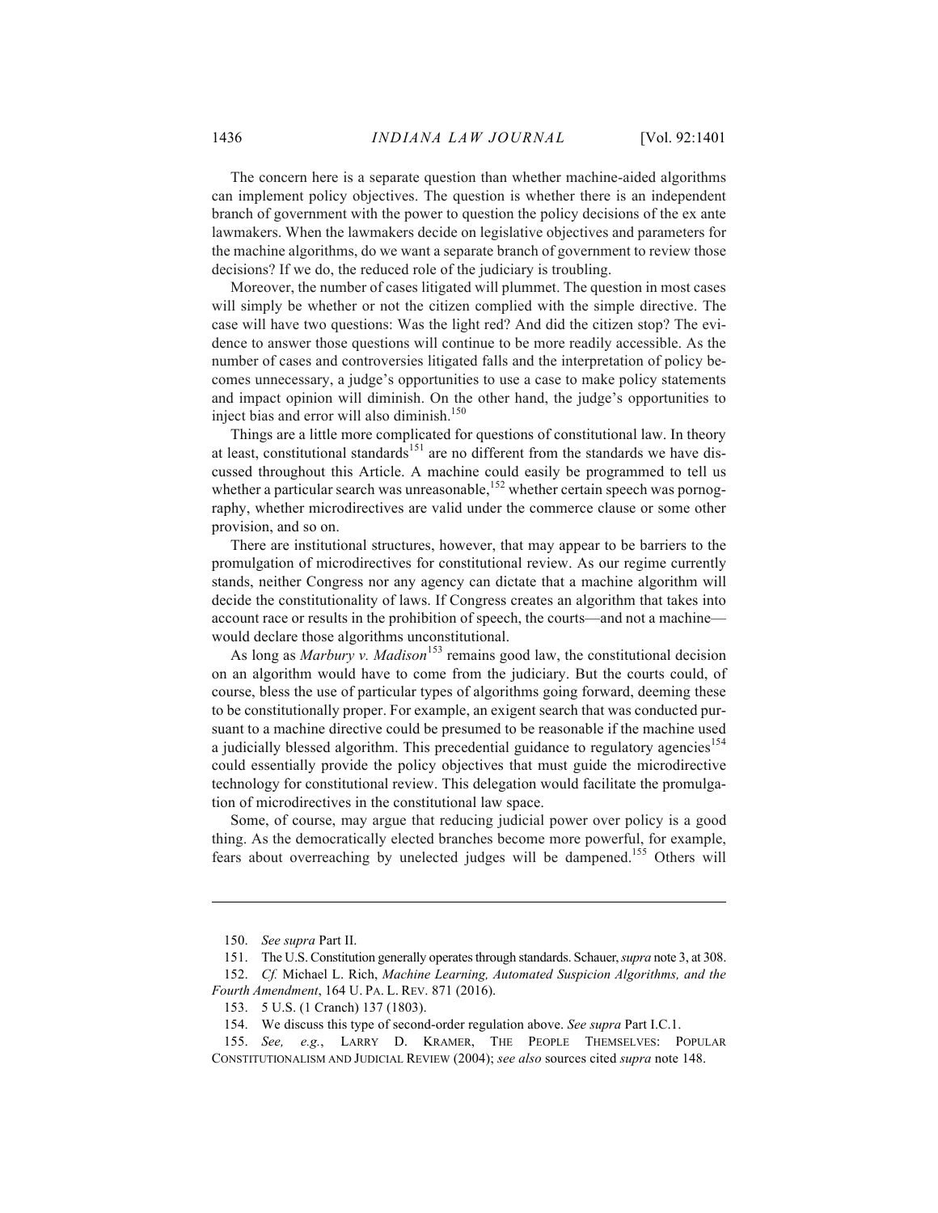The concern here is a separate question than whether machine-aided algorithms can implement policy objectives. The question is whether there is an independent branch of government with the power to question the policy decisions of the ex ante lawmakers. When the lawmakers decide on legislative objectives and parameters for the machine algorithms, do we want a separate branch of government to review those decisions? If we do, the reduced role of the judiciary is troubling.

Moreover, the number of cases litigated will plummet. The question in most cases will simply be whether or not the citizen complied with the simple directive. The case will have two questions: Was the light red? And did the citizen stop? The evidence to answer those questions will continue to be more readily accessible. As the number of cases and controversies litigated falls and the interpretation of policy becomes unnecessary, a judge's opportunities to use a case to make policy statements and impact opinion will diminish. On the other hand, the judge's opportunities to inject bias and error will also diminish.[150]

Things are a little more complicated for questions of constitutional law. In theory at least, constitutional standards[151] are no different from the standards we have discussed throughout this Article. A machine could easily be programmed to tell us whether a particular search was unreasonable,[152] whether certain speech was pornography, whether microdirectives are valid under the commerce clause or some other provision, and so on.

There are institutional structures, however, that may appear to be barriers to the promulgation of microdirectives for constitutional review. As our regime currently stands, neither Congress nor any agency can dictate that a machine algorithm will decide the constitutionality of laws. If Congress creates an algorithm that takes into account race or results in the prohibition of speech, the courts—and not a machine—would declare those algorithms unconstitutional.

As long as *Marbury v. Madison*[153] remains good law, the constitutional decision on an algorithm would have to come from the judiciary. But the courts could, of course, bless the use of particular types of algorithms going forward, deeming these to be constitutionally proper. For example, an exigent search that was conducted pursuant to a machine directive could be presumed to be reasonable if the machine used a judicially blessed algorithm. This precedential guidance to regulatory agencies[154] could essentially provide the policy objectives that must guide the microdirective technology for constitutional review. This delegation would facilitate the promulgation of microdirectives in the constitutional law space.

Some, of course, may argue that reducing judicial power over policy is a good thing. As the democratically elected branches become more powerful, for example, fears about overreaching by unelected judges will be dampened.[155] Others will

---

150. *See supra* Part II.

151. The U.S. Constitution generally operates through standards. Schauer, *supra* note 3, at 308.

152. *Cf.* Michael L. Rich, *Machine Learning, Automated Suspicion Algorithms, and the Fourth Amendment*, 164 U. PA. L. REV. 871 (2016).

153. 5 U.S. (1 Cranch) 137 (1803).

154. We discuss this type of second-order regulation above. *See supra* Part I.C.1.

155. *See, e.g.*, LARRY D. KRAMER, THE PEOPLE THEMSELVES: POPULAR CONSTITUTIONALISM AND JUDICIAL REVIEW (2004); *see also* sources cited *supra* note 148.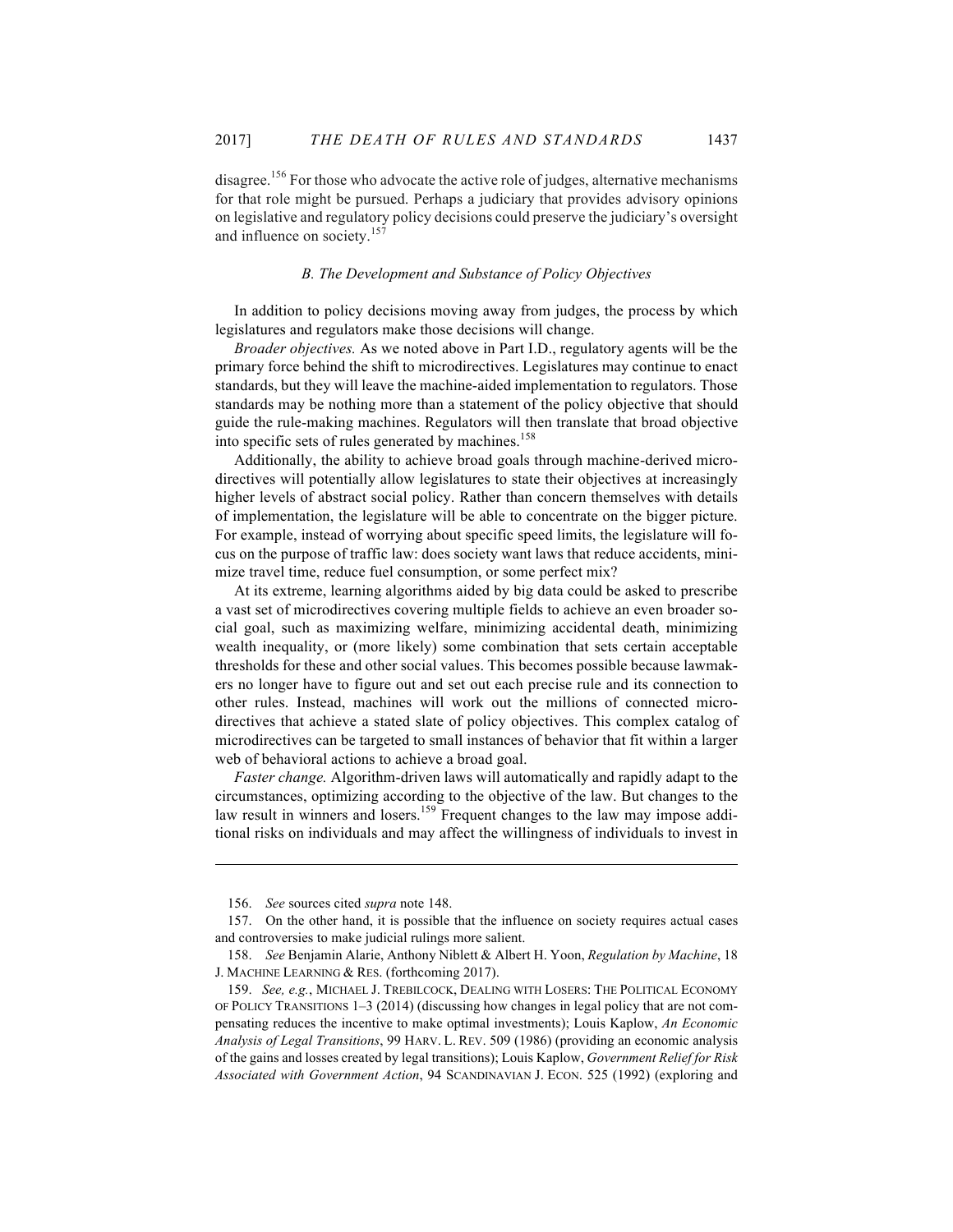disagree.[156] For those who advocate the active role of judges, alternative mechanisms for that role might be pursued. Perhaps a judiciary that provides advisory opinions on legislative and regulatory policy decisions could preserve the judiciary's oversight and influence on society.[157]

### *B. The Development and Substance of Policy Objectives*

In addition to policy decisions moving away from judges, the process by which legislatures and regulators make those decisions will change.

*Broader objectives.* As we noted above in Part I.D., regulatory agents will be the primary force behind the shift to microdirectives. Legislatures may continue to enact standards, but they will leave the machine-aided implementation to regulators. Those standards may be nothing more than a statement of the policy objective that should guide the rule-making machines. Regulators will then translate that broad objective into specific sets of rules generated by machines.[158]

Additionally, the ability to achieve broad goals through machine-derived microdirectives will potentially allow legislatures to state their objectives at increasingly higher levels of abstract social policy. Rather than concern themselves with details of implementation, the legislature will be able to concentrate on the bigger picture. For example, instead of worrying about specific speed limits, the legislature will focus on the purpose of traffic law: does society want laws that reduce accidents, minimize travel time, reduce fuel consumption, or some perfect mix?

At its extreme, learning algorithms aided by big data could be asked to prescribe a vast set of microdirectives covering multiple fields to achieve an even broader social goal, such as maximizing welfare, minimizing accidental death, minimizing wealth inequality, or (more likely) some combination that sets certain acceptable thresholds for these and other social values. This becomes possible because lawmakers no longer have to figure out and set out each precise rule and its connection to other rules. Instead, machines will work out the millions of connected microdirectives that achieve a stated slate of policy objectives. This complex catalog of microdirectives can be targeted to small instances of behavior that fit within a larger web of behavioral actions to achieve a broad goal.

*Faster change.* Algorithm-driven laws will automatically and rapidly adapt to the circumstances, optimizing according to the objective of the law. But changes to the law result in winners and losers.[159] Frequent changes to the law may impose additional risks on individuals and may affect the willingness of individuals to invest in

---

156. *See* sources cited *supra* note 148.

157. On the other hand, it is possible that the influence on society requires actual cases and controversies to make judicial rulings more salient.

158. *See* Benjamin Alarie, Anthony Niblett & Albert H. Yoon, *Regulation by Machine*, 18 J. MACHINE LEARNING & RES. (forthcoming 2017).

159. *See, e.g.*, MICHAEL J. TREBILCOCK, DEALING WITH LOSERS: THE POLITICAL ECONOMY OF POLICY TRANSITIONS 1–3 (2014) (discussing how changes in legal policy that are not compensating reduces the incentive to make optimal investments); Louis Kaplow, *An Economic Analysis of Legal Transitions*, 99 HARV. L. REV. 509 (1986) (providing an economic analysis of the gains and losses created by legal transitions); Louis Kaplow, *Government Relief for Risk Associated with Government Action*, 94 SCANDINAVIAN J. ECON. 525 (1992) (exploring and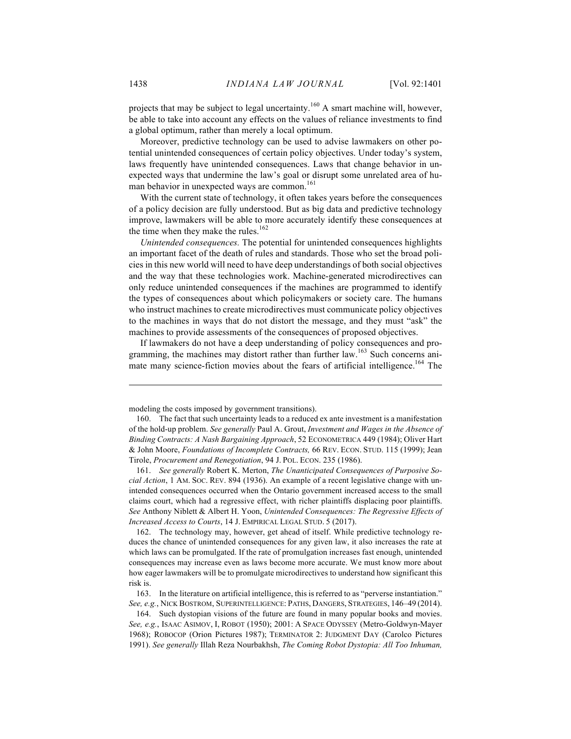projects that may be subject to legal uncertainty.[160] A smart machine will, however, be able to take into account any effects on the values of reliance investments to find a global optimum, rather than merely a local optimum.

Moreover, predictive technology can be used to advise lawmakers on other potential unintended consequences of certain policy objectives. Under today's system, laws frequently have unintended consequences. Laws that change behavior in unexpected ways that undermine the law's goal or disrupt some unrelated area of human behavior in unexpected ways are common.[161]

With the current state of technology, it often takes years before the consequences of a policy decision are fully understood. But as big data and predictive technology improve, lawmakers will be able to more accurately identify these consequences at the time when they make the rules.[162]

*Unintended consequences.* The potential for unintended consequences highlights an important facet of the death of rules and standards. Those who set the broad policies in this new world will need to have deep understandings of both social objectives and the way that these technologies work. Machine-generated microdirectives can only reduce unintended consequences if the machines are programmed to identify the types of consequences about which policymakers or society care. The humans who instruct machines to create microdirectives must communicate policy objectives to the machines in ways that do not distort the message, and they must "ask" the machines to provide assessments of the consequences of proposed objectives.

If lawmakers do not have a deep understanding of policy consequences and programming, the machines may distort rather than further law.[163] Such concerns animate many science-fiction movies about the fears of artificial intelligence.[164] The

---

modeling the costs imposed by government transitions).

160. The fact that such uncertainty leads to a reduced ex ante investment is a manifestation of the hold-up problem. *See generally* Paul A. Grout, *Investment and Wages in the Absence of Binding Contracts: A Nash Bargaining Approach*, 52 ECONOMETRICA 449 (1984); Oliver Hart & John Moore, *Foundations of Incomplete Contracts,* 66 REV. ECON. STUD. 115 (1999); Jean Tirole, *Procurement and Renegotiation*, 94 J. POL. ECON. 235 (1986).

161. *See generally* Robert K. Merton, *The Unanticipated Consequences of Purposive Social Action*, 1 AM. SOC. REV. 894 (1936). An example of a recent legislative change with unintended consequences occurred when the Ontario government increased access to the small claims court, which had a regressive effect, with richer plaintiffs displacing poor plaintiffs. *See* Anthony Niblett & Albert H. Yoon, *Unintended Consequences: The Regressive Effects of Increased Access to Courts*, 14 J. EMPIRICAL LEGAL STUD. 5 (2017).

162. The technology may, however, get ahead of itself. While predictive technology reduces the chance of unintended consequences for any given law, it also increases the rate at which laws can be promulgated. If the rate of promulgation increases fast enough, unintended consequences may increase even as laws become more accurate. We must know more about how eager lawmakers will be to promulgate microdirectives to understand how significant this risk is.

163. In the literature on artificial intelligence, this is referred to as "perverse instantiation." *See, e.g.*, NICK BOSTROM, SUPERINTELLIGENCE: PATHS, DANGERS, STRATEGIES, 146–49 (2014).

164. Such dystopian visions of the future are found in many popular books and movies. *See, e.g.*, ISAAC ASIMOV, I, ROBOT (1950); 2001: A SPACE ODYSSEY (Metro-Goldwyn-Mayer 1968); ROBOCOP (Orion Pictures 1987); TERMINATOR 2: JUDGMENT DAY (Carolco Pictures 1991). *See generally* Illah Reza Nourbakhsh, *The Coming Robot Dystopia: All Too Inhuman,*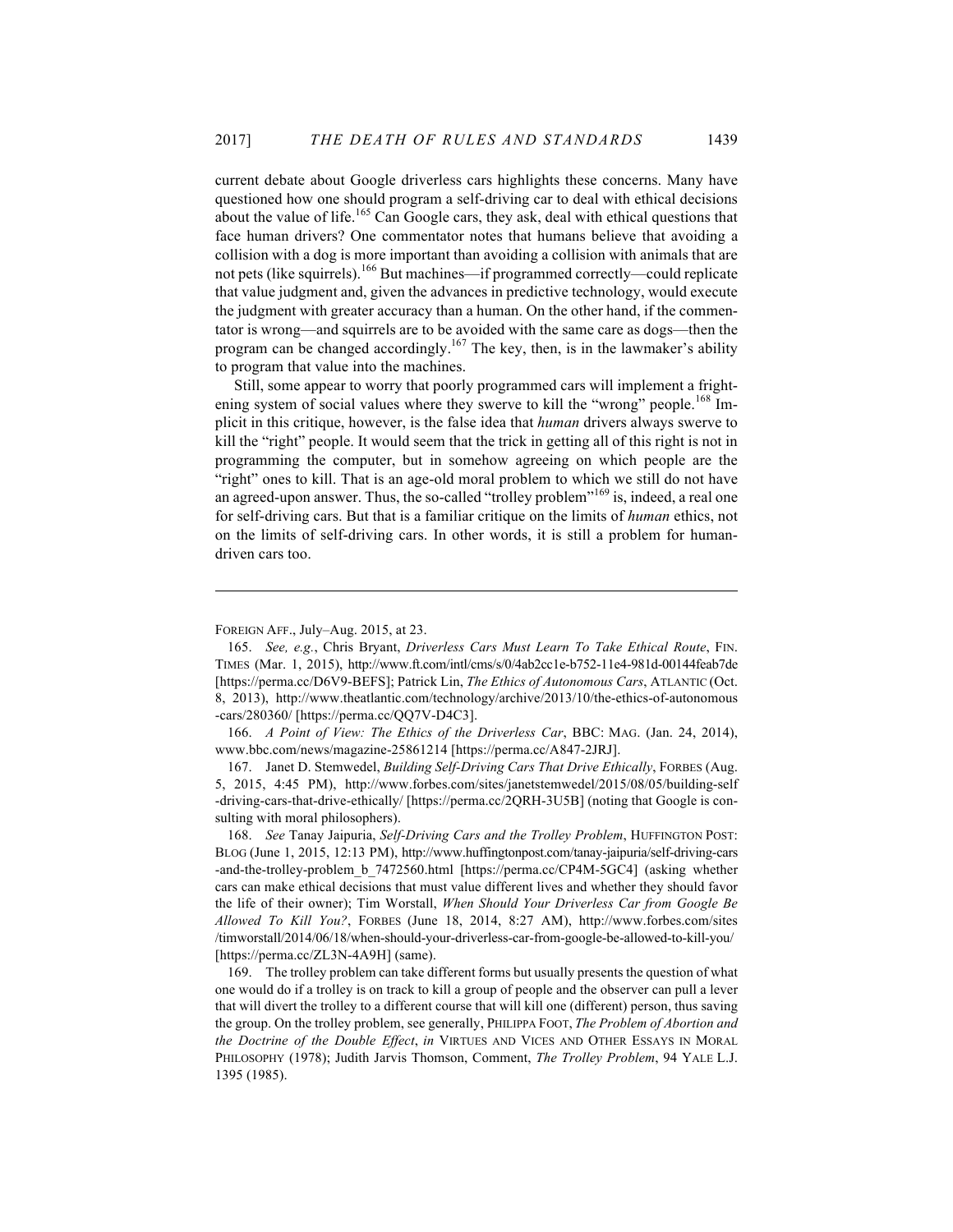current debate about Google driverless cars highlights these concerns. Many have questioned how one should program a self-driving car to deal with ethical decisions about the value of life.[165] Can Google cars, they ask, deal with ethical questions that face human drivers? One commentator notes that humans believe that avoiding a collision with a dog is more important than avoiding a collision with animals that are not pets (like squirrels).[166] But machines—if programmed correctly—could replicate that value judgment and, given the advances in predictive technology, would execute the judgment with greater accuracy than a human. On the other hand, if the commentator is wrong—and squirrels are to be avoided with the same care as dogs—then the program can be changed accordingly.[167] The key, then, is in the lawmaker's ability to program that value into the machines.

Still, some appear to worry that poorly programmed cars will implement a frightening system of social values where they swerve to kill the "wrong" people.[168] Implicit in this critique, however, is the false idea that *human* drivers always swerve to kill the "right" people. It would seem that the trick in getting all of this right is not in programming the computer, but in somehow agreeing on which people are the "right" ones to kill. That is an age-old moral problem to which we still do not have an agreed-upon answer. Thus, the so-called "trolley problem"[169] is, indeed, a real one for self-driving cars. But that is a familiar critique on the limits of *human* ethics, not on the limits of self-driving cars. In other words, it is still a problem for human-driven cars too.

---

FOREIGN AFF., July–Aug. 2015, at 23.

165. *See, e.g.*, Chris Bryant, *Driverless Cars Must Learn To Take Ethical Route*, FIN. TIMES (Mar. 1, 2015), http://www.ft.com/intl/cms/s/0/4ab2cc1e-b752-11e4-981d-00144feab7de [https://perma.cc/D6V9-BEFS]; Patrick Lin, *The Ethics of Autonomous Cars*, ATLANTIC (Oct. 8, 2013), http://www.theatlantic.com/technology/archive/2013/10/the-ethics-of-autonomous-cars/280360/ [https://perma.cc/QQ7V-D4C3].

166. *A Point of View: The Ethics of the Driverless Car*, BBC: MAG. (Jan. 24, 2014), www.bbc.com/news/magazine-25861214 [https://perma.cc/A847-2JRJ].

167. Janet D. Stemwedel, *Building Self-Driving Cars That Drive Ethically*, FORBES (Aug. 5, 2015, 4:45 PM), http://www.forbes.com/sites/janetstemwedel/2015/08/05/building-self-driving-cars-that-drive-ethically/ [https://perma.cc/2QRH-3U5B] (noting that Google is consulting with moral philosophers).

168. *See* Tanay Jaipuria, *Self-Driving Cars and the Trolley Problem*, HUFFINGTON POST: BLOG (June 1, 2015, 12:13 PM), http://www.huffingtonpost.com/tanay-jaipuria/self-driving-cars-and-the-trolley-problem_b_7472560.html [https://perma.cc/CP4M-5GC4] (asking whether cars can make ethical decisions that must value different lives and whether they should favor the life of their owner); Tim Worstall, *When Should Your Driverless Car from Google Be Allowed To Kill You?*, FORBES (June 18, 2014, 8:27 AM), http://www.forbes.com/sites/timworstall/2014/06/18/when-should-your-driverless-car-from-google-be-allowed-to-kill-you/ [https://perma.cc/ZL3N-4A9H] (same).

169. The trolley problem can take different forms but usually presents the question of what one would do if a trolley is on track to kill a group of people and the observer can pull a lever that will divert the trolley to a different course that will kill one (different) person, thus saving the group. On the trolley problem, see generally, PHILIPPA FOOT, *The Problem of Abortion and the Doctrine of the Double Effect*, *in* VIRTUES AND VICES AND OTHER ESSAYS IN MORAL PHILOSOPHY (1978); Judith Jarvis Thomson, Comment, *The Trolley Problem*, 94 YALE L.J. 1395 (1985).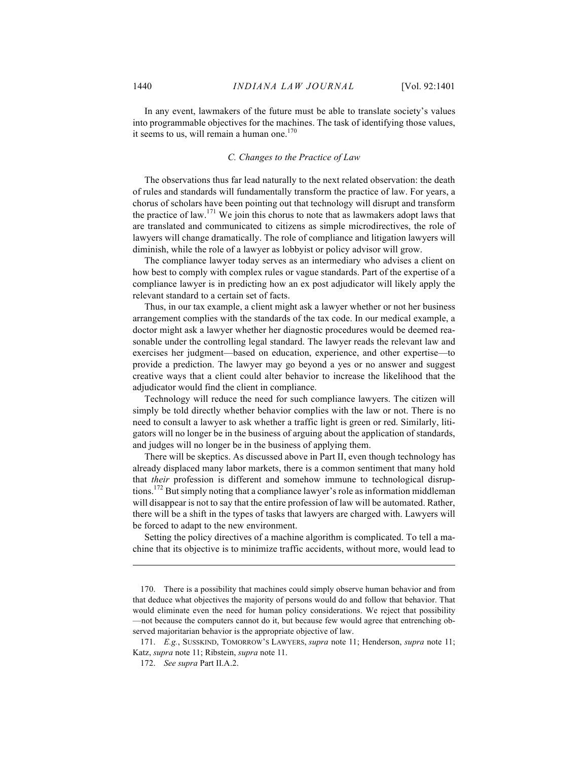In any event, lawmakers of the future must be able to translate society's values into programmable objectives for the machines. The task of identifying those values, it seems to us, will remain a human one.[170]

### *C. Changes to the Practice of Law*

The observations thus far lead naturally to the next related observation: the death of rules and standards will fundamentally transform the practice of law. For years, a chorus of scholars have been pointing out that technology will disrupt and transform the practice of law.[171] We join this chorus to note that as lawmakers adopt laws that are translated and communicated to citizens as simple microdirectives, the role of lawyers will change dramatically. The role of compliance and litigation lawyers will diminish, while the role of a lawyer as lobbyist or policy advisor will grow.

The compliance lawyer today serves as an intermediary who advises a client on how best to comply with complex rules or vague standards. Part of the expertise of a compliance lawyer is in predicting how an ex post adjudicator will likely apply the relevant standard to a certain set of facts.

Thus, in our tax example, a client might ask a lawyer whether or not her business arrangement complies with the standards of the tax code. In our medical example, a doctor might ask a lawyer whether her diagnostic procedures would be deemed reasonable under the controlling legal standard. The lawyer reads the relevant law and exercises her judgment—based on education, experience, and other expertise—to provide a prediction. The lawyer may go beyond a yes or no answer and suggest creative ways that a client could alter behavior to increase the likelihood that the adjudicator would find the client in compliance.

Technology will reduce the need for such compliance lawyers. The citizen will simply be told directly whether behavior complies with the law or not. There is no need to consult a lawyer to ask whether a traffic light is green or red. Similarly, litigators will no longer be in the business of arguing about the application of standards, and judges will no longer be in the business of applying them.

There will be skeptics. As discussed above in Part II, even though technology has already displaced many labor markets, there is a common sentiment that many hold that *their* profession is different and somehow immune to technological disruptions.[172] But simply noting that a compliance lawyer's role as information middleman will disappear is not to say that the entire profession of law will be automated. Rather, there will be a shift in the types of tasks that lawyers are charged with. Lawyers will be forced to adapt to the new environment.

Setting the policy directives of a machine algorithm is complicated. To tell a machine that its objective is to minimize traffic accidents, without more, would lead to

---

170. There is a possibility that machines could simply observe human behavior and from that deduce what objectives the majority of persons would do and follow that behavior. That would eliminate even the need for human policy considerations. We reject that possibility—not because the computers cannot do it, but because few would agree that entrenching observed majoritarian behavior is the appropriate objective of law.

171. *E.g.*, SUSSKIND, TOMORROW'S LAWYERS, *supra* note 11; Henderson, *supra* note 11; Katz, *supra* note 11; Ribstein, *supra* note 11.

172. *See supra* Part II.A.2.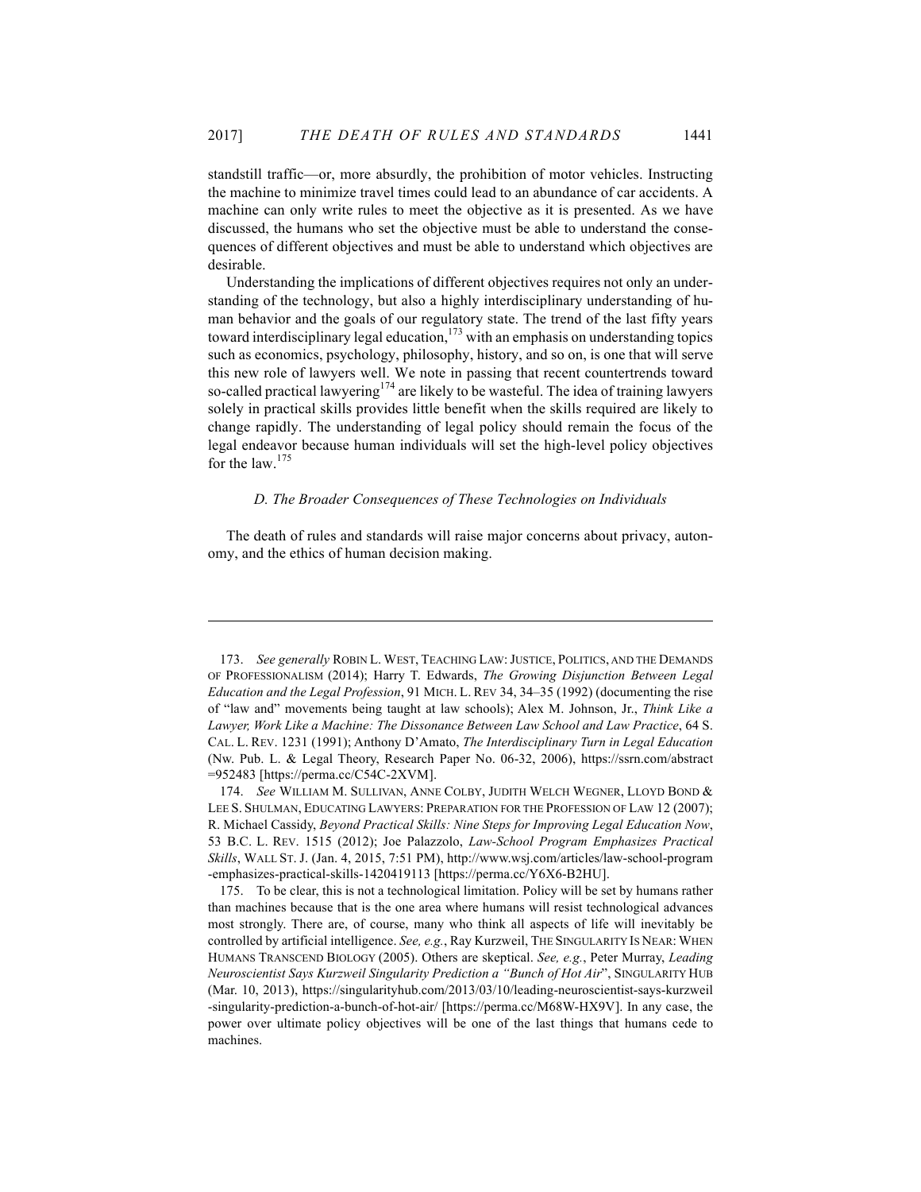standstill traffic—or, more absurdly, the prohibition of motor vehicles. Instructing the machine to minimize travel times could lead to an abundance of car accidents. A machine can only write rules to meet the objective as it is presented. As we have discussed, the humans who set the objective must be able to understand the consequences of different objectives and must be able to understand which objectives are desirable.

Understanding the implications of different objectives requires not only an understanding of the technology, but also a highly interdisciplinary understanding of human behavior and the goals of our regulatory state. The trend of the last fifty years toward interdisciplinary legal education,[173] with an emphasis on understanding topics such as economics, psychology, philosophy, history, and so on, is one that will serve this new role of lawyers well. We note in passing that recent countertrends toward so-called practical lawyering[174] are likely to be wasteful. The idea of training lawyers solely in practical skills provides little benefit when the skills required are likely to change rapidly. The understanding of legal policy should remain the focus of the legal endeavor because human individuals will set the high-level policy objectives for the law.[175]

### *D. The Broader Consequences of These Technologies on Individuals*

The death of rules and standards will raise major concerns about privacy, autonomy, and the ethics of human decision making.

---

173. *See generally* ROBIN L. WEST, TEACHING LAW: JUSTICE, POLITICS, AND THE DEMANDS OF PROFESSIONALISM (2014); Harry T. Edwards, *The Growing Disjunction Between Legal Education and the Legal Profession*, 91 MICH. L. REV 34, 34–35 (1992) (documenting the rise of "law and" movements being taught at law schools); Alex M. Johnson, Jr., *Think Like a Lawyer, Work Like a Machine: The Dissonance Between Law School and Law Practice*, 64 S. CAL. L. REV. 1231 (1991); Anthony D'Amato, *The Interdisciplinary Turn in Legal Education* (Nw. Pub. L. & Legal Theory, Research Paper No. 06-32, 2006), https://ssrn.com/abstract=952483 [https://perma.cc/C54C-2XVM].

174. *See* WILLIAM M. SULLIVAN, ANNE COLBY, JUDITH WELCH WEGNER, LLOYD BOND & LEE S. SHULMAN, EDUCATING LAWYERS: PREPARATION FOR THE PROFESSION OF LAW 12 (2007); R. Michael Cassidy, *Beyond Practical Skills: Nine Steps for Improving Legal Education Now*, 53 B.C. L. REV. 1515 (2012); Joe Palazzolo, *Law-School Program Emphasizes Practical Skills*, WALL ST. J. (Jan. 4, 2015, 7:51 PM), http://www.wsj.com/articles/law-school-program-emphasizes-practical-skills-1420419113 [https://perma.cc/Y6X6-B2HU].

175. To be clear, this is not a technological limitation. Policy will be set by humans rather than machines because that is the one area where humans will resist technological advances most strongly. There are, of course, many who think all aspects of life will inevitably be controlled by artificial intelligence. *See, e.g.*, Ray Kurzweil, THE SINGULARITY IS NEAR: WHEN HUMANS TRANSCEND BIOLOGY (2005). Others are skeptical. *See, e.g.*, Peter Murray, *Leading Neuroscientist Says Kurzweil Singularity Prediction a "Bunch of Hot Air"*, SINGULARITY HUB (Mar. 10, 2013), https://singularityhub.com/2013/03/10/leading-neuroscientist-says-kurzweil-singularity-prediction-a-bunch-of-hot-air/ [https://perma.cc/M68W-HX9V]. In any case, the power over ultimate policy objectives will be one of the last things that humans cede to machines.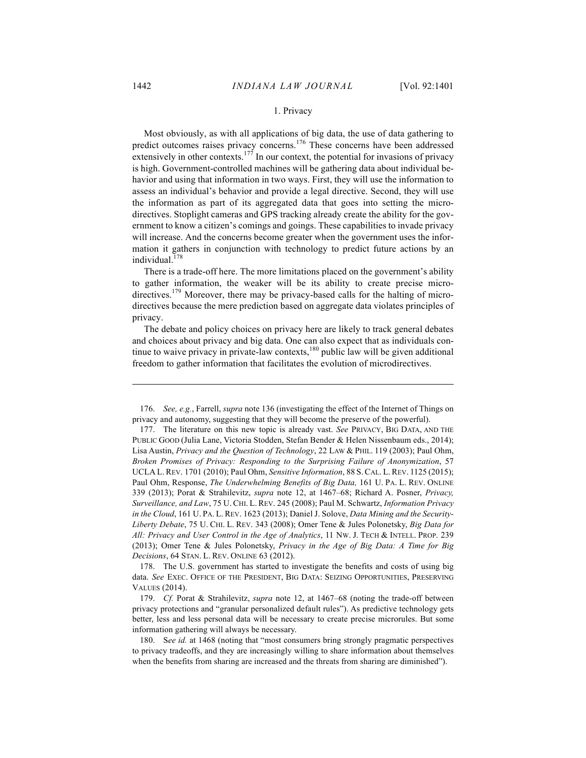### 1. Privacy

Most obviously, as with all applications of big data, the use of data gathering to predict outcomes raises privacy concerns.[176] These concerns have been addressed extensively in other contexts.[177] In our context, the potential for invasions of privacy is high. Government-controlled machines will be gathering data about individual behavior and using that information in two ways. First, they will use the information to assess an individual's behavior and provide a legal directive. Second, they will use the information as part of its aggregated data that goes into setting the microdirectives. Stoplight cameras and GPS tracking already create the ability for the government to know a citizen's comings and goings. These capabilities to invade privacy will increase. And the concerns become greater when the government uses the information it gathers in conjunction with technology to predict future actions by an individual.[178]

There is a trade-off here. The more limitations placed on the government's ability to gather information, the weaker will be its ability to create precise microdirectives.[179] Moreover, there may be privacy-based calls for the halting of microdirectives because the mere prediction based on aggregate data violates principles of privacy.

The debate and policy choices on privacy here are likely to track general debates and choices about privacy and big data. One can also expect that as individuals continue to waive privacy in private-law contexts,[180] public law will be given additional freedom to gather information that facilitates the evolution of microdirectives.

---

176. *See, e.g.*, Farrell, *supra* note 136 (investigating the effect of the Internet of Things on privacy and autonomy, suggesting that they will become the preserve of the powerful).

177. The literature on this new topic is already vast. *See* PRIVACY, BIG DATA, AND THE PUBLIC GOOD (Julia Lane, Victoria Stodden, Stefan Bender & Helen Nissenbaum eds., 2014); Lisa Austin, *Privacy and the Question of Technology*, 22 LAW & PHIL. 119 (2003); Paul Ohm, *Broken Promises of Privacy: Responding to the Surprising Failure of Anonymization*, 57 UCLA L. REV. 1701 (2010); Paul Ohm, *Sensitive Information*, 88 S. CAL. L. REV. 1125 (2015); Paul Ohm, Response, *The Underwhelming Benefits of Big Data,* 161 U. PA. L. REV. ONLINE 339 (2013); Porat & Strahilevitz, *supra* note 12, at 1467–68; Richard A. Posner, *Privacy, Surveillance, and Law*, 75 U. CHI. L. REV. 245 (2008); Paul M. Schwartz, *Information Privacy in the Cloud*, 161 U. PA. L. REV. 1623 (2013); Daniel J. Solove, *Data Mining and the Security-Liberty Debate*, 75 U. CHI. L. REV. 343 (2008); Omer Tene & Jules Polonetsky, *Big Data for All: Privacy and User Control in the Age of Analytics*, 11 NW. J. TECH & INTELL. PROP. 239 (2013); Omer Tene & Jules Polonetsky, *Privacy in the Age of Big Data: A Time for Big Decisions*, 64 STAN. L. REV. ONLINE 63 (2012).

178. The U.S. government has started to investigate the benefits and costs of using big data. *See* EXEC. OFFICE OF THE PRESIDENT, BIG DATA: SEIZING OPPORTUNITIES, PRESERVING VALUES (2014).

179. *Cf.* Porat & Strahilevitz, *supra* note 12, at 1467–68 (noting the trade-off between privacy protections and "granular personalized default rules"). As predictive technology gets better, less and less personal data will be necessary to create precise microrules. But some information gathering will always be necessary.

180. S*ee id.* at 1468 (noting that "most consumers bring strongly pragmatic perspectives to privacy tradeoffs, and they are increasingly willing to share information about themselves when the benefits from sharing are increased and the threats from sharing are diminished").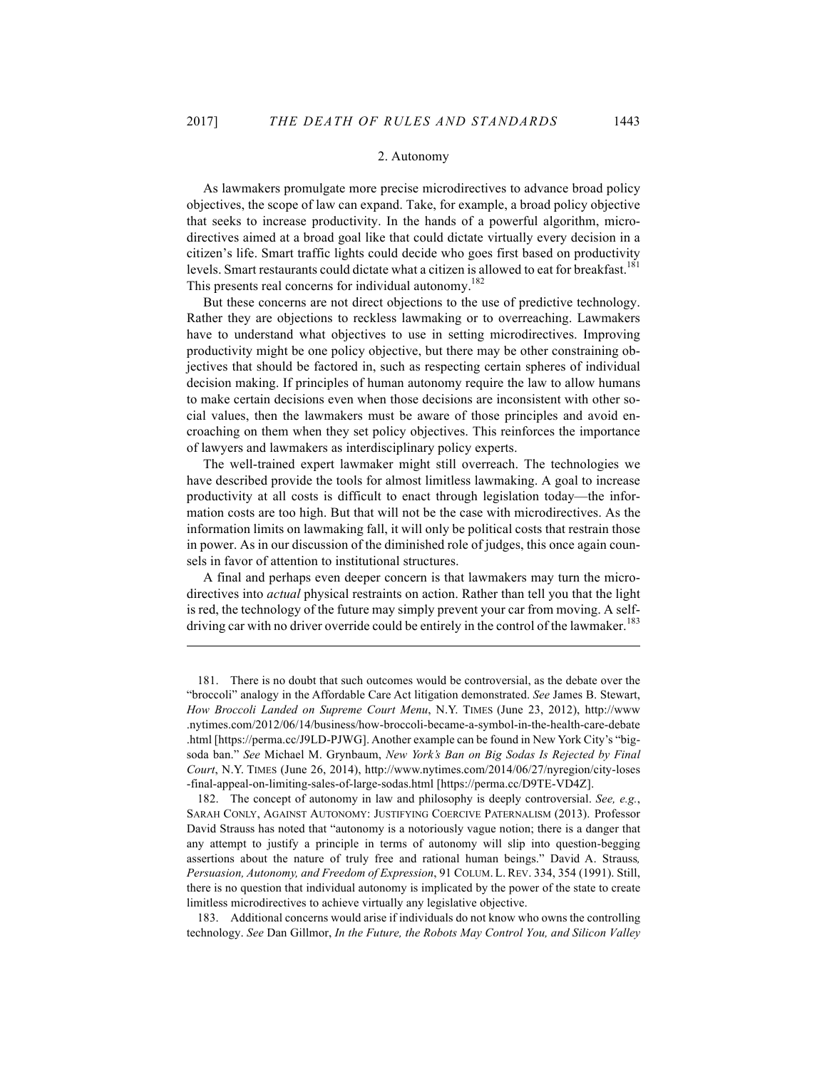### 2. Autonomy

As lawmakers promulgate more precise microdirectives to advance broad policy objectives, the scope of law can expand. Take, for example, a broad policy objective that seeks to increase productivity. In the hands of a powerful algorithm, microdirectives aimed at a broad goal like that could dictate virtually every decision in a citizen's life. Smart traffic lights could decide who goes first based on productivity levels. Smart restaurants could dictate what a citizen is allowed to eat for breakfast.[181] This presents real concerns for individual autonomy.[182]

But these concerns are not direct objections to the use of predictive technology. Rather they are objections to reckless lawmaking or to overreaching. Lawmakers have to understand what objectives to use in setting microdirectives. Improving productivity might be one policy objective, but there may be other constraining objectives that should be factored in, such as respecting certain spheres of individual decision making. If principles of human autonomy require the law to allow humans to make certain decisions even when those decisions are inconsistent with other social values, then the lawmakers must be aware of those principles and avoid encroaching on them when they set policy objectives. This reinforces the importance of lawyers and lawmakers as interdisciplinary policy experts.

The well-trained expert lawmaker might still overreach. The technologies we have described provide the tools for almost limitless lawmaking. A goal to increase productivity at all costs is difficult to enact through legislation today—the information costs are too high. But that will not be the case with microdirectives. As the information limits on lawmaking fall, it will only be political costs that restrain those in power. As in our discussion of the diminished role of judges, this once again counsels in favor of attention to institutional structures.

A final and perhaps even deeper concern is that lawmakers may turn the microdirectives into *actual* physical restraints on action. Rather than tell you that the light is red, the technology of the future may simply prevent your car from moving. A self-driving car with no driver override could be entirely in the control of the lawmaker.[183]

---

181. There is no doubt that such outcomes would be controversial, as the debate over the "broccoli" analogy in the Affordable Care Act litigation demonstrated. *See* James B. Stewart, *How Broccoli Landed on Supreme Court Menu*, N.Y. TIMES (June 23, 2012), http://www.nytimes.com/2012/06/14/business/how-broccoli-became-a-symbol-in-the-health-care-debate.html [https://perma.cc/J9LD-PJWG]. Another example can be found in New York City's "big-soda ban." *See* Michael M. Grynbaum, *New York's Ban on Big Sodas Is Rejected by Final Court*, N.Y. TIMES (June 26, 2014), http://www.nytimes.com/2014/06/27/nyregion/city-loses-final-appeal-on-limiting-sales-of-large-sodas.html [https://perma.cc/D9TE-VD4Z].

182. The concept of autonomy in law and philosophy is deeply controversial. *See, e.g.*, SARAH CONLY, AGAINST AUTONOMY: JUSTIFYING COERCIVE PATERNALISM (2013). Professor David Strauss has noted that "autonomy is a notoriously vague notion; there is a danger that any attempt to justify a principle in terms of autonomy will slip into question-begging assertions about the nature of truly free and rational human beings." David A. Strauss, *Persuasion, Autonomy, and Freedom of Expression*, 91 COLUM. L. REV. 334, 354 (1991). Still, there is no question that individual autonomy is implicated by the power of the state to create limitless microdirectives to achieve virtually any legislative objective.

183. Additional concerns would arise if individuals do not know who owns the controlling technology. *See* Dan Gillmor, *In the Future, the Robots May Control You, and Silicon Valley*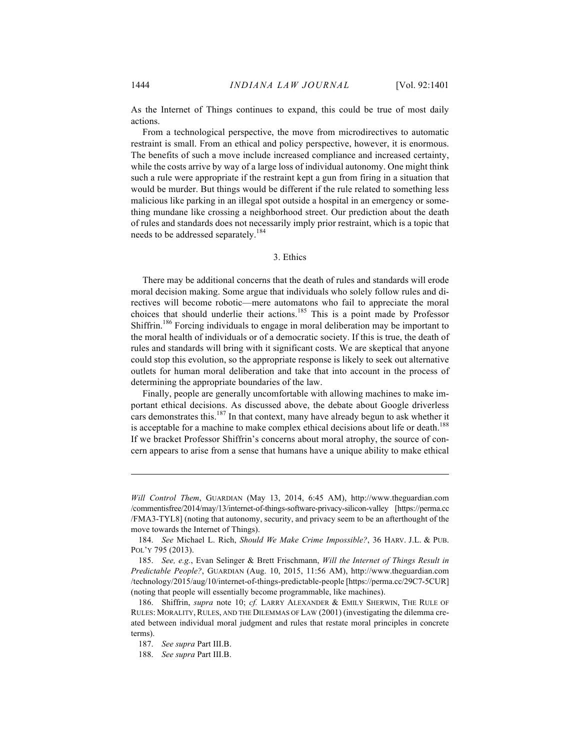As the Internet of Things continues to expand, this could be true of most daily actions.

From a technological perspective, the move from microdirectives to automatic restraint is small. From an ethical and policy perspective, however, it is enormous. The benefits of such a move include increased compliance and increased certainty, while the costs arrive by way of a large loss of individual autonomy. One might think such a rule were appropriate if the restraint kept a gun from firing in a situation that would be murder. But things would be different if the rule related to something less malicious like parking in an illegal spot outside a hospital in an emergency or something mundane like crossing a neighborhood street. Our prediction about the death of rules and standards does not necessarily imply prior restraint, which is a topic that needs to be addressed separately.[184]

### 3. Ethics

There may be additional concerns that the death of rules and standards will erode moral decision making. Some argue that individuals who solely follow rules and directives will become robotic—mere automatons who fail to appreciate the moral choices that should underlie their actions.[185] This is a point made by Professor Shiffrin.[186] Forcing individuals to engage in moral deliberation may be important to the moral health of individuals or of a democratic society. If this is true, the death of rules and standards will bring with it significant costs. We are skeptical that anyone could stop this evolution, so the appropriate response is likely to seek out alternative outlets for human moral deliberation and take that into account in the process of determining the appropriate boundaries of the law.

Finally, people are generally uncomfortable with allowing machines to make important ethical decisions. As discussed above, the debate about Google driverless cars demonstrates this.[187] In that context, many have already begun to ask whether it is acceptable for a machine to make complex ethical decisions about life or death.[188] If we bracket Professor Shiffrin's concerns about moral atrophy, the source of concern appears to arise from a sense that humans have a unique ability to make ethical

---

*Will Control Them*, GUARDIAN (May 13, 2014, 6:45 AM), http://www.theguardian.com/commentisfree/2014/may/13/internet-of-things-software-privacy-silicon-valley [https://perma.cc/FMA3-TYL8] (noting that autonomy, security, and privacy seem to be an afterthought of the move towards the Internet of Things).

184. *See* Michael L. Rich, *Should We Make Crime Impossible?*, 36 HARV. J.L. & PUB. POL'Y 795 (2013).

185. *See, e.g.*, Evan Selinger & Brett Frischmann, *Will the Internet of Things Result in Predictable People?*, GUARDIAN (Aug. 10, 2015, 11:56 AM), http://www.theguardian.com/technology/2015/aug/10/internet-of-things-predictable-people [https://perma.cc/29C7-5CUR] (noting that people will essentially become programmable, like machines).

186. Shiffrin, *supra* note 10; *cf.* LARRY ALEXANDER & EMILY SHERWIN, THE RULE OF RULES: MORALITY, RULES, AND THE DILEMMAS OF LAW (2001) (investigating the dilemma created between individual moral judgment and rules that restate moral principles in concrete terms).

187. *See supra* Part III.B.

188. *See supra* Part III.B.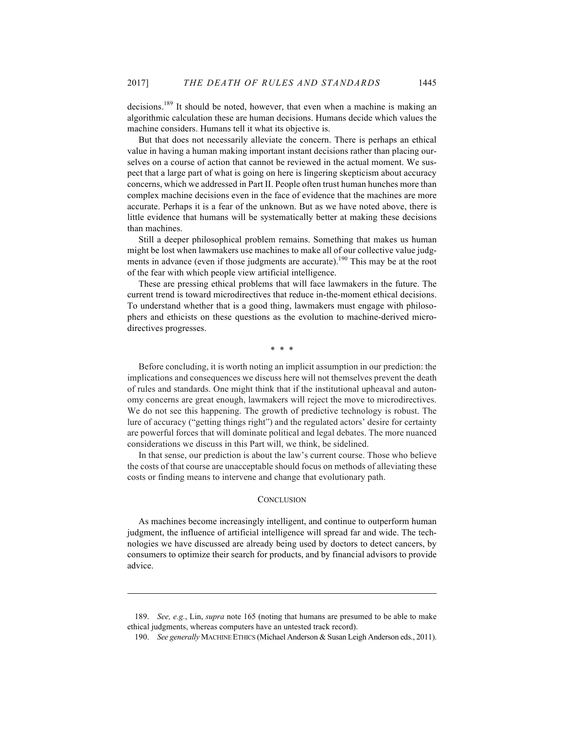decisions.[189] It should be noted, however, that even when a machine is making an algorithmic calculation these are human decisions. Humans decide which values the machine considers. Humans tell it what its objective is.

But that does not necessarily alleviate the concern. There is perhaps an ethical value in having a human making important instant decisions rather than placing ourselves on a course of action that cannot be reviewed in the actual moment. We suspect that a large part of what is going on here is lingering skepticism about accuracy concerns, which we addressed in Part II. People often trust human hunches more than complex machine decisions even in the face of evidence that the machines are more accurate. Perhaps it is a fear of the unknown. But as we have noted above, there is little evidence that humans will be systematically better at making these decisions than machines.

Still a deeper philosophical problem remains. Something that makes us human might be lost when lawmakers use machines to make all of our collective value judgments in advance (even if those judgments are accurate).[190] This may be at the root of the fear with which people view artificial intelligence.

These are pressing ethical problems that will face lawmakers in the future. The current trend is toward microdirectives that reduce in-the-moment ethical decisions. To understand whether that is a good thing, lawmakers must engage with philosophers and ethicists on these questions as the evolution to machine-derived microdirectives progresses.

\* \* \*

Before concluding, it is worth noting an implicit assumption in our prediction: the implications and consequences we discuss here will not themselves prevent the death of rules and standards. One might think that if the institutional upheaval and autonomy concerns are great enough, lawmakers will reject the move to microdirectives. We do not see this happening. The growth of predictive technology is robust. The lure of accuracy ("getting things right") and the regulated actors' desire for certainty are powerful forces that will dominate political and legal debates. The more nuanced considerations we discuss in this Part will, we think, be sidelined.

In that sense, our prediction is about the law's current course. Those who believe the costs of that course are unacceptable should focus on methods of alleviating these costs or finding means to intervene and change that evolutionary path.

## CONCLUSION

As machines become increasingly intelligent, and continue to outperform human judgment, the influence of artificial intelligence will spread far and wide. The technologies we have discussed are already being used by doctors to detect cancers, by consumers to optimize their search for products, and by financial advisors to provide advice.

---

189. *See, e.g.*, Lin, *supra* note 165 (noting that humans are presumed to be able to make ethical judgments, whereas computers have an untested track record).

190. *See generally* MACHINE ETHICS (Michael Anderson & Susan Leigh Anderson eds., 2011).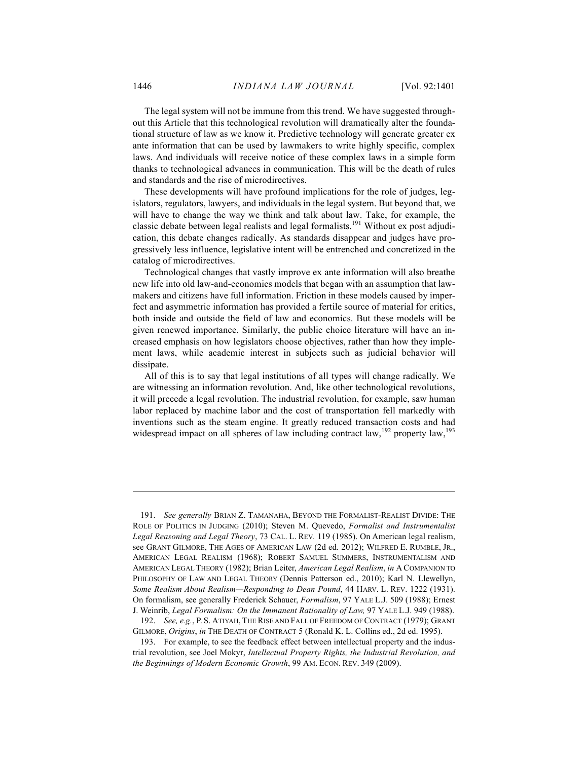The legal system will not be immune from this trend. We have suggested throughout this Article that this technological revolution will dramatically alter the foundational structure of law as we know it. Predictive technology will generate greater ex ante information that can be used by lawmakers to write highly specific, complex laws. And individuals will receive notice of these complex laws in a simple form thanks to technological advances in communication. This will be the death of rules and standards and the rise of microdirectives.

These developments will have profound implications for the role of judges, legislators, regulators, lawyers, and individuals in the legal system. But beyond that, we will have to change the way we think and talk about law. Take, for example, the classic debate between legal realists and legal formalists.[191] Without ex post adjudication, this debate changes radically. As standards disappear and judges have progressively less influence, legislative intent will be entrenched and concretized in the catalog of microdirectives.

Technological changes that vastly improve ex ante information will also breathe new life into old law-and-economics models that began with an assumption that lawmakers and citizens have full information. Friction in these models caused by imperfect and asymmetric information has provided a fertile source of material for critics, both inside and outside the field of law and economics. But these models will be given renewed importance. Similarly, the public choice literature will have an increased emphasis on how legislators choose objectives, rather than how they implement laws, while academic interest in subjects such as judicial behavior will dissipate.

All of this is to say that legal institutions of all types will change radically. We are witnessing an information revolution. And, like other technological revolutions, it will precede a legal revolution. The industrial revolution, for example, saw human labor replaced by machine labor and the cost of transportation fell markedly with inventions such as the steam engine. It greatly reduced transaction costs and had widespread impact on all spheres of law including contract law,[192] property law,[193]

---

191. *See generally* BRIAN Z. TAMANAHA, BEYOND THE FORMALIST-REALIST DIVIDE: THE ROLE OF POLITICS IN JUDGING (2010); Steven M. Quevedo, *Formalist and Instrumentalist Legal Reasoning and Legal Theory*, 73 CAL. L. REV. 119 (1985). On American legal realism, see GRANT GILMORE, THE AGES OF AMERICAN LAW (2d ed. 2012); WILFRED E. RUMBLE, JR., AMERICAN LEGAL REALISM (1968); ROBERT SAMUEL SUMMERS, INSTRUMENTALISM AND AMERICAN LEGAL THEORY (1982); Brian Leiter, *American Legal Realism*, *in* A COMPANION TO PHILOSOPHY OF LAW AND LEGAL THEORY (Dennis Patterson ed., 2010); Karl N. Llewellyn, *Some Realism About Realism—Responding to Dean Pound*, 44 HARV. L. REV. 1222 (1931). On formalism, see generally Frederick Schauer, *Formalism*, 97 YALE L.J. 509 (1988); Ernest J. Weinrib, *Legal Formalism: On the Immanent Rationality of Law,* 97 YALE L.J. 949 (1988).

192. *See, e.g.*, P. S. ATIYAH, THE RISE AND FALL OF FREEDOM OF CONTRACT (1979); GRANT GILMORE, *Origins*, *in* THE DEATH OF CONTRACT 5 (Ronald K. L. Collins ed., 2d ed. 1995).

193. For example, to see the feedback effect between intellectual property and the industrial revolution, see Joel Mokyr, *Intellectual Property Rights, the Industrial Revolution, and the Beginnings of Modern Economic Growth*, 99 AM. ECON. REV. 349 (2009).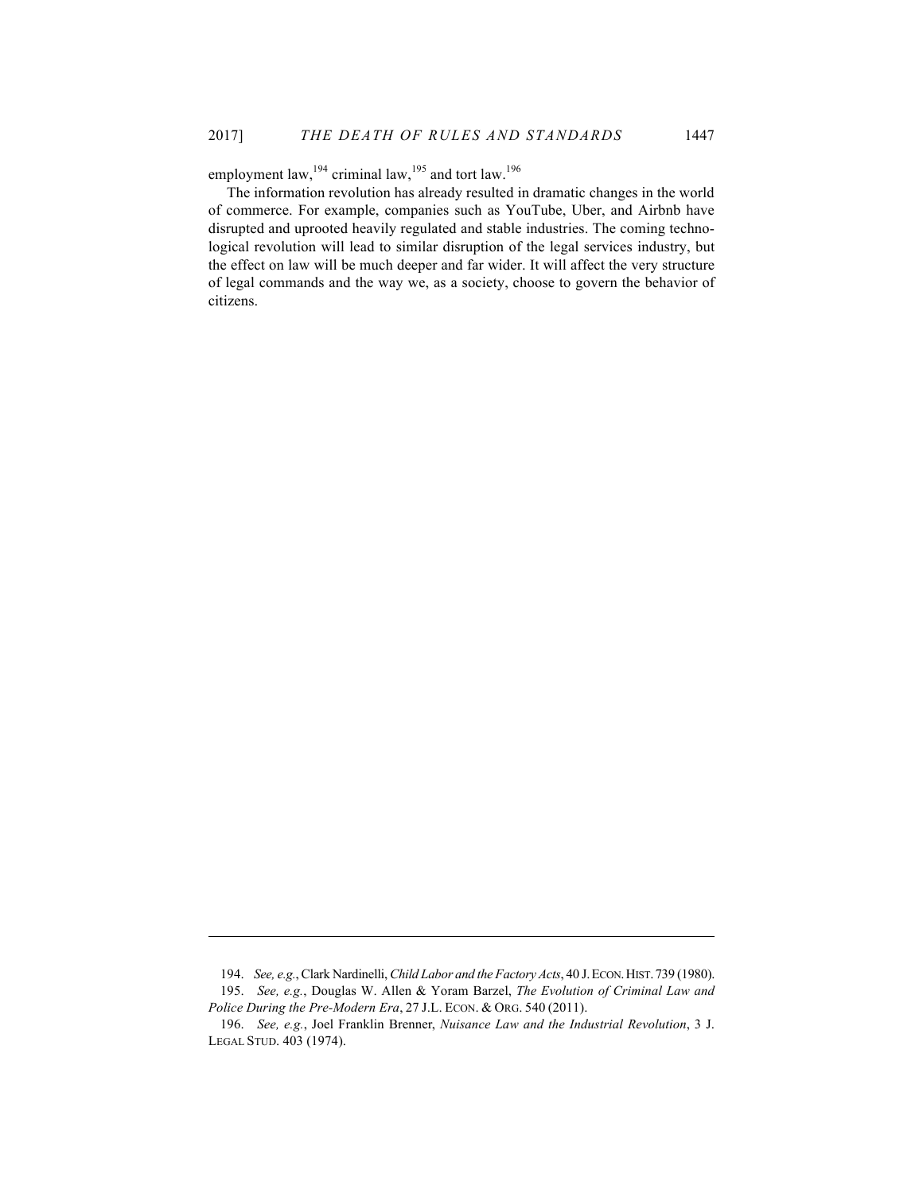employment law,[194] criminal law,[195] and tort law.[196]

The information revolution has already resulted in dramatic changes in the world of commerce. For example, companies such as YouTube, Uber, and Airbnb have disrupted and uprooted heavily regulated and stable industries. The coming technological revolution will lead to similar disruption of the legal services industry, but the effect on law will be much deeper and far wider. It will affect the very structure of legal commands and the way we, as a society, choose to govern the behavior of citizens.

---

194. *See, e.g.*, Clark Nardinelli, *Child Labor and the Factory Acts*, 40 J. ECON. HIST. 739 (1980).

195. *See, e.g.*, Douglas W. Allen & Yoram Barzel, *The Evolution of Criminal Law and Police During the Pre-Modern Era*, 27 J.L. ECON. & ORG. 540 (2011).

196. *See, e.g.*, Joel Franklin Brenner, *Nuisance Law and the Industrial Revolution*, 3 J. LEGAL STUD. 403 (1974).